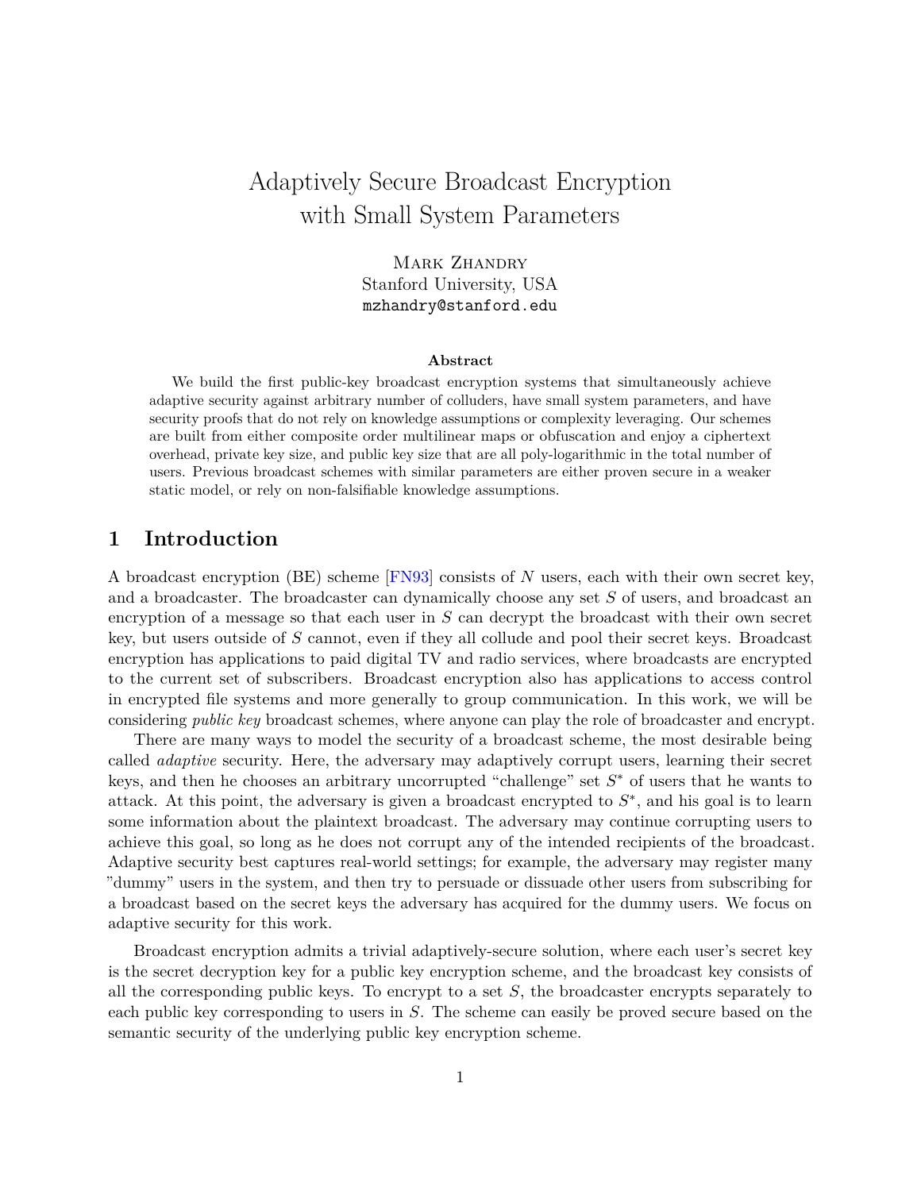# Adaptively Secure Broadcast Encryption with Small System Parameters

Mark Zhandry
Stanford University, USA
mzhandry@stanford.edu

### Abstract

We build the first public-key broadcast encryption systems that simultaneously achieve adaptive security against arbitrary number of colluders, have small system parameters, and have security proofs that do not rely on knowledge assumptions or complexity leveraging. Our schemes are built from either composite order multilinear maps or obfuscation and enjoy a ciphertext overhead, private key size, and public key size that are all poly-logarithmic in the total number of users. Previous broadcast schemes with similar parameters are either proven secure in a weaker static model, or rely on non-falsifiable knowledge assumptions.

## 1 Introduction

A broadcast encryption (BE) scheme [FN93] consists of $N$ users, each with their own secret key, and a broadcaster. The broadcaster can dynamically choose any set $S$ of users, and broadcast an encryption of a message so that each user in $S$ can decrypt the broadcast with their own secret key, but users outside of $S$ cannot, even if they all collude and pool their secret keys. Broadcast encryption has applications to paid digital TV and radio services, where broadcasts are encrypted to the current set of subscribers. Broadcast encryption also has applications to access control in encrypted file systems and more generally to group communication. In this work, we will be considering *public key* broadcast schemes, where anyone can play the role of broadcaster and encrypt.

There are many ways to model the security of a broadcast scheme, the most desirable being called *adaptive* security. Here, the adversary may adaptively corrupt users, learning their secret keys, and then he chooses an arbitrary uncorrupted "challenge" set $S^*$ of users that he wants to attack. At this point, the adversary is given a broadcast encrypted to $S^*$, and his goal is to learn some information about the plaintext broadcast. The adversary may continue corrupting users to achieve this goal, so long as he does not corrupt any of the intended recipients of the broadcast. Adaptive security best captures real-world settings; for example, the adversary may register many "dummy" users in the system, and then try to persuade or dissuade other users from subscribing for a broadcast based on the secret keys the adversary has acquired for the dummy users. We focus on adaptive security for this work.

Broadcast encryption admits a trivial adaptively-secure solution, where each user's secret key is the secret decryption key for a public key encryption scheme, and the broadcast key consists of all the corresponding public keys. To encrypt to a set $S$, the broadcaster encrypts separately to each public key corresponding to users in $S$. The scheme can easily be proved secure based on the semantic security of the underlying public key encryption scheme.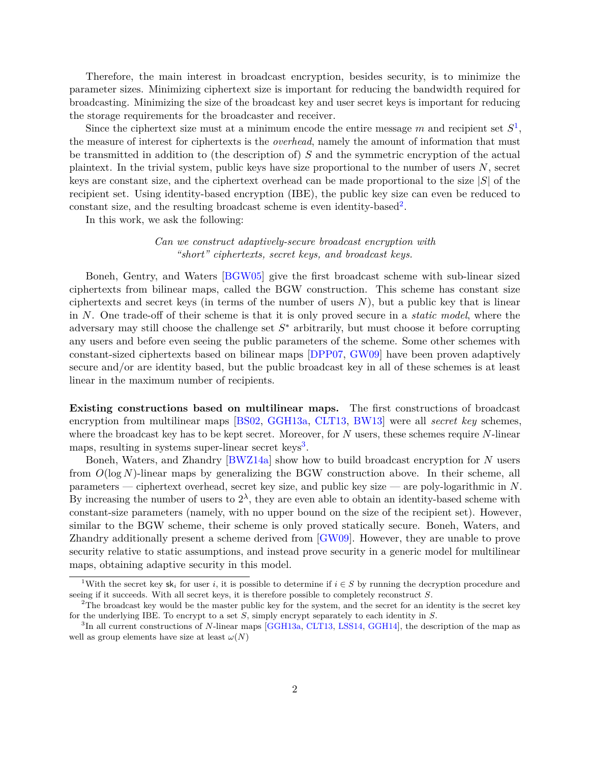Therefore, the main interest in broadcast encryption, besides security, is to minimize the parameter sizes. Minimizing ciphertext size is important for reducing the bandwidth required for broadcasting. Minimizing the size of the broadcast key and user secret keys is important for reducing the storage requirements for the broadcaster and receiver.

Since the ciphertext size must at a minimum encode the entire message $m$ and recipient set $S$[1], the measure of interest for ciphertexts is the *overhead*, namely the amount of information that must be transmitted in addition to (the description of) $S$ and the symmetric encryption of the actual plaintext. In the trivial system, public keys have size proportional to the number of users $N$, secret keys are constant size, and the ciphertext overhead can be made proportional to the size $|S|$ of the recipient set. Using identity-based encryption (IBE), the public key size can even be reduced to constant size, and the resulting broadcast scheme is even identity-based[2].

In this work, we ask the following:

*Can we construct adaptively-secure broadcast encryption with "short" ciphertexts, secret keys, and broadcast keys.*

Boneh, Gentry, and Waters [BGW05] give the first broadcast scheme with sub-linear sized ciphertexts from bilinear maps, called the BGW construction. This scheme has constant size ciphertexts and secret keys (in terms of the number of users $N$), but a public key that is linear in $N$. One trade-off of their scheme is that it is only proved secure in a *static model*, where the adversary may still choose the challenge set $S^*$ arbitrarily, but must choose it before corrupting any users and before even seeing the public parameters of the scheme. Some other schemes with constant-sized ciphertexts based on bilinear maps [DPP07, GW09] have been proven adaptively secure and/or are identity based, but the public broadcast key in all of these schemes is at least linear in the maximum number of recipients.

**Existing constructions based on multilinear maps.** The first constructions of broadcast encryption from multilinear maps [BS02, GGH13a, CLT13, BW13] were all *secret key* schemes, where the broadcast key has to be kept secret. Moreover, for $N$ users, these schemes require $N$-linear maps, resulting in systems super-linear secret keys[3].

Boneh, Waters, and Zhandry [BWZ14a] show how to build broadcast encryption for $N$ users from $O(\log N)$-linear maps by generalizing the BGW construction above. In their scheme, all parameters — ciphertext overhead, secret key size, and public key size — are poly-logarithmic in $N$. By increasing the number of users to $2^\lambda$, they are even able to obtain an identity-based scheme with constant-size parameters (namely, with no upper bound on the size of the recipient set). However, similar to the BGW scheme, their scheme is only proved statically secure. Boneh, Waters, and Zhandry additionally present a scheme derived from [GW09]. However, they are unable to prove security relative to static assumptions, and instead prove security in a generic model for multilinear maps, obtaining adaptive security in this model.

[1] With the secret key $\mathsf{sk}_i$ for user $i$, it is possible to determine if $i \in S$ by running the decryption procedure and seeing if it succeeds. With all secret keys, it is therefore possible to completely reconstruct $S$.

[2] The broadcast key would be the master public key for the system, and the secret for an identity is the secret key for the underlying IBE. To encrypt to a set $S$, simply encrypt separately to each identity in $S$.

[3] In all current constructions of $N$-linear maps [GGH13a, CLT13, LSS14, GGH14], the description of the map as well as group elements have size at least $\omega(N)$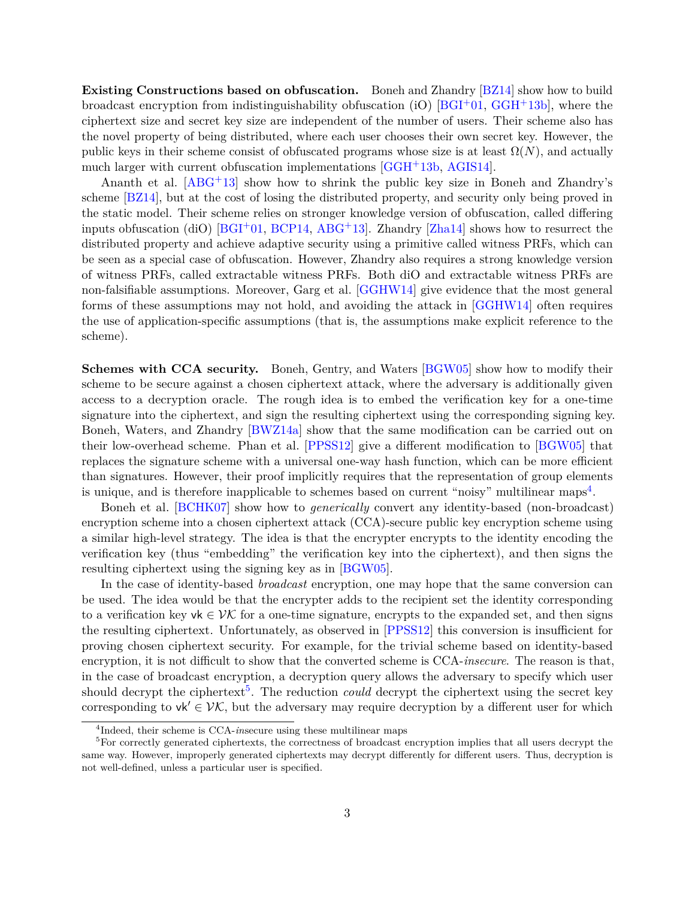**Existing Constructions based on obfuscation.** Boneh and Zhandry [BZ14] show how to build broadcast encryption from indistinguishability obfuscation (iO) [BGI+01, GGH+13b], where the ciphertext size and secret key size are independent of the number of users. Their scheme also has the novel property of being distributed, where each user chooses their own secret key. However, the public keys in their scheme consist of obfuscated programs whose size is at least $\Omega(N)$, and actually much larger with current obfuscation implementations [GGH+13b, AGIS14].

Ananth et al. [ABG+13] show how to shrink the public key size in Boneh and Zhandry's scheme [BZ14], but at the cost of losing the distributed property, and security only being proved in the static model. Their scheme relies on stronger knowledge version of obfuscation, called differing inputs obfuscation (diO) [BGI+01, BCP14, ABG+13]. Zhandry [Zha14] shows how to resurrect the distributed property and achieve adaptive security using a primitive called witness PRFs, which can be seen as a special case of obfuscation. However, Zhandry also requires a strong knowledge version of witness PRFs, called extractable witness PRFs. Both diO and extractable witness PRFs are non-falsifiable assumptions. Moreover, Garg et al. [GGHW14] give evidence that the most general forms of these assumptions may not hold, and avoiding the attack in [GGHW14] often requires the use of application-specific assumptions (that is, the assumptions make explicit reference to the scheme).

**Schemes with CCA security.** Boneh, Gentry, and Waters [BGW05] show how to modify their scheme to be secure against a chosen ciphertext attack, where the adversary is additionally given access to a decryption oracle. The rough idea is to embed the verification key for a one-time signature into the ciphertext, and sign the resulting ciphertext using the corresponding signing key. Boneh, Waters, and Zhandry [BWZ14a] show that the same modification can be carried out on their low-overhead scheme. Phan et al. [PPSS12] give a different modification to [BGW05] that replaces the signature scheme with a universal one-way hash function, which can be more efficient than signatures. However, their proof implicitly requires that the representation of group elements is unique, and is therefore inapplicable to schemes based on current "noisy" multilinear maps[4].

Boneh et al. [BCHK07] show how to *generically* convert any identity-based (non-broadcast) encryption scheme into a chosen ciphertext attack (CCA)-secure public key encryption scheme using a similar high-level strategy. The idea is that the encrypter encrypts to the identity encoding the verification key (thus "embedding" the verification key into the ciphertext), and then signs the resulting ciphertext using the signing key as in [BGW05].

In the case of identity-based *broadcast* encryption, one may hope that the same conversion can be used. The idea would be that the encrypter adds to the recipient set the identity corresponding to a verification key $\mathsf{vk} \in \mathcal{VK}$ for a one-time signature, encrypts to the expanded set, and then signs the resulting ciphertext. Unfortunately, as observed in [PPSS12] this conversion is insufficient for proving chosen ciphertext security. For example, for the trivial scheme based on identity-based encryption, it is not difficult to show that the converted scheme is CCA-*insecure*. The reason is that, in the case of broadcast encryption, a decryption query allows the adversary to specify which user should decrypt the ciphertext[5]. The reduction *could* decrypt the ciphertext using the secret key corresponding to $\mathsf{vk}' \in \mathcal{VK}$, but the adversary may require decryption by a different user for which

[4] Indeed, their scheme is CCA-*in*secure using these multilinear maps

[5] For correctly generated ciphertexts, the correctness of broadcast encryption implies that all users decrypt the same way. However, improperly generated ciphertexts may decrypt differently for different users. Thus, decryption is not well-defined, unless a particular user is specified.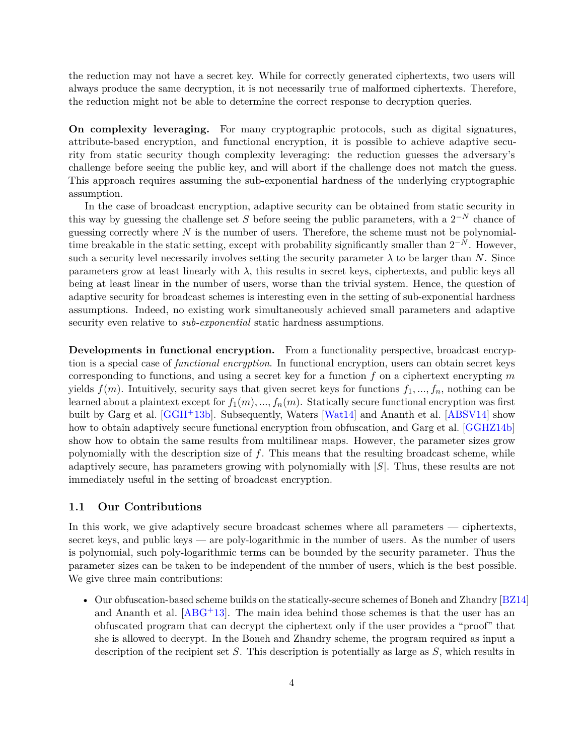the reduction may not have a secret key. While for correctly generated ciphertexts, two users will always produce the same decryption, it is not necessarily true of malformed ciphertexts. Therefore, the reduction might not be able to determine the correct response to decryption queries.

**On complexity leveraging.** For many cryptographic protocols, such as digital signatures, attribute-based encryption, and functional encryption, it is possible to achieve adaptive security from static security though complexity leveraging: the reduction guesses the adversary's challenge before seeing the public key, and will abort if the challenge does not match the guess. This approach requires assuming the sub-exponential hardness of the underlying cryptographic assumption.

In the case of broadcast encryption, adaptive security can be obtained from static security in this way by guessing the challenge set $S$ before seeing the public parameters, with a $2^{-N}$ chance of guessing correctly where $N$ is the number of users. Therefore, the scheme must not be polynomial-time breakable in the static setting, except with probability significantly smaller than $2^{-N}$. However, such a security level necessarily involves setting the security parameter $\lambda$ to be larger than $N$. Since parameters grow at least linearly with $\lambda$, this results in secret keys, ciphertexts, and public keys all being at least linear in the number of users, worse than the trivial system. Hence, the question of adaptive security for broadcast schemes is interesting even in the setting of sub-exponential hardness assumptions. Indeed, no existing work simultaneously achieved small parameters and adaptive security even relative to *sub-exponential* static hardness assumptions.

**Developments in functional encryption.** From a functionality perspective, broadcast encryption is a special case of *functional encryption*. In functional encryption, users can obtain secret keys corresponding to functions, and using a secret key for a function $f$ on a ciphertext encrypting $m$ yields $f(m)$. Intuitively, security says that given secret keys for functions $f_1, ..., f_n$, nothing can be learned about a plaintext except for $f_1(m), ..., f_n(m)$. Statically secure functional encryption was first built by Garg et al. [GGH+13b]. Subsequently, Waters [Wat14] and Ananth et al. [ABSV14] show how to obtain adaptively secure functional encryption from obfuscation, and Garg et al. [GGHZ14b] show how to obtain the same results from multilinear maps. However, the parameter sizes grow polynomially with the description size of $f$. This means that the resulting broadcast scheme, while adaptively secure, has parameters growing with polynomially with $|S|$. Thus, these results are not immediately useful in the setting of broadcast encryption.

### 1.1 Our Contributions

In this work, we give adaptively secure broadcast schemes where all parameters — ciphertexts, secret keys, and public keys — are poly-logarithmic in the number of users. As the number of users is polynomial, such poly-logarithmic terms can be bounded by the security parameter. Thus the parameter sizes can be taken to be independent of the number of users, which is the best possible. We give three main contributions:

- Our obfuscation-based scheme builds on the statically-secure schemes of Boneh and Zhandry [BZ14] and Ananth et al. [ABG+13]. The main idea behind those schemes is that the user has an obfuscated program that can decrypt the ciphertext only if the user provides a "proof" that she is allowed to decrypt. In the Boneh and Zhandry scheme, the program required as input a description of the recipient set $S$. This description is potentially as large as $S$, which results in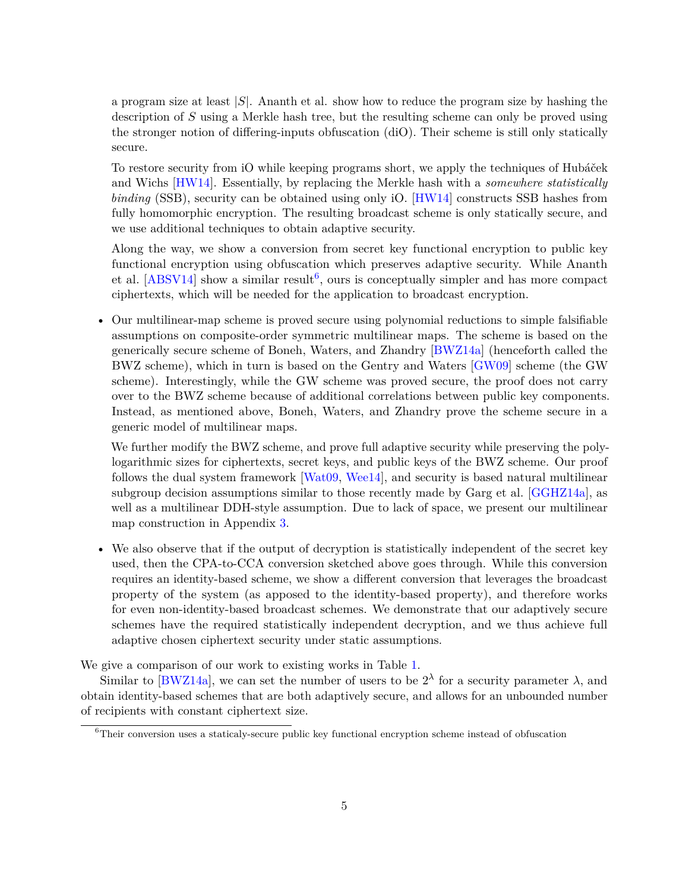a program size at least $|S|$. Ananth et al. show how to reduce the program size by hashing the description of $S$ using a Merkle hash tree, but the resulting scheme can only be proved using the stronger notion of differing-inputs obfuscation (diO). Their scheme is still only statically secure.

To restore security from iO while keeping programs short, we apply the techniques of Hubáček and Wichs [HW14]. Essentially, by replacing the Merkle hash with a *somewhere statistically binding* (SSB), security can be obtained using only iO. [HW14] constructs SSB hashes from fully homomorphic encryption. The resulting broadcast scheme is only statically secure, and we use additional techniques to obtain adaptive security.

Along the way, we show a conversion from secret key functional encryption to public key functional encryption using obfuscation which preserves adaptive security. While Ananth et al. [ABSV14] show a similar result[6], ours is conceptually simpler and has more compact ciphertexts, which will be needed for the application to broadcast encryption.

- Our multilinear-map scheme is proved secure using polynomial reductions to simple falsifiable assumptions on composite-order symmetric multilinear maps. The scheme is based on the generically secure scheme of Boneh, Waters, and Zhandry [BWZ14a] (henceforth called the BWZ scheme), which in turn is based on the Gentry and Waters [GW09] scheme (the GW scheme). Interestingly, while the GW scheme was proved secure, the proof does not carry over to the BWZ scheme because of additional correlations between public key components. Instead, as mentioned above, Boneh, Waters, and Zhandry prove the scheme secure in a generic model of multilinear maps.

  We further modify the BWZ scheme, and prove full adaptive security while preserving the polylogarithmic sizes for ciphertexts, secret keys, and public keys of the BWZ scheme. Our proof follows the dual system framework [Wat09, Wee14], and security is based natural multilinear subgroup decision assumptions similar to those recently made by Garg et al. [GGHZ14a], as well as a multilinear DDH-style assumption. Due to lack of space, we present our multilinear map construction in Appendix 3.

- We also observe that if the output of decryption is statistically independent of the secret key used, then the CPA-to-CCA conversion sketched above goes through. While this conversion requires an identity-based scheme, we show a different conversion that leverages the broadcast property of the system (as apposed to the identity-based property), and therefore works for even non-identity-based broadcast schemes. We demonstrate that our adaptively secure schemes have the required statistically independent decryption, and we thus achieve full adaptive chosen ciphertext security under static assumptions.

We give a comparison of our work to existing works in Table 1.

Similar to [BWZ14a], we can set the number of users to be $2^\lambda$ for a security parameter $\lambda$, and obtain identity-based schemes that are both adaptively secure, and allows for an unbounded number of recipients with constant ciphertext size.

[6] Their conversion uses a staticaly-secure public key functional encryption scheme instead of obfuscation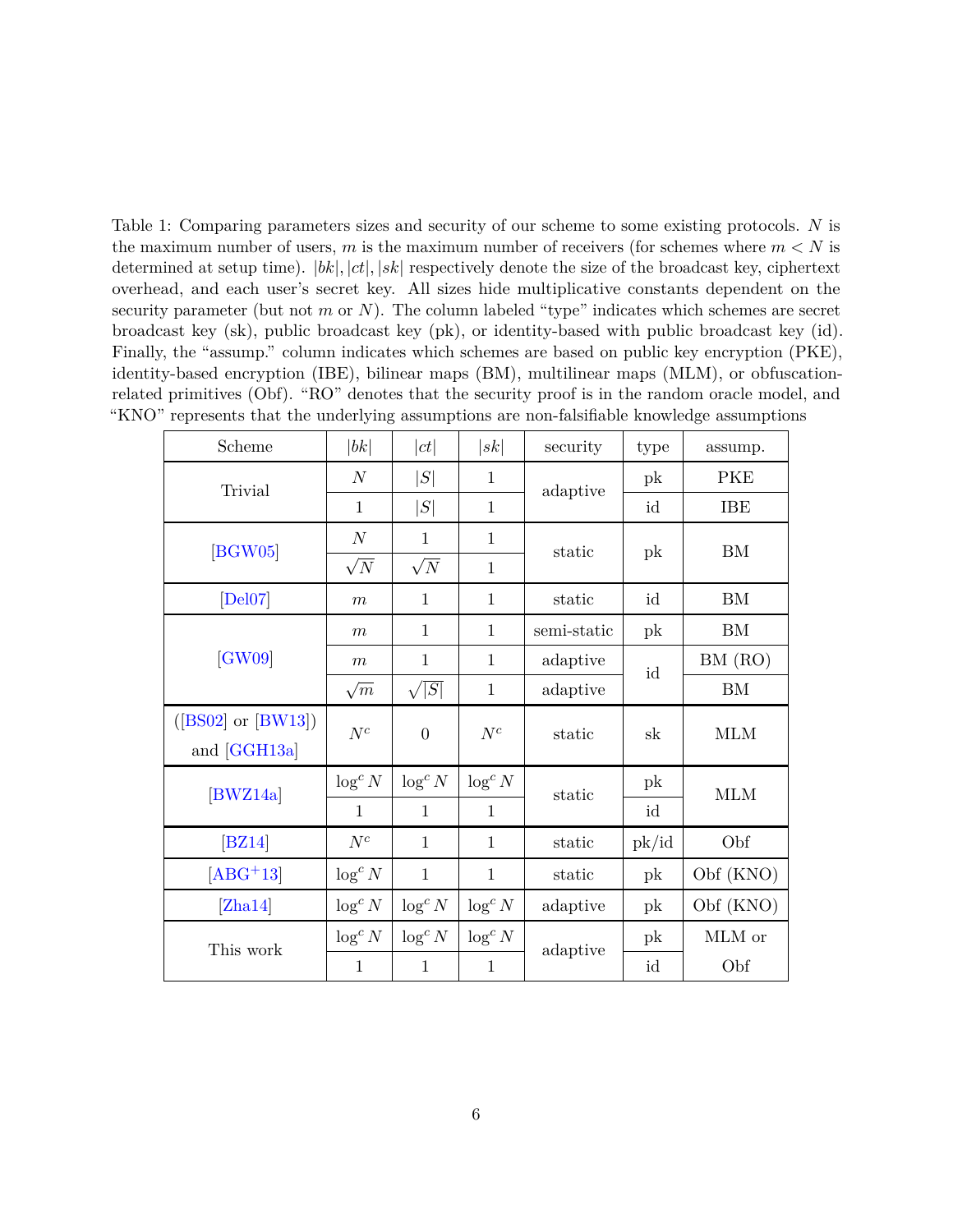Table 1: Comparing parameters sizes and security of our scheme to some existing protocols. $N$ is the maximum number of users, $m$ is the maximum number of receivers (for schemes where $m < N$ is determined at setup time). $|bk|, |ct|, |sk|$ respectively denote the size of the broadcast key, ciphertext overhead, and each user's secret key. All sizes hide multiplicative constants dependent on the security parameter (but not $m$ or $N$). The column labeled "type" indicates which schemes are secret broadcast key (sk), public broadcast key (pk), or identity-based with public broadcast key (id). Finally, the "assump." column indicates which schemes are based on public key encryption (PKE), identity-based encryption (IBE), bilinear maps (BM), multilinear maps (MLM), or obfuscation-related primitives (Obf). "RO" denotes that the security proof is in the random oracle model, and "KNO" represents that the underlying assumptions are non-falsifiable knowledge assumptions

| Scheme | $\|bk\|$ | $\|ct\|$ | $\|sk\|$ | security | type | assump. |
|---|---|---|---|---|---|---|
| Trivial | $N$ | $\|S\|$ | 1 | adaptive | pk | PKE |
| | 1 | $\|S\|$ | 1 | | id | IBE |
| [BGW05] | $N$ | 1 | 1 | static | pk | BM |
| | $\sqrt{N}$ | $\sqrt{N}$ | 1 | | | |
| [Del07] | $m$ | 1 | 1 | static | id | BM |
| [GW09] | $m$ | 1 | 1 | semi-static | pk | BM |
| | $m$ | 1 | 1 | adaptive | id | BM (RO) |
| | $\sqrt{m}$ | $\sqrt{\|S\|}$ | 1 | adaptive | | BM |
| ([BS02] or [BW13]) and [GGH13a] | $N^c$ | 0 | $N^c$ | static | sk | MLM |
| [BWZ14a] | $\log^c N$ | $\log^c N$ | $\log^c N$ | static | pk | MLM |
| | 1 | 1 | 1 | | id | |
| [BZ14] | $N^c$ | 1 | 1 | static | pk/id | Obf |
| [ABG+13] | $\log^c N$ | 1 | 1 | static | pk | Obf (KNO) |
| [Zha14] | $\log^c N$ | $\log^c N$ | $\log^c N$ | adaptive | pk | Obf (KNO) |
| This work | $\log^c N$ | $\log^c N$ | $\log^c N$ | adaptive | pk | MLM or Obf |
| | 1 | 1 | 1 | | id | |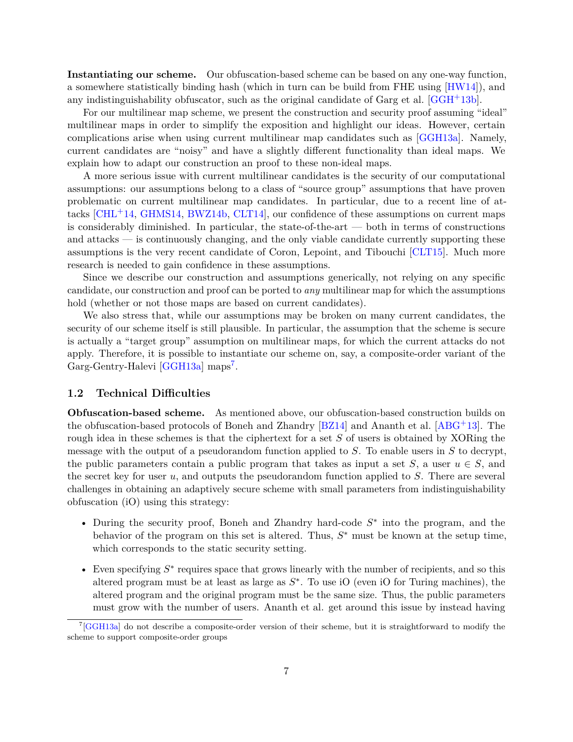**Instantiating our scheme.** Our obfuscation-based scheme can be based on any one-way function, a somewhere statistically binding hash (which in turn can be build from FHE using [HW14]), and any indistinguishability obfuscator, such as the original candidate of Garg et al. [GGH+13b].

For our multilinear map scheme, we present the construction and security proof assuming "ideal" multilinear maps in order to simplify the exposition and highlight our ideas. However, certain complications arise when using current multilinear map candidates such as [GGH13a]. Namely, current candidates are "noisy" and have a slightly different functionality than ideal maps. We explain how to adapt our construction an proof to these non-ideal maps.

A more serious issue with current multilinear candidates is the security of our computational assumptions: our assumptions belong to a class of "source group" assumptions that have proven problematic on current multilinear map candidates. In particular, due to a recent line of attacks [CHL+14, GHMS14, BWZ14b, CLT14], our confidence of these assumptions on current maps is considerably diminished. In particular, the state-of-the-art — both in terms of constructions and attacks — is continuously changing, and the only viable candidate currently supporting these assumptions is the very recent candidate of Coron, Lepoint, and Tibouchi [CLT15]. Much more research is needed to gain confidence in these assumptions.

Since we describe our construction and assumptions generically, not relying on any specific candidate, our construction and proof can be ported to *any* multilinear map for which the assumptions hold (whether or not those maps are based on current candidates).

We also stress that, while our assumptions may be broken on many current candidates, the security of our scheme itself is still plausible. In particular, the assumption that the scheme is secure is actually a "target group" assumption on multilinear maps, for which the current attacks do not apply. Therefore, it is possible to instantiate our scheme on, say, a composite-order variant of the Garg-Gentry-Halevi [GGH13a] maps[7].

## 1.2 Technical Difficulties

**Obfuscation-based scheme.** As mentioned above, our obfuscation-based construction builds on the obfuscation-based protocols of Boneh and Zhandry [BZ14] and Ananth et al. [ABG+13]. The rough idea in these schemes is that the ciphertext for a set $S$ of users is obtained by XORing the message with the output of a pseudorandom function applied to $S$. To enable users in $S$ to decrypt, the public parameters contain a public program that takes as input a set $S$, a user $u \in S$, and the secret key for user $u$, and outputs the pseudorandom function applied to $S$. There are several challenges in obtaining an adaptively secure scheme with small parameters from indistinguishability obfuscation (iO) using this strategy:

- During the security proof, Boneh and Zhandry hard-code $S^*$ into the program, and the behavior of the program on this set is altered. Thus, $S^*$ must be known at the setup time, which corresponds to the static security setting.
- Even specifying $S^*$ requires space that grows linearly with the number of recipients, and so this altered program must be at least as large as $S^*$. To use iO (even iO for Turing machines), the altered program and the original program must be the same size. Thus, the public parameters must grow with the number of users. Ananth et al. get around this issue by instead having

[7] [GGH13a] do not describe a composite-order version of their scheme, but it is straightforward to modify the scheme to support composite-order groups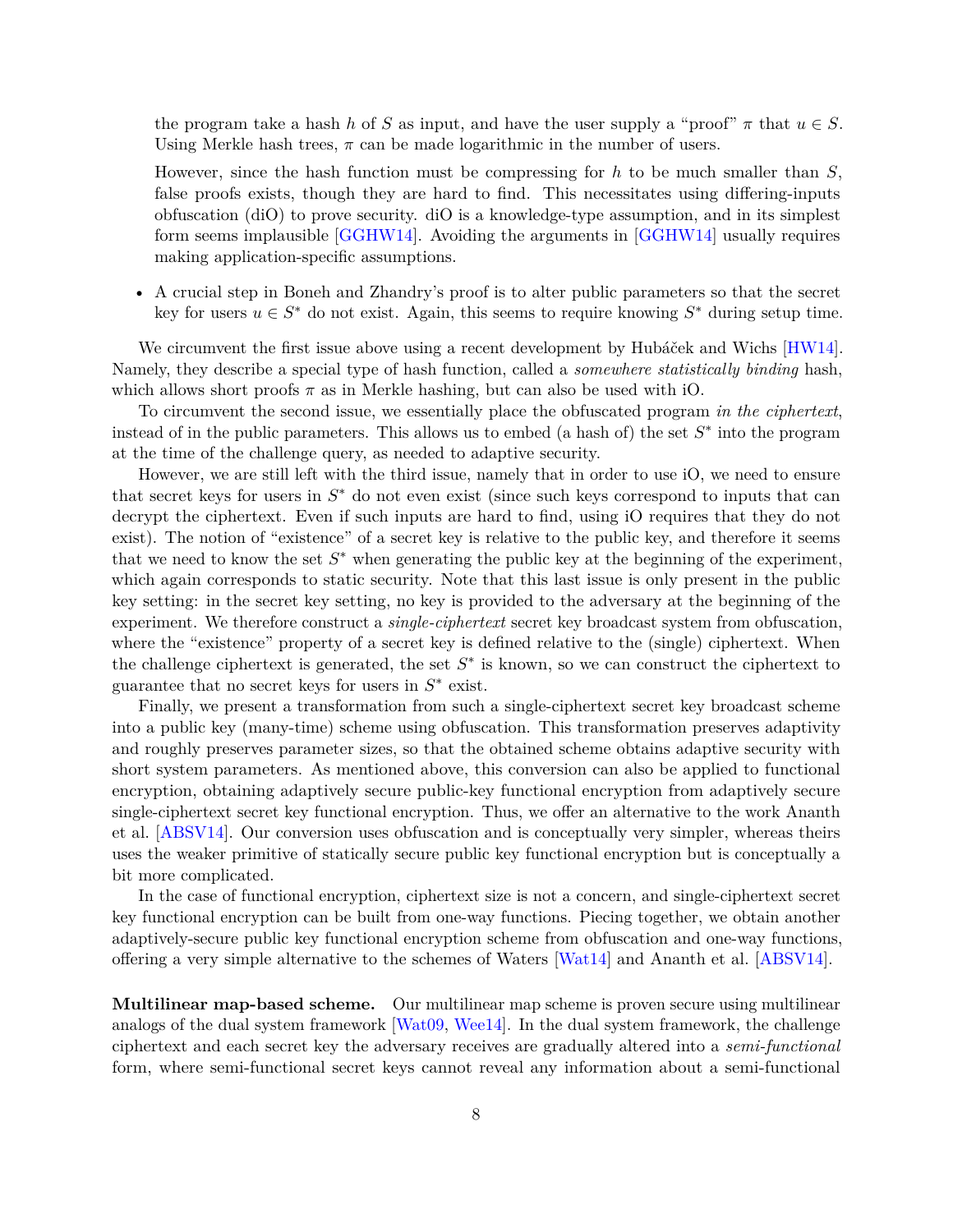the program take a hash $h$ of $S$ as input, and have the user supply a "proof" $\pi$ that $u \in S$. Using Merkle hash trees, $\pi$ can be made logarithmic in the number of users.

However, since the hash function must be compressing for $h$ to be much smaller than $S$, false proofs exists, though they are hard to find. This necessitates using differing-inputs obfuscation (diO) to prove security. diO is a knowledge-type assumption, and in its simplest form seems implausible [GGHW14]. Avoiding the arguments in [GGHW14] usually requires making application-specific assumptions.

- A crucial step in Boneh and Zhandry's proof is to alter public parameters so that the secret key for users $u \in S^*$ do not exist. Again, this seems to require knowing $S^*$ during setup time.

We circumvent the first issue above using a recent development by Hubáček and Wichs [HW14]. Namely, they describe a special type of hash function, called a *somewhere statistically binding* hash, which allows short proofs $\pi$ as in Merkle hashing, but can also be used with iO.

To circumvent the second issue, we essentially place the obfuscated program *in the ciphertext*, instead of in the public parameters. This allows us to embed (a hash of) the set $S^*$ into the program at the time of the challenge query, as needed to adaptive security.

However, we are still left with the third issue, namely that in order to use iO, we need to ensure that secret keys for users in $S^*$ do not even exist (since such keys correspond to inputs that can decrypt the ciphertext. Even if such inputs are hard to find, using iO requires that they do not exist). The notion of "existence" of a secret key is relative to the public key, and therefore it seems that we need to know the set $S^*$ when generating the public key at the beginning of the experiment, which again corresponds to static security. Note that this last issue is only present in the public key setting: in the secret key setting, no key is provided to the adversary at the beginning of the experiment. We therefore construct a *single-ciphertext* secret key broadcast system from obfuscation, where the "existence" property of a secret key is defined relative to the (single) ciphertext. When the challenge ciphertext is generated, the set $S^*$ is known, so we can construct the ciphertext to guarantee that no secret keys for users in $S^*$ exist.

Finally, we present a transformation from such a single-ciphertext secret key broadcast scheme into a public key (many-time) scheme using obfuscation. This transformation preserves adaptivity and roughly preserves parameter sizes, so that the obtained scheme obtains adaptive security with short system parameters. As mentioned above, this conversion can also be applied to functional encryption, obtaining adaptively secure public-key functional encryption from adaptively secure single-ciphertext secret key functional encryption. Thus, we offer an alternative to the work Ananth et al. [ABSV14]. Our conversion uses obfuscation and is conceptually very simpler, whereas theirs uses the weaker primitive of statically secure public key functional encryption but is conceptually a bit more complicated.

In the case of functional encryption, ciphertext size is not a concern, and single-ciphertext secret key functional encryption can be built from one-way functions. Piecing together, we obtain another adaptively-secure public key functional encryption scheme from obfuscation and one-way functions, offering a very simple alternative to the schemes of Waters [Wat14] and Ananth et al. [ABSV14].

**Multilinear map-based scheme.** Our multilinear map scheme is proven secure using multilinear analogs of the dual system framework [Wat09, Wee14]. In the dual system framework, the challenge ciphertext and each secret key the adversary receives are gradually altered into a *semi-functional* form, where semi-functional secret keys cannot reveal any information about a semi-functional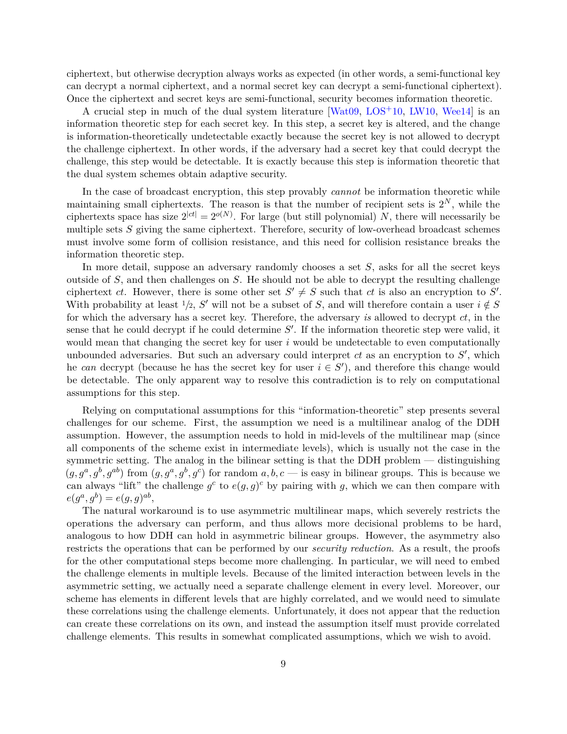ciphertext, but otherwise decryption always works as expected (in other words, a semi-functional key can decrypt a normal ciphertext, and a normal secret key can decrypt a semi-functional ciphertext). Once the ciphertext and secret keys are semi-functional, security becomes information theoretic.

A crucial step in much of the dual system literature [Wat09, LOS+10, LW10, Wee14] is an information theoretic step for each secret key. In this step, a secret key is altered, and the change is information-theoretically undetectable exactly because the secret key is not allowed to decrypt the challenge ciphertext. In other words, if the adversary had a secret key that could decrypt the challenge, this step would be detectable. It is exactly because this step is information theoretic that the dual system schemes obtain adaptive security.

In the case of broadcast encryption, this step provably *cannot* be information theoretic while maintaining small ciphertexts. The reason is that the number of recipient sets is $2^N$, while the ciphertexts space has size $2^{|ct|} = 2^{o(N)}$. For large (but still polynomial) $N$, there will necessarily be multiple sets $S$ giving the same ciphertext. Therefore, security of low-overhead broadcast schemes must involve some form of collision resistance, and this need for collision resistance breaks the information theoretic step.

In more detail, suppose an adversary randomly chooses a set $S$, asks for all the secret keys outside of $S$, and then challenges on $S$. He should not be able to decrypt the resulting challenge ciphertext $ct$. However, there is some other set $S' \neq S$ such that $ct$ is also an encryption to $S'$. With probability at least $1/2$, $S'$ will not be a subset of $S$, and will therefore contain a user $i \notin S$ for which the adversary has a secret key. Therefore, the adversary *is* allowed to decrypt $ct$, in the sense that he could decrypt if he could determine $S'$. If the information theoretic step were valid, it would mean that changing the secret key for user $i$ would be undetectable to even computationally unbounded adversaries. But such an adversary could interpret $ct$ as an encryption to $S'$, which he *can* decrypt (because he has the secret key for user $i \in S'$), and therefore this change would be detectable. The only apparent way to resolve this contradiction is to rely on computational assumptions for this step.

Relying on computational assumptions for this "information-theoretic" step presents several challenges for our scheme. First, the assumption we need is a multilinear analog of the DDH assumption. However, the assumption needs to hold in mid-levels of the multilinear map (since all components of the scheme exist in intermediate levels), which is usually not the case in the symmetric setting. The analog in the bilinear setting is that the DDH problem — distinguishing $(g, g^a, g^b, g^{ab})$ from $(g, g^a, g^b, g^c)$ for random $a, b, c$ — is easy in bilinear groups. This is because we can always "lift" the challenge $g^c$ to $e(g, g)^c$ by pairing with $g$, which we can then compare with $e(g^a, g^b) = e(g, g)^{ab}$,

The natural workaround is to use asymmetric multilinear maps, which severely restricts the operations the adversary can perform, and thus allows more decisional problems to be hard, analogous to how DDH can hold in asymmetric bilinear groups. However, the asymmetry also restricts the operations that can be performed by our *security reduction*. As a result, the proofs for the other computational steps become more challenging. In particular, we will need to embed the challenge elements in multiple levels. Because of the limited interaction between levels in the asymmetric setting, we actually need a separate challenge element in every level. Moreover, our scheme has elements in different levels that are highly correlated, and we would need to simulate these correlations using the challenge elements. Unfortunately, it does not appear that the reduction can create these correlations on its own, and instead the assumption itself must provide correlated challenge elements. This results in somewhat complicated assumptions, which we wish to avoid.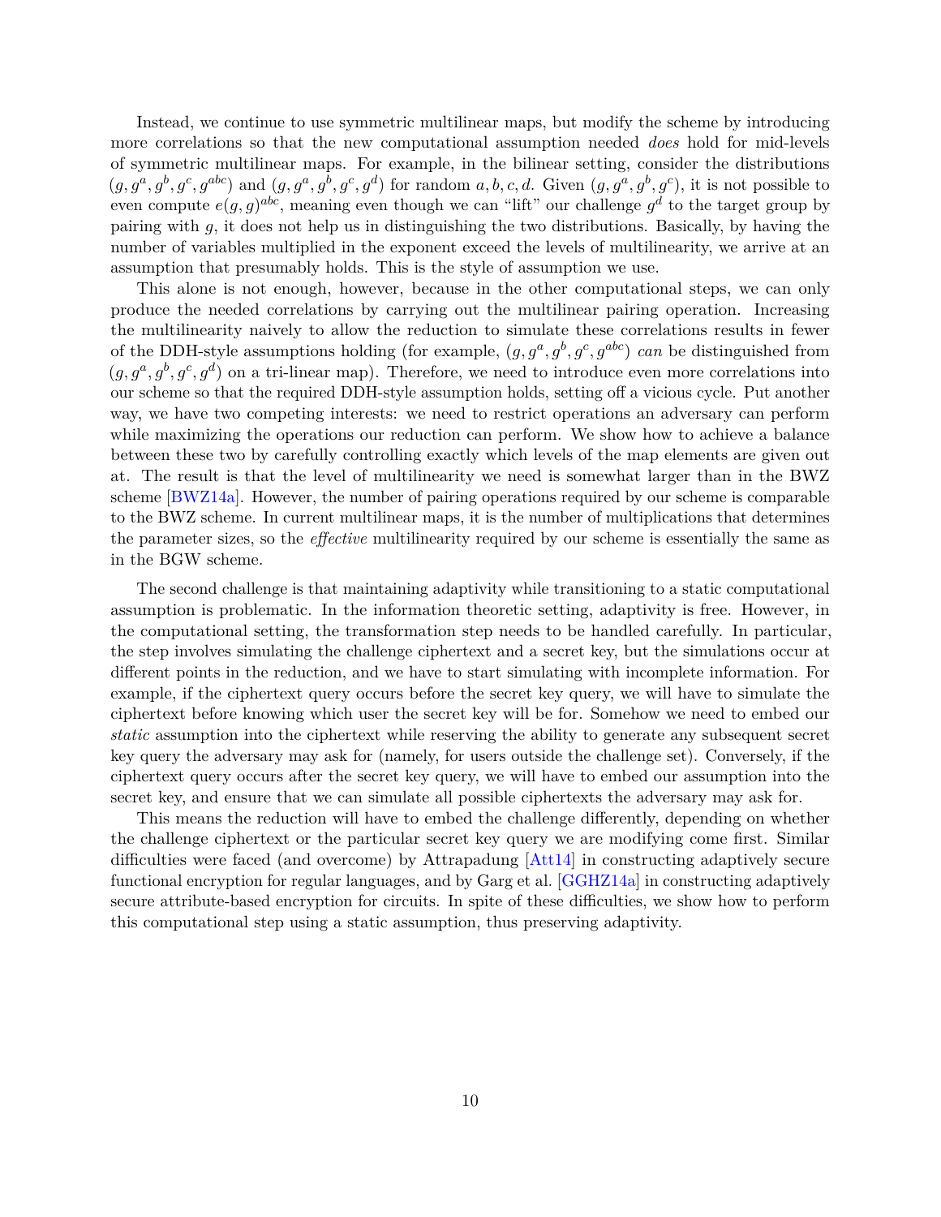Instead, we continue to use symmetric multilinear maps, but modify the scheme by introducing more correlations so that the new computational assumption needed *does* hold for mid-levels of symmetric multilinear maps. For example, in the bilinear setting, consider the distributions $(g, g^a, g^b, g^c, g^{abc})$ and $(g, g^a, g^b, g^c, g^d)$ for random $a, b, c, d$. Given $(g, g^a, g^b, g^c)$, it is not possible to even compute $e(g, g)^{abc}$, meaning even though we can "lift" our challenge $g^d$ to the target group by pairing with $g$, it does not help us in distinguishing the two distributions. Basically, by having the number of variables multiplied in the exponent exceed the levels of multilinearity, we arrive at an assumption that presumably holds. This is the style of assumption we use.

This alone is not enough, however, because in the other computational steps, we can only produce the needed correlations by carrying out the multilinear pairing operation. Increasing the multilinearity naively to allow the reduction to simulate these correlations results in fewer of the DDH-style assumptions holding (for example, $(g, g^a, g^b, g^c, g^{abc})$ *can* be distinguished from $(g, g^a, g^b, g^c, g^d)$ on a tri-linear map). Therefore, we need to introduce even more correlations into our scheme so that the required DDH-style assumption holds, setting off a vicious cycle. Put another way, we have two competing interests: we need to restrict operations an adversary can perform while maximizing the operations our reduction can perform. We show how to achieve a balance between these two by carefully controlling exactly which levels of the map elements are given out at. The result is that the level of multilinearity we need is somewhat larger than in the BWZ scheme [BWZ14a]. However, the number of pairing operations required by our scheme is comparable to the BWZ scheme. In current multilinear maps, it is the number of multiplications that determines the parameter sizes, so the *effective* multilinearity required by our scheme is essentially the same as in the BGW scheme.

The second challenge is that maintaining adaptivity while transitioning to a static computational assumption is problematic. In the information theoretic setting, adaptivity is free. However, in the computational setting, the transformation step needs to be handled carefully. In particular, the step involves simulating the challenge ciphertext and a secret key, but the simulations occur at different points in the reduction, and we have to start simulating with incomplete information. For example, if the ciphertext query occurs before the secret key query, we will have to simulate the ciphertext before knowing which user the secret key will be for. Somehow we need to embed our *static* assumption into the ciphertext while reserving the ability to generate any subsequent secret key query the adversary may ask for (namely, for users outside the challenge set). Conversely, if the ciphertext query occurs after the secret key query, we will have to embed our assumption into the secret key, and ensure that we can simulate all possible ciphertexts the adversary may ask for.

This means the reduction will have to embed the challenge differently, depending on whether the challenge ciphertext or the particular secret key query we are modifying come first. Similar difficulties were faced (and overcome) by Attrapadung [Att14] in constructing adaptively secure functional encryption for regular languages, and by Garg et al. [GGHZ14a] in constructing adaptively secure attribute-based encryption for circuits. In spite of these difficulties, we show how to perform this computational step using a static assumption, thus preserving adaptivity.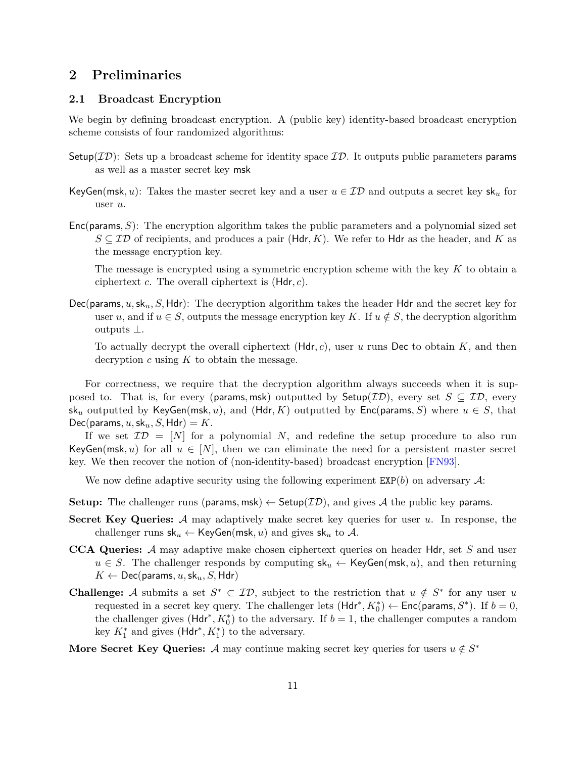## 2 Preliminaries

### 2.1 Broadcast Encryption

We begin by defining broadcast encryption. A (public key) identity-based broadcast encryption scheme consists of four randomized algorithms:

$\mathsf{Setup}(\mathcal{ID})$: Sets up a broadcast scheme for identity space $\mathcal{ID}$. It outputs public parameters $\mathsf{params}$ as well as a master secret key $\mathsf{msk}$

$\mathsf{KeyGen}(\mathsf{msk}, u)$: Takes the master secret key and a user $u \in \mathcal{ID}$ and outputs a secret key $\mathsf{sk}_u$ for user $u$.

$\mathsf{Enc}(\mathsf{params}, S)$: The encryption algorithm takes the public parameters and a polynomial sized set $S \subseteq \mathcal{ID}$ of recipients, and produces a pair $(\mathsf{Hdr}, K)$. We refer to $\mathsf{Hdr}$ as the header, and $K$ as the message encryption key.

The message is encrypted using a symmetric encryption scheme with the key $K$ to obtain a ciphertext $c$. The overall ciphertext is $(\mathsf{Hdr}, c)$.

$\mathsf{Dec}(\mathsf{params}, u, \mathsf{sk}_u, S, \mathsf{Hdr})$: The decryption algorithm takes the header $\mathsf{Hdr}$ and the secret key for user $u$, and if $u \in S$, outputs the message encryption key $K$. If $u \notin S$, the decryption algorithm outputs $\bot$.

To actually decrypt the overall ciphertext $(\mathsf{Hdr}, c)$, user $u$ runs $\mathsf{Dec}$ to obtain $K$, and then decryption $c$ using $K$ to obtain the message.

For correctness, we require that the decryption algorithm always succeeds when it is supposed to. That is, for every $(\mathsf{params}, \mathsf{msk})$ outputted by $\mathsf{Setup}(\mathcal{ID})$, every set $S \subseteq \mathcal{ID}$, every $\mathsf{sk}_u$ outputted by $\mathsf{KeyGen}(\mathsf{msk}, u)$, and $(\mathsf{Hdr}, K)$ outputted by $\mathsf{Enc}(\mathsf{params}, S)$ where $u \in S$, that $\mathsf{Dec}(\mathsf{params}, u, \mathsf{sk}_u, S, \mathsf{Hdr}) = K$.

If we set $\mathcal{ID} = [N]$ for a polynomial $N$, and redefine the setup procedure to also run $\mathsf{KeyGen}(\mathsf{msk}, u)$ for all $u \in [N]$, then we can eliminate the need for a persistent master secret key. We then recover the notion of (non-identity-based) broadcast encryption [FN93].

We now define adaptive security using the following experiment $\mathtt{EXP}(b)$ on adversary $\mathcal{A}$:

**Setup:** The challenger runs $(\mathsf{params}, \mathsf{msk}) \leftarrow \mathsf{Setup}(\mathcal{ID})$, and gives $\mathcal{A}$ the public key $\mathsf{params}$.

**Secret Key Queries:** $\mathcal{A}$ may adaptively make secret key queries for user $u$. In response, the challenger runs $\mathsf{sk}_u \leftarrow \mathsf{KeyGen}(\mathsf{msk}, u)$ and gives $\mathsf{sk}_u$ to $\mathcal{A}$.

**CCA Queries:** $\mathcal{A}$ may adaptive make chosen ciphertext queries on header $\mathsf{Hdr}$, set $S$ and user $u \in S$. The challenger responds by computing $\mathsf{sk}_u \leftarrow \mathsf{KeyGen}(\mathsf{msk}, u)$, and then returning $K \leftarrow \mathsf{Dec}(\mathsf{params}, u, \mathsf{sk}_u, S, \mathsf{Hdr})$

**Challenge:** $\mathcal{A}$ submits a set $S^* \subset \mathcal{ID}$, subject to the restriction that $u \notin S^*$ for any user $u$ requested in a secret key query. The challenger lets $(\mathsf{Hdr}^*, K_0^*) \leftarrow \mathsf{Enc}(\mathsf{params}, S^*)$. If $b = 0$, the challenger gives $(\mathsf{Hdr}^*, K_0^*)$ to the adversary. If $b = 1$, the challenger computes a random key $K_1^*$ and gives $(\mathsf{Hdr}^*, K_1^*)$ to the adversary.

**More Secret Key Queries:** $\mathcal{A}$ may continue making secret key queries for users $u \notin S^*$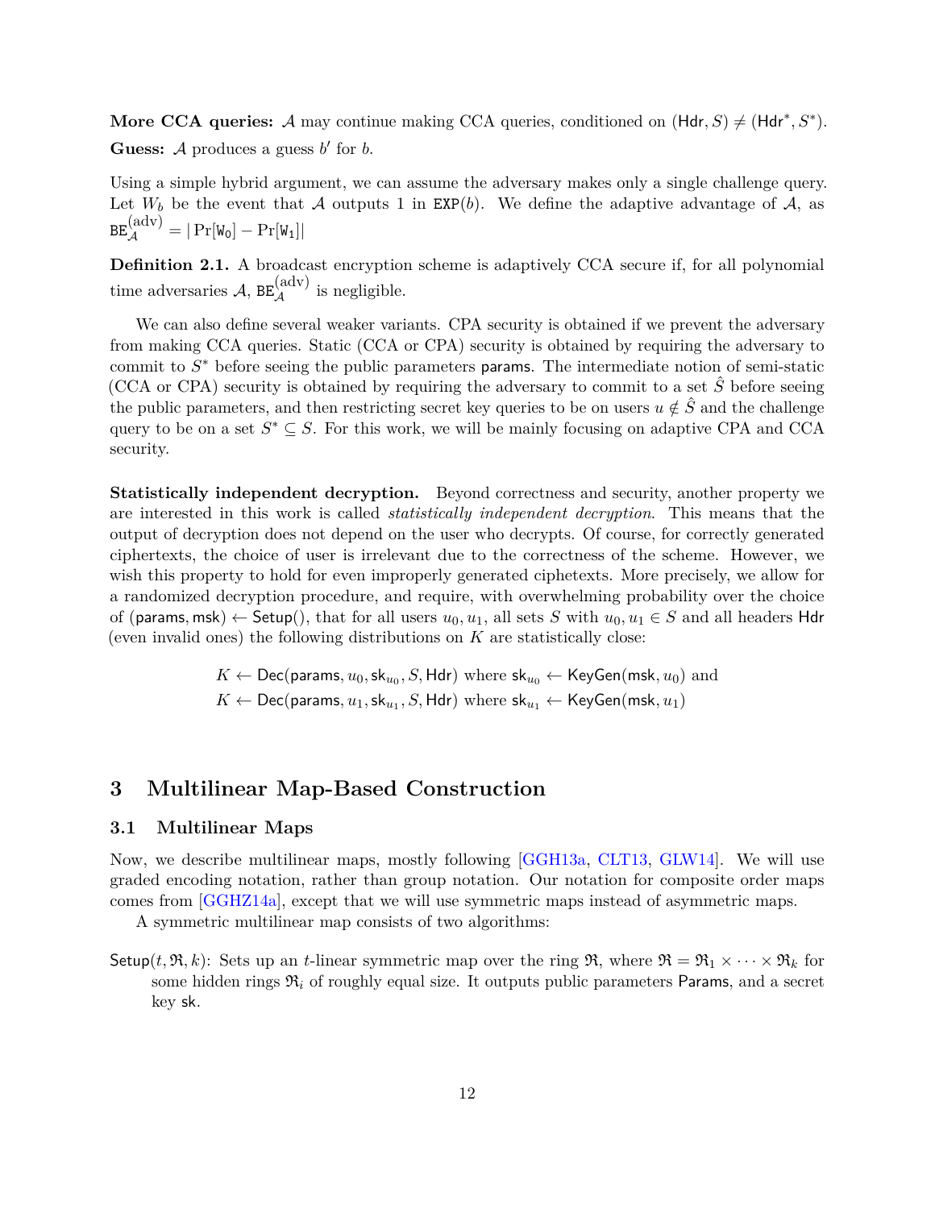**More CCA queries:** $\mathcal{A}$ may continue making CCA queries, conditioned on $(\mathsf{Hdr}, S) \neq (\mathsf{Hdr}^*, S^*)$.

**Guess:** $\mathcal{A}$ produces a guess $b'$ for $b$.

Using a simple hybrid argument, we can assume the adversary makes only a single challenge query. Let $W_b$ be the event that $\mathcal{A}$ outputs 1 in $\mathtt{EXP}(b)$. We define the adaptive advantage of $\mathcal{A}$, as $\mathtt{BE}_{\mathcal{A}}^{(\mathrm{adv})} = |\Pr[\mathtt{W}_0] - \Pr[\mathtt{W}_1]|$

**Definition 2.1.** A broadcast encryption scheme is adaptively CCA secure if, for all polynomial time adversaries $\mathcal{A}$, $\mathtt{BE}_{\mathcal{A}}^{(\mathrm{adv})}$ is negligible.

We can also define several weaker variants. CPA security is obtained if we prevent the adversary from making CCA queries. Static (CCA or CPA) security is obtained by requiring the adversary to commit to $S^*$ before seeing the public parameters $\mathsf{params}$. The intermediate notion of semi-static (CCA or CPA) security is obtained by requiring the adversary to commit to a set $\hat{S}$ before seeing the public parameters, and then restricting secret key queries to be on users $u \notin \hat{S}$ and the challenge query to be on a set $S^* \subseteq S$. For this work, we will be mainly focusing on adaptive CPA and CCA security.

**Statistically independent decryption.** Beyond correctness and security, another property we are interested in this work is called *statistically independent decryption*. This means that the output of decryption does not depend on the user who decrypts. Of course, for correctly generated ciphertexts, the choice of user is irrelevant due to the correctness of the scheme. However, we wish this property to hold for even improperly generated ciphetexts. More precisely, we allow for a randomized decryption procedure, and require, with overwhelming probability over the choice of $(\mathsf{params}, \mathsf{msk}) \leftarrow \mathsf{Setup}()$, that for all users $u_0, u_1$, all sets $S$ with $u_0, u_1 \in S$ and all headers $\mathsf{Hdr}$ (even invalid ones) the following distributions on $K$ are statistically close:

$$K \leftarrow \mathsf{Dec}(\mathsf{params}, u_0, \mathsf{sk}_{u_0}, S, \mathsf{Hdr}) \text{ where } \mathsf{sk}_{u_0} \leftarrow \mathsf{KeyGen}(\mathsf{msk}, u_0) \text{ and}$$
$$K \leftarrow \mathsf{Dec}(\mathsf{params}, u_1, \mathsf{sk}_{u_1}, S, \mathsf{Hdr}) \text{ where } \mathsf{sk}_{u_1} \leftarrow \mathsf{KeyGen}(\mathsf{msk}, u_1)$$

# 3 Multilinear Map-Based Construction

## 3.1 Multilinear Maps

Now, we describe multilinear maps, mostly following [GGH13a, CLT13, GLW14]. We will use graded encoding notation, rather than group notation. Our notation for composite order maps comes from [GGHZ14a], except that we will use symmetric maps instead of asymmetric maps.

A symmetric multilinear map consists of two algorithms:

$\mathsf{Setup}(t, \mathfrak{R}, k)$: Sets up an $t$-linear symmetric map over the ring $\mathfrak{R}$, where $\mathfrak{R} = \mathfrak{R}_1 \times \cdots \times \mathfrak{R}_k$ for some hidden rings $\mathfrak{R}_i$ of roughly equal size. It outputs public parameters $\mathsf{Params}$, and a secret key $\mathsf{sk}$.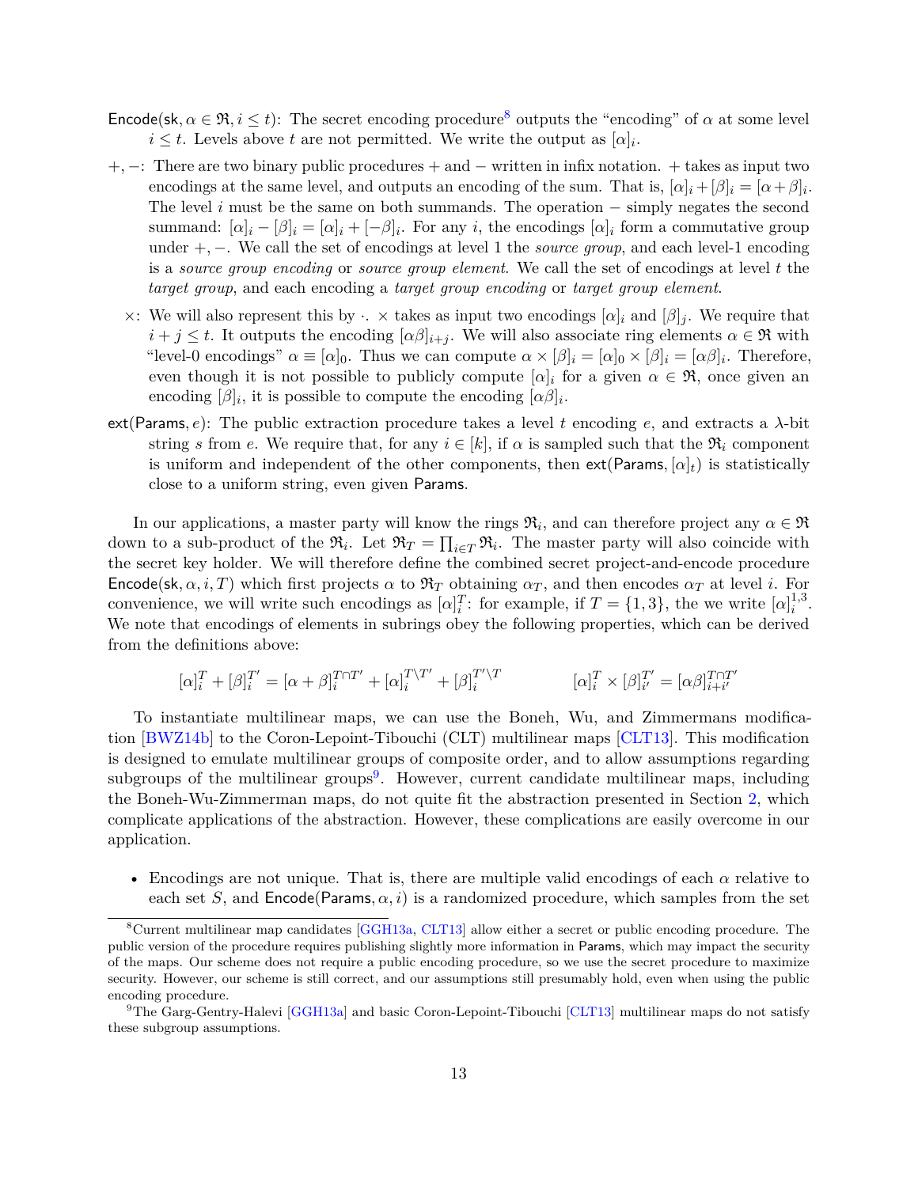$\mathsf{Encode}(\mathsf{sk}, \alpha \in \mathfrak{R}, i \leq t)$: The secret encoding procedure[8] outputs the "encoding" of $\alpha$ at some level $i \leq t$. Levels above $t$ are not permitted. We write the output as $[\alpha]_i$.

$+, -$: There are two binary public procedures $+$ and $-$ written in infix notation. $+$ takes as input two encodings at the same level, and outputs an encoding of the sum. That is, $[\alpha]_i + [\beta]_i = [\alpha + \beta]_i$. The level $i$ must be the same on both summands. The operation $-$ simply negates the second summand: $[\alpha]_i - [\beta]_i = [\alpha]_i + [-\beta]_i$. For any $i$, the encodings $[\alpha]_i$ form a commutative group under $+, -$. We call the set of encodings at level 1 the *source group*, and each level-1 encoding is a *source group encoding* or *source group element*. We call the set of encodings at level $t$ the *target group*, and each encoding a *target group encoding* or *target group element*.

$\times$: We will also represent this by $\cdot$. $\times$ takes as input two encodings $[\alpha]_i$ and $[\beta]_j$. We require that $i + j \leq t$. It outputs the encoding $[\alpha\beta]_{i+j}$. We will also associate ring elements $\alpha \in \mathfrak{R}$ with "level-0 encodings" $\alpha \equiv [\alpha]_0$. Thus we can compute $\alpha \times [\beta]_i = [\alpha]_0 \times [\beta]_i = [\alpha\beta]_i$. Therefore, even though it is not possible to publicly compute $[\alpha]_i$ for a given $\alpha \in \mathfrak{R}$, once given an encoding $[\beta]_i$, it is possible to compute the encoding $[\alpha\beta]_i$.

$\mathsf{ext}(\mathsf{Params}, e)$: The public extraction procedure takes a level $t$ encoding $e$, and extracts a $\lambda$-bit string $s$ from $e$. We require that, for any $i \in [k]$, if $\alpha$ is sampled such that the $\mathfrak{R}_i$ component is uniform and independent of the other components, then $\mathsf{ext}(\mathsf{Params}, [\alpha]_t)$ is statistically close to a uniform string, even given $\mathsf{Params}$.

In our applications, a master party will know the rings $\mathfrak{R}_i$, and can therefore project any $\alpha \in \mathfrak{R}$ down to a sub-product of the $\mathfrak{R}_i$. Let $\mathfrak{R}_T = \prod_{i \in T} \mathfrak{R}_i$. The master party will also coincide with the secret key holder. We will therefore define the combined secret project-and-encode procedure $\mathsf{Encode}(\mathsf{sk}, \alpha, i, T)$ which first projects $\alpha$ to $\mathfrak{R}_T$ obtaining $\alpha_T$, and then encodes $\alpha_T$ at level $i$. For convenience, we will write such encodings as $[\alpha]_i^T$: for example, if $T = \{1, 3\}$, the we write $[\alpha]_i^{1,3}$. We note that encodings of elements in subrings obey the following properties, which can be derived from the definitions above:

$$[\alpha]_i^T + [\beta]_i^{T'} = [\alpha + \beta]_i^{T \cap T'} + [\alpha]_i^{T \setminus T'} + [\beta]_i^{T' \setminus T} \qquad\qquad [\alpha]_i^T \times [\beta]_{i'}^{T'} = [\alpha\beta]_{i+i'}^{T \cap T'}$$

To instantiate multilinear maps, we can use the Boneh, Wu, and Zimmermans modification [BWZ14b] to the Coron-Lepoint-Tibouchi (CLT) multilinear maps [CLT13]. This modification is designed to emulate multilinear groups of composite order, and to allow assumptions regarding subgroups of the multilinear groups[9]. However, current candidate multilinear maps, including the Boneh-Wu-Zimmerman maps, do not quite fit the abstraction presented in Section 2, which complicate applications of the abstraction. However, these complications are easily overcome in our application.

- Encodings are not unique. That is, there are multiple valid encodings of each $\alpha$ relative to each set $S$, and $\mathsf{Encode}(\mathsf{Params}, \alpha, i)$ is a randomized procedure, which samples from the set

[8] Current multilinear map candidates [GGH13a, CLT13] allow either a secret or public encoding procedure. The public version of the procedure requires publishing slightly more information in Params, which may impact the security of the maps. Our scheme does not require a public encoding procedure, so we use the secret procedure to maximize security. However, our scheme is still correct, and our assumptions still presumably hold, even when using the public encoding procedure.

[9] The Garg-Gentry-Halevi [GGH13a] and basic Coron-Lepoint-Tibouchi [CLT13] multilinear maps do not satisfy these subgroup assumptions.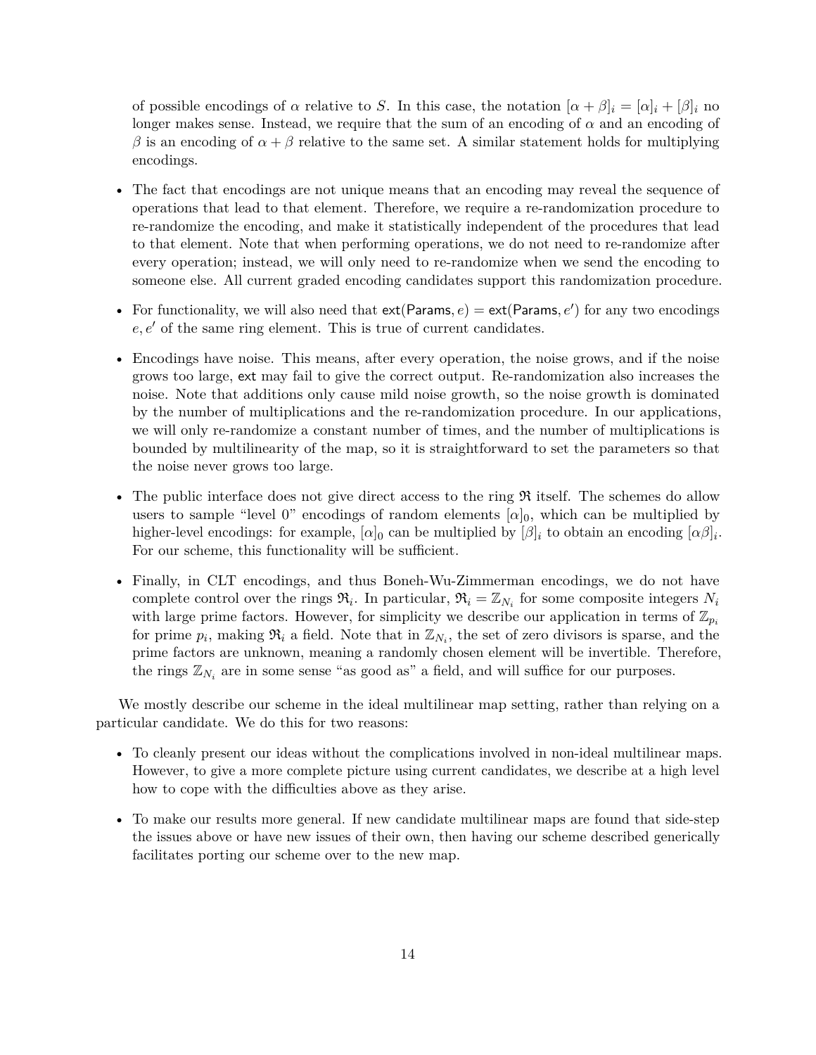of possible encodings of $\alpha$ relative to $S$. In this case, the notation $[\alpha + \beta]_i = [\alpha]_i + [\beta]_i$ no longer makes sense. Instead, we require that the sum of an encoding of $\alpha$ and an encoding of $\beta$ is an encoding of $\alpha + \beta$ relative to the same set. A similar statement holds for multiplying encodings.

- The fact that encodings are not unique means that an encoding may reveal the sequence of operations that lead to that element. Therefore, we require a re-randomization procedure to re-randomize the encoding, and make it statistically independent of the procedures that lead to that element. Note that when performing operations, we do not need to re-randomize after every operation; instead, we will only need to re-randomize when we send the encoding to someone else. All current graded encoding candidates support this randomization procedure.
- For functionality, we will also need that $\mathsf{ext}(\mathsf{Params}, e) = \mathsf{ext}(\mathsf{Params}, e')$ for any two encodings $e, e'$ of the same ring element. This is true of current candidates.
- Encodings have noise. This means, after every operation, the noise grows, and if the noise grows too large, $\mathsf{ext}$ may fail to give the correct output. Re-randomization also increases the noise. Note that additions only cause mild noise growth, so the noise growth is dominated by the number of multiplications and the re-randomization procedure. In our applications, we will only re-randomize a constant number of times, and the number of multiplications is bounded by multilinearity of the map, so it is straightforward to set the parameters so that the noise never grows too large.
- The public interface does not give direct access to the ring $\mathfrak{R}$ itself. The schemes do allow users to sample "level 0" encodings of random elements $[\alpha]_0$, which can be multiplied by higher-level encodings: for example, $[\alpha]_0$ can be multiplied by $[\beta]_i$ to obtain an encoding $[\alpha\beta]_i$. For our scheme, this functionality will be sufficient.
- Finally, in CLT encodings, and thus Boneh-Wu-Zimmerman encodings, we do not have complete control over the rings $\mathfrak{R}_i$. In particular, $\mathfrak{R}_i = \mathbb{Z}_{N_i}$ for some composite integers $N_i$ with large prime factors. However, for simplicity we describe our application in terms of $\mathbb{Z}_{p_i}$ for prime $p_i$, making $\mathfrak{R}_i$ a field. Note that in $\mathbb{Z}_{N_i}$, the set of zero divisors is sparse, and the prime factors are unknown, meaning a randomly chosen element will be invertible. Therefore, the rings $\mathbb{Z}_{N_i}$ are in some sense "as good as" a field, and will suffice for our purposes.

We mostly describe our scheme in the ideal multilinear map setting, rather than relying on a particular candidate. We do this for two reasons:

- To cleanly present our ideas without the complications involved in non-ideal multilinear maps. However, to give a more complete picture using current candidates, we describe at a high level how to cope with the difficulties above as they arise.
- To make our results more general. If new candidate multilinear maps are found that side-step the issues above or have new issues of their own, then having our scheme described generically facilitates porting our scheme over to the new map.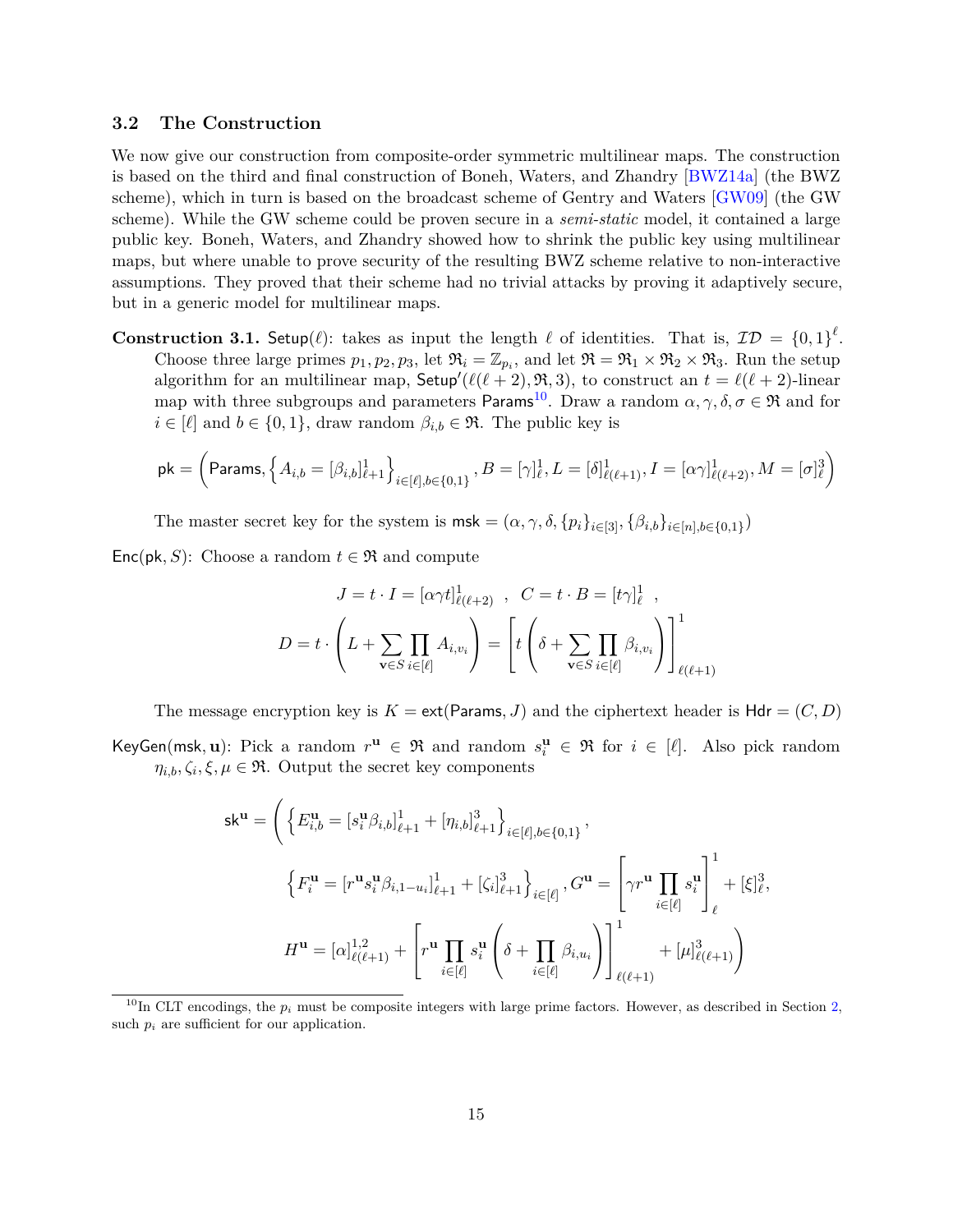### 3.2 The Construction

We now give our construction from composite-order symmetric multilinear maps. The construction is based on the third and final construction of Boneh, Waters, and Zhandry [BWZ14a] (the BWZ scheme), which in turn is based on the broadcast scheme of Gentry and Waters [GW09] (the GW scheme). While the GW scheme could be proven secure in a *semi-static* model, it contained a large public key. Boneh, Waters, and Zhandry showed how to shrink the public key using multilinear maps, but where unable to prove security of the resulting BWZ scheme relative to non-interactive assumptions. They proved that their scheme had no trivial attacks by proving it adaptively secure, but in a generic model for multilinear maps.

**Construction 3.1.** $\mathsf{Setup}(\ell)$: takes as input the length $\ell$ of identities. That is, $\mathcal{ID} = \{0,1\}^\ell$. Choose three large primes $p_1, p_2, p_3$, let $\mathfrak{R}_i = \mathbb{Z}_{p_i}$, and let $\mathfrak{R} = \mathfrak{R}_1 \times \mathfrak{R}_2 \times \mathfrak{R}_3$. Run the setup algorithm for an multilinear map, $\mathsf{Setup}'(\ell(\ell+2), \mathfrak{R}, 3)$, to construct an $t = \ell(\ell+2)$-linear map with three subgroups and parameters $\mathsf{Params}$[10]. Draw a random $\alpha, \gamma, \delta, \sigma \in \mathfrak{R}$ and for $i \in [\ell]$ and $b \in \{0,1\}$, draw random $\beta_{i,b} \in \mathfrak{R}$. The public key is

$$\mathsf{pk} = \left(\mathsf{Params}, \left\{A_{i,b} = [\beta_{i,b}]^1_{\ell+1}\right\}_{i\in[\ell], b\in\{0,1\}}, B = [\gamma]^1_\ell, L = [\delta]^1_{\ell(\ell+1)}, I = [\alpha\gamma]^1_{\ell(\ell+2)}, M = [\sigma]^3_\ell\right)$$

The master secret key for the system is $\mathsf{msk} = (\alpha, \gamma, \delta, \{p_i\}_{i\in[3]}, \{\beta_{i,b}\}_{i\in[n], b\in\{0,1\}})$

$\mathsf{Enc}(\mathsf{pk}, S)$: Choose a random $t \in \mathfrak{R}$ and compute

$$J = t \cdot I = [\alpha\gamma t]^1_{\ell(\ell+2)} \quad , \quad C = t \cdot B = [t\gamma]^1_\ell \quad ,$$

$$D = t \cdot \left(L + \sum_{\mathbf{v}\in S} \prod_{i\in[\ell]} A_{i,v_i}\right) = \left[t\left(\delta + \sum_{\mathbf{v}\in S} \prod_{i\in[\ell]} \beta_{i,v_i}\right)\right]^1_{\ell(\ell+1)}$$

The message encryption key is $K = \mathsf{ext}(\mathsf{Params}, J)$ and the ciphertext header is $\mathsf{Hdr} = (C, D)$

$\mathsf{KeyGen}(\mathsf{msk}, \mathbf{u})$: Pick a random $r^{\mathbf{u}} \in \mathfrak{R}$ and random $s^{\mathbf{u}}_i \in \mathfrak{R}$ for $i \in [\ell]$. Also pick random $\eta_{i,b}, \zeta_i, \xi, \mu \in \mathfrak{R}$. Output the secret key components

$$\mathsf{sk}^{\mathbf{u}} = \Bigg( \left\{E^{\mathbf{u}}_{i,b} = [s^{\mathbf{u}}_i \beta_{i,b}]^1_{\ell+1} + [\eta_{i,b}]^3_{\ell+1}\right\}_{i\in[\ell], b\in\{0,1\}},$$

$$\left\{F^{\mathbf{u}}_i = [r^{\mathbf{u}} s^{\mathbf{u}}_i \beta_{i,1-u_i}]^1_{\ell+1} + [\zeta_i]^3_{\ell+1}\right\}_{i\in[\ell]}, G^{\mathbf{u}} = \left[\gamma r^{\mathbf{u}} \prod_{i\in[\ell]} s^{\mathbf{u}}_i\right]^1_\ell + [\xi]^3_\ell,$$

$$H^{\mathbf{u}} = [\alpha]^{1,2}_{\ell(\ell+1)} + \left[r^{\mathbf{u}} \prod_{i\in[\ell]} s^{\mathbf{u}}_i \left(\delta + \prod_{i\in[\ell]} \beta_{i,u_i}\right)\right]^1_{\ell(\ell+1)} + [\mu]^3_{\ell(\ell+1)}\Bigg)$$

[10] In CLT encodings, the $p_i$ must be composite integers with large prime factors. However, as described in Section 2, such $p_i$ are sufficient for our application.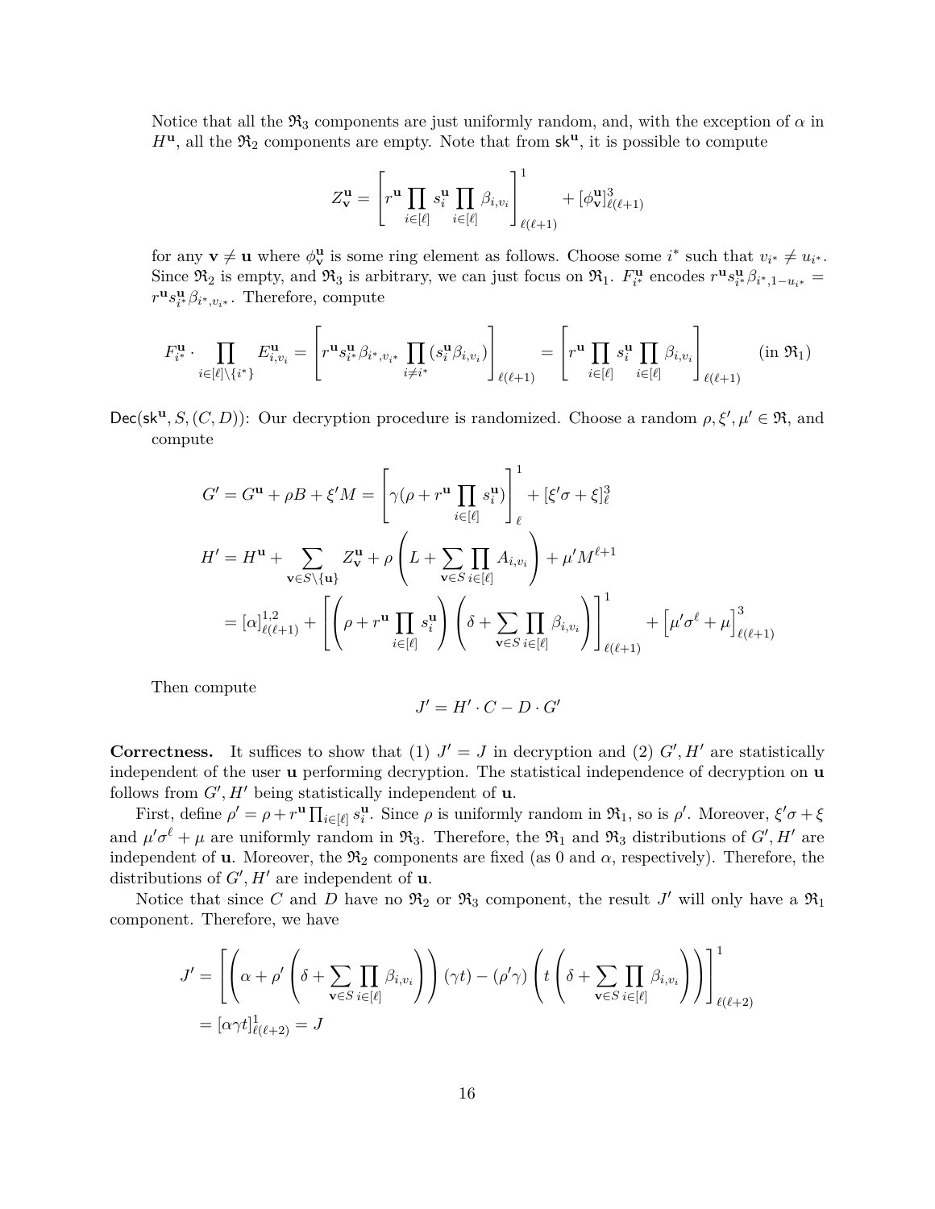Notice that all the $\mathfrak{R}_3$ components are just uniformly random, and, with the exception of $\alpha$ in $H^{\mathbf{u}}$, all the $\mathfrak{R}_2$ components are empty. Note that from $\mathsf{sk}^{\mathbf{u}}$, it is possible to compute

$$Z^{\mathbf{u}}_{\mathbf{v}} = \left[ r^{\mathbf{u}} \prod_{i \in [\ell]} s_i^{\mathbf{u}} \prod_{i \in [\ell]} \beta_{i,v_i} \right]^1_{\ell(\ell+1)} + [\phi^{\mathbf{u}}_{\mathbf{v}}]^3_{\ell(\ell+1)}$$

for any $\mathbf{v} \neq \mathbf{u}$ where $\phi^{\mathbf{u}}_{\mathbf{v}}$ is some ring element as follows. Choose some $i^*$ such that $v_{i^*} \neq u_{i^*}$. Since $\mathfrak{R}_2$ is empty, and $\mathfrak{R}_3$ is arbitrary, we can just focus on $\mathfrak{R}_1$. $F^{\mathbf{u}}_{i^*}$ encodes $r^{\mathbf{u}} s^{\mathbf{u}}_{i^*} \beta_{i^*, 1-u_{i^*}} = r^{\mathbf{u}} s^{\mathbf{u}}_{i^*} \beta_{i^*, v_{i^*}}$. Therefore, compute

$$F^{\mathbf{u}}_{i^*} \cdot \prod_{i \in [\ell] \setminus \{i^*\}} E^{\mathbf{u}}_{i,v_i} = \left[ r^{\mathbf{u}} s^{\mathbf{u}}_{i^*} \beta_{i^*,v_{i^*}} \prod_{i \neq i^*} (s_i^{\mathbf{u}} \beta_{i,v_i}) \right]_{\ell(\ell+1)} = \left[ r^{\mathbf{u}} \prod_{i \in [\ell]} s_i^{\mathbf{u}} \prod_{i \in [\ell]} \beta_{i,v_i} \right]_{\ell(\ell+1)} \quad (\text{in } \mathfrak{R}_1)$$

$\mathsf{Dec}(\mathsf{sk}^{\mathbf{u}}, S, (C, D))$: Our decryption procedure is randomized. Choose a random $\rho, \xi', \mu' \in \mathfrak{R}$, and compute

$$G' = G^{\mathbf{u}} + \rho B + \xi' M = \left[ \gamma(\rho + r^{\mathbf{u}} \prod_{i \in [\ell]} s_i^{\mathbf{u}}) \right]^1_{\ell} + [\xi' \sigma + \xi]^3_{\ell}$$

$$\begin{aligned} H' &= H^{\mathbf{u}} + \sum_{\mathbf{v} \in S \setminus \{\mathbf{u}\}} Z^{\mathbf{u}}_{\mathbf{v}} + \rho \left( L + \sum_{\mathbf{v} \in S} \prod_{i \in [\ell]} A_{i,v_i} \right) + \mu' M^{\ell+1} \\ &= [\alpha]^{1,2}_{\ell(\ell+1)} + \left[ \left( \rho + r^{\mathbf{u}} \prod_{i \in [\ell]} s_i^{\mathbf{u}} \right) \left( \delta + \sum_{\mathbf{v} \in S} \prod_{i \in [\ell]} \beta_{i,v_i} \right) \right]^1_{\ell(\ell+1)} + \left[ \mu' \sigma^{\ell} + \mu \right]^3_{\ell(\ell+1)} \end{aligned}$$

Then compute

$$J' = H' \cdot C - D \cdot G'$$

**Correctness.** It suffices to show that (1) $J' = J$ in decryption and (2) $G', H'$ are statistically independent of the user $\mathbf{u}$ performing decryption. The statistical independence of decryption on $\mathbf{u}$ follows from $G', H'$ being statistically independent of $\mathbf{u}$.

First, define $\rho' = \rho + r^{\mathbf{u}} \prod_{i \in [\ell]} s_i^{\mathbf{u}}$. Since $\rho$ is uniformly random in $\mathfrak{R}_1$, so is $\rho'$. Moreover, $\xi' \sigma + \xi$ and $\mu' \sigma^{\ell} + \mu$ are uniformly random in $\mathfrak{R}_3$. Therefore, the $\mathfrak{R}_1$ and $\mathfrak{R}_3$ distributions of $G', H'$ are independent of $\mathbf{u}$. Moreover, the $\mathfrak{R}_2$ components are fixed (as 0 and $\alpha$, respectively). Therefore, the distributions of $G', H'$ are independent of $\mathbf{u}$.

Notice that since $C$ and $D$ have no $\mathfrak{R}_2$ or $\mathfrak{R}_3$ component, the result $J'$ will only have a $\mathfrak{R}_1$ component. Therefore, we have

$$\begin{aligned} J' &= \left[ \left( \alpha + \rho' \left( \delta + \sum_{\mathbf{v} \in S} \prod_{i \in [\ell]} \beta_{i,v_i} \right) \right) (\gamma t) - (\rho' \gamma) \left( t \left( \delta + \sum_{\mathbf{v} \in S} \prod_{i \in [\ell]} \beta_{i,v_i} \right) \right) \right]^1_{\ell(\ell+2)} \\ &= [\alpha \gamma t]^1_{\ell(\ell+2)} = J \end{aligned}$$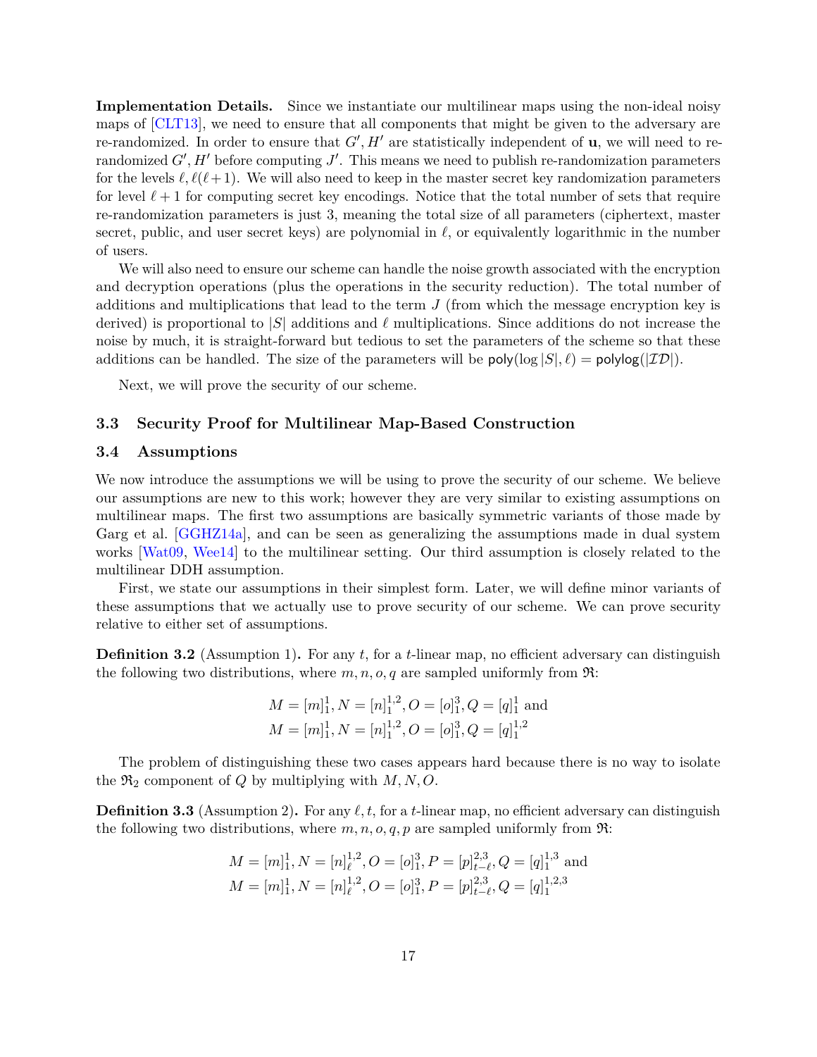**Implementation Details.** Since we instantiate our multilinear maps using the non-ideal noisy maps of [CLT13], we need to ensure that all components that might be given to the adversary are re-randomized. In order to ensure that $G', H'$ are statistically independent of $\mathbf{u}$, we will need to re-randomized $G', H'$ before computing $J'$. This means we need to publish re-randomization parameters for the levels $\ell, \ell(\ell+1)$. We will also need to keep in the master secret key randomization parameters for level $\ell+1$ for computing secret key encodings. Notice that the total number of sets that require re-randomization parameters is just 3, meaning the total size of all parameters (ciphertext, master secret, public, and user secret keys) are polynomial in $\ell$, or equivalently logarithmic in the number of users.

We will also need to ensure our scheme can handle the noise growth associated with the encryption and decryption operations (plus the operations in the security reduction). The total number of additions and multiplications that lead to the term $J$ (from which the message encryption key is derived) is proportional to $|S|$ additions and $\ell$ multiplications. Since additions do not increase the noise by much, it is straight-forward but tedious to set the parameters of the scheme so that these additions can be handled. The size of the parameters will be $\mathsf{poly}(\log |S|, \ell) = \mathsf{polylog}(|\mathcal{ID}|)$.

Next, we will prove the security of our scheme.

### 3.3 Security Proof for Multilinear Map-Based Construction

### 3.4 Assumptions

We now introduce the assumptions we will be using to prove the security of our scheme. We believe our assumptions are new to this work; however they are very similar to existing assumptions on multilinear maps. The first two assumptions are basically symmetric variants of those made by Garg et al. [GGHZ14a], and can be seen as generalizing the assumptions made in dual system works [Wat09, Wee14] to the multilinear setting. Our third assumption is closely related to the multilinear DDH assumption.

First, we state our assumptions in their simplest form. Later, we will define minor variants of these assumptions that we actually use to prove security of our scheme. We can prove security relative to either set of assumptions.

**Definition 3.2** (Assumption 1)**.** For any $t$, for a $t$-linear map, no efficient adversary can distinguish the following two distributions, where $m, n, o, q$ are sampled uniformly from $\mathfrak{R}$:

$$M = [m]_1^1, N = [n]_1^{1,2}, O = [o]_1^3, Q = [q]_1^1 \text{ and}$$
$$M = [m]_1^1, N = [n]_1^{1,2}, O = [o]_1^3, Q = [q]_1^{1,2}$$

The problem of distinguishing these two cases appears hard because there is no way to isolate the $\mathfrak{R}_2$ component of $Q$ by multiplying with $M, N, O$.

**Definition 3.3** (Assumption 2)**.** For any $\ell, t$, for a $t$-linear map, no efficient adversary can distinguish the following two distributions, where $m, n, o, q, p$ are sampled uniformly from $\mathfrak{R}$:

$$M = [m]_1^1, N = [n]_\ell^{1,2}, O = [o]_1^3, P = [p]_{t-\ell}^{2,3}, Q = [q]_1^{1,3} \text{ and}$$
$$M = [m]_1^1, N = [n]_\ell^{1,2}, O = [o]_1^3, P = [p]_{t-\ell}^{2,3}, Q = [q]_1^{1,2,3}$$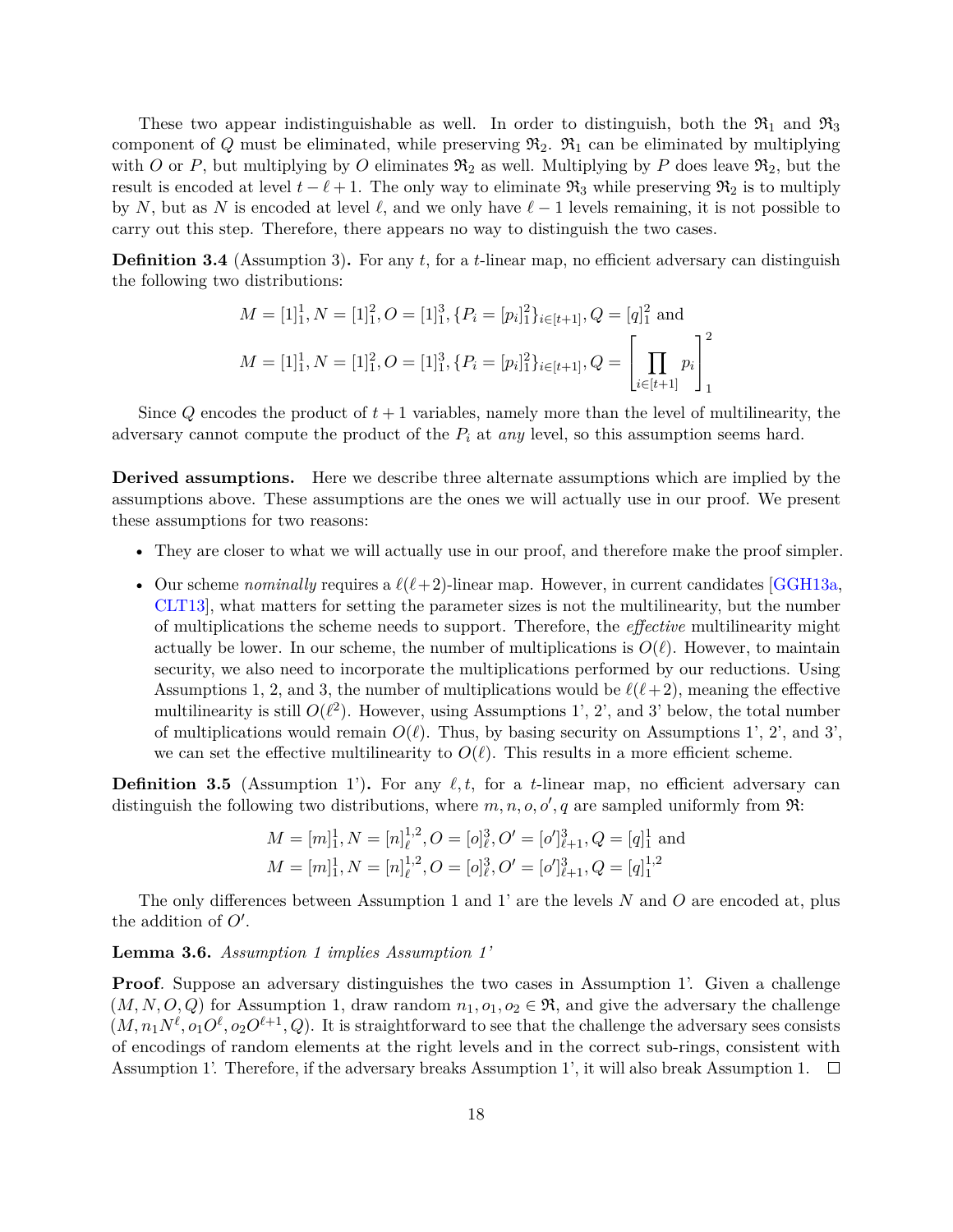These two appear indistinguishable as well. In order to distinguish, both the $\mathfrak{R}_1$ and $\mathfrak{R}_3$ component of $Q$ must be eliminated, while preserving $\mathfrak{R}_2$. $\mathfrak{R}_1$ can be eliminated by multiplying with $O$ or $P$, but multiplying by $O$ eliminates $\mathfrak{R}_2$ as well. Multiplying by $P$ does leave $\mathfrak{R}_2$, but the result is encoded at level $t - \ell + 1$. The only way to eliminate $\mathfrak{R}_3$ while preserving $\mathfrak{R}_2$ is to multiply by $N$, but as $N$ is encoded at level $\ell$, and we only have $\ell - 1$ levels remaining, it is not possible to carry out this step. Therefore, there appears no way to distinguish the two cases.

**Definition 3.4** (Assumption 3)**.** For any $t$, for a $t$-linear map, no efficient adversary can distinguish the following two distributions:

$$M = [1]_1^1, N = [1]_1^2, O = [1]_1^3, \{P_i = [p_i]_1^2\}_{i \in [t+1]}, Q = [q]_1^2 \text{ and}$$
$$M = [1]_1^1, N = [1]_1^2, O = [1]_1^3, \{P_i = [p_i]_1^2\}_{i \in [t+1]}, Q = \left[ \prod_{i \in [t+1]} p_i \right]_1^2$$

Since $Q$ encodes the product of $t+1$ variables, namely more than the level of multilinearity, the adversary cannot compute the product of the $P_i$ at *any* level, so this assumption seems hard.

**Derived assumptions.** Here we describe three alternate assumptions which are implied by the assumptions above. These assumptions are the ones we will actually use in our proof. We present these assumptions for two reasons:

- They are closer to what we will actually use in our proof, and therefore make the proof simpler.
- Our scheme *nominally* requires a $\ell(\ell+2)$-linear map. However, in current candidates [GGH13a, CLT13], what matters for setting the parameter sizes is not the multilinearity, but the number of multiplications the scheme needs to support. Therefore, the *effective* multilinearity might actually be lower. In our scheme, the number of multiplications is $O(\ell)$. However, to maintain security, we also need to incorporate the multiplications performed by our reductions. Using Assumptions 1, 2, and 3, the number of multiplications would be $\ell(\ell+2)$, meaning the effective multilinearity is still $O(\ell^2)$. However, using Assumptions 1', 2', and 3' below, the total number of multiplications would remain $O(\ell)$. Thus, by basing security on Assumptions 1', 2', and 3', we can set the effective multilinearity to $O(\ell)$. This results in a more efficient scheme.

**Definition 3.5** (Assumption 1')**.** For any $\ell, t$, for a $t$-linear map, no efficient adversary can distinguish the following two distributions, where $m, n, o, o', q$ are sampled uniformly from $\mathfrak{R}$:

$$M = [m]_1^1, N = [n]_\ell^{1,2}, O = [o]_\ell^3, O' = [o']_{\ell+1}^3, Q = [q]_1^1 \text{ and}$$
$$M = [m]_1^1, N = [n]_\ell^{1,2}, O = [o]_\ell^3, O' = [o']_{\ell+1}^3, Q = [q]_1^{1,2}$$

The only differences between Assumption 1 and 1' are the levels $N$ and $O$ are encoded at, plus the addition of $O'$.

**Lemma 3.6.** *Assumption 1 implies Assumption 1'*

**Proof**. Suppose an adversary distinguishes the two cases in Assumption 1'. Given a challenge $(M, N, O, Q)$ for Assumption 1, draw random $n_1, o_1, o_2 \in \mathfrak{R}$, and give the adversary the challenge $(M, n_1 N^\ell, o_1 O^\ell, o_2 O^{\ell+1}, Q)$. It is straightforward to see that the challenge the adversary sees consists of encodings of random elements at the right levels and in the correct sub-rings, consistent with Assumption 1'. Therefore, if the adversary breaks Assumption 1', it will also break Assumption 1. $\square$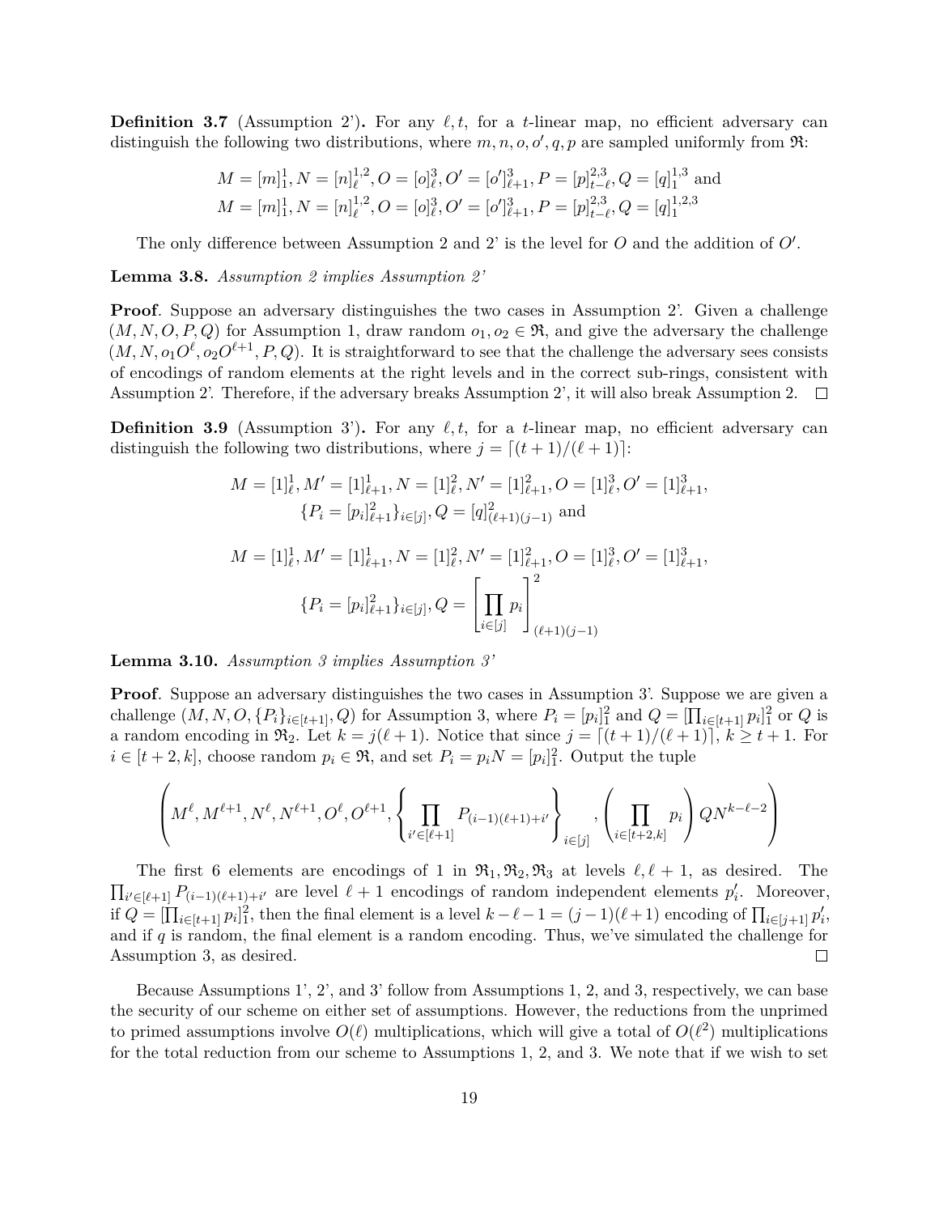**Definition 3.7** (Assumption 2'). For any $\ell, t$, for a $t$-linear map, no efficient adversary can distinguish the following two distributions, where $m, n, o, o', q, p$ are sampled uniformly from $\mathfrak{R}$:

$$M = [m]_1^1, N = [n]_\ell^{1,2}, O = [o]_\ell^3, O' = [o']_{\ell+1}^3, P = [p]_{t-\ell}^{2,3}, Q = [q]_1^{1,3} \text{ and}$$
$$M = [m]_1^1, N = [n]_\ell^{1,2}, O = [o]_\ell^3, O' = [o']_{\ell+1}^3, P = [p]_{t-\ell}^{2,3}, Q = [q]_1^{1,2,3}$$

The only difference between Assumption 2 and 2' is the level for $O$ and the addition of $O'$.

**Lemma 3.8.** *Assumption 2 implies Assumption 2'*

**Proof**. Suppose an adversary distinguishes the two cases in Assumption 2'. Given a challenge $(M, N, O, P, Q)$ for Assumption 1, draw random $o_1, o_2 \in \mathfrak{R}$, and give the adversary the challenge $(M, N, o_1 O^\ell, o_2 O^{\ell+1}, P, Q)$. It is straightforward to see that the challenge the adversary sees consists of encodings of random elements at the right levels and in the correct sub-rings, consistent with Assumption 2'. Therefore, if the adversary breaks Assumption 2', it will also break Assumption 2. $\square$

**Definition 3.9** (Assumption 3'). For any $\ell, t$, for a $t$-linear map, no efficient adversary can distinguish the following two distributions, where $j = \lceil (t+1)/(\ell+1) \rceil$:

$$M = [1]_\ell^1, M' = [1]_{\ell+1}^1, N = [1]_\ell^2, N' = [1]_{\ell+1}^2, O = [1]_\ell^3, O' = [1]_{\ell+1}^3,$$
$$\{P_i = [p_i]_{\ell+1}^2\}_{i\in[j]}, Q = [q]_{(\ell+1)(j-1)}^2 \text{ and}$$

$$M = [1]_\ell^1, M' = [1]_{\ell+1}^1, N = [1]_\ell^2, N' = [1]_{\ell+1}^2, O = [1]_\ell^3, O' = [1]_{\ell+1}^3,$$
$$\{P_i = [p_i]_{\ell+1}^2\}_{i\in[j]}, Q = \left[\prod_{i\in[j]} p_i\right]_{(\ell+1)(j-1)}^2$$

**Lemma 3.10.** *Assumption 3 implies Assumption 3'*

**Proof**. Suppose an adversary distinguishes the two cases in Assumption 3'. Suppose we are given a challenge $(M, N, O, \{P_i\}_{i\in[t+1]}, Q)$ for Assumption 3, where $P_i = [p_i]_1^2$ and $Q = [\prod_{i\in[t+1]} p_i]_1^2$ or $Q$ is a random encoding in $\mathfrak{R}_2$. Let $k = j(\ell+1)$. Notice that since $j = \lceil (t+1)/(\ell+1) \rceil$, $k \geq t+1$. For $i \in [t+2, k]$, choose random $p_i \in \mathfrak{R}$, and set $P_i = p_i N = [p_i]_1^2$. Output the tuple

$$\left( M^\ell, M^{\ell+1}, N^\ell, N^{\ell+1}, O^\ell, O^{\ell+1}, \left\{ \prod_{i'\in[\ell+1]} P_{(i-1)(\ell+1)+i'} \right\}_{i\in[j]}, \left( \prod_{i\in[t+2,k]} p_i \right) Q N^{k-\ell-2} \right)$$

The first 6 elements are encodings of 1 in $\mathfrak{R}_1, \mathfrak{R}_2, \mathfrak{R}_3$ at levels $\ell, \ell+1$, as desired. The $\prod_{i'\in[\ell+1]} P_{(i-1)(\ell+1)+i'}$ are level $\ell+1$ encodings of random independent elements $p'_i$. Moreover, if $Q = [\prod_{i\in[t+1]} p_i]_1^2$, then the final element is a level $k - \ell - 1 = (j-1)(\ell+1)$ encoding of $\prod_{i\in[j+1]} p'_i$, and if $q$ is random, the final element is a random encoding. Thus, we've simulated the challenge for Assumption 3, as desired. $\square$

Because Assumptions 1', 2', and 3' follow from Assumptions 1, 2, and 3, respectively, we can base the security of our scheme on either set of assumptions. However, the reductions from the unprimed to primed assumptions involve $O(\ell)$ multiplications, which will give a total of $O(\ell^2)$ multiplications for the total reduction from our scheme to Assumptions 1, 2, and 3. We note that if we wish to set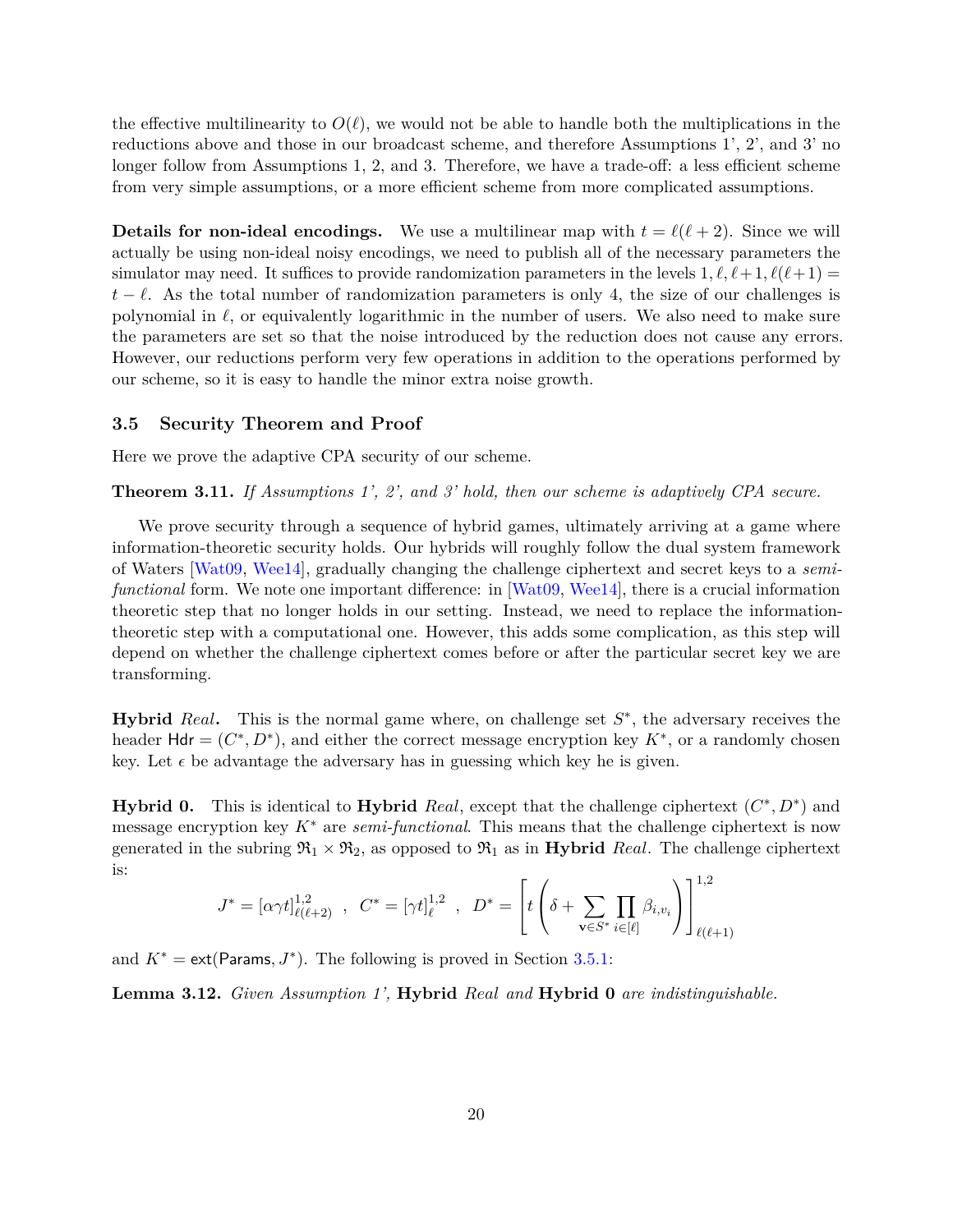the effective multilinearity to $O(\ell)$, we would not be able to handle both the multiplications in the reductions above and those in our broadcast scheme, and therefore Assumptions 1', 2', and 3' no longer follow from Assumptions 1, 2, and 3. Therefore, we have a trade-off: a less efficient scheme from very simple assumptions, or a more efficient scheme from more complicated assumptions.

**Details for non-ideal encodings.** We use a multilinear map with $t = \ell(\ell+2)$. Since we will actually be using non-ideal noisy encodings, we need to publish all of the necessary parameters the simulator may need. It suffices to provide randomization parameters in the levels $1, \ell, \ell+1, \ell(\ell+1) = t - \ell$. As the total number of randomization parameters is only 4, the size of our challenges is polynomial in $\ell$, or equivalently logarithmic in the number of users. We also need to make sure the parameters are set so that the noise introduced by the reduction does not cause any errors. However, our reductions perform very few operations in addition to the operations performed by our scheme, so it is easy to handle the minor extra noise growth.

### 3.5 Security Theorem and Proof

Here we prove the adaptive CPA security of our scheme.

**Theorem 3.11.** *If Assumptions 1', 2', and 3' hold, then our scheme is adaptively CPA secure.*

We prove security through a sequence of hybrid games, ultimately arriving at a game where information-theoretic security holds. Our hybrids will roughly follow the dual system framework of Waters [Wat09, Wee14], gradually changing the challenge ciphertext and secret keys to a *semi-functional* form. We note one important difference: in [Wat09, Wee14], there is a crucial information theoretic step that no longer holds in our setting. Instead, we need to replace the information-theoretic step with a computational one. However, this adds some complication, as this step will depend on whether the challenge ciphertext comes before or after the particular secret key we are transforming.

**Hybrid** *Real***.** This is the normal game where, on challenge set $S^*$, the adversary receives the header $\mathsf{Hdr} = (C^*, D^*)$, and either the correct message encryption key $K^*$, or a randomly chosen key. Let $\epsilon$ be advantage the adversary has in guessing which key he is given.

**Hybrid 0.** This is identical to **Hybrid** *Real*, except that the challenge ciphertext $(C^*, D^*)$ and message encryption key $K^*$ are *semi-functional*. This means that the challenge ciphertext is now generated in the subring $\mathfrak{R}_1 \times \mathfrak{R}_2$, as opposed to $\mathfrak{R}_1$ as in **Hybrid** *Real*. The challenge ciphertext is:

$$J^* = [\alpha\gamma t]^{1,2}_{\ell(\ell+2)} \ \ , \ \ C^* = [\gamma t]^{1,2}_{\ell} \ \ , \ \ D^* = \left[ t \left( \delta + \sum_{\mathbf{v} \in S^*} \prod_{i \in [\ell]} \beta_{i,v_i} \right) \right]^{1,2}_{\ell(\ell+1)}$$

and $K^* = \mathsf{ext}(\mathsf{Params}, J^*)$. The following is proved in Section 3.5.1:

**Lemma 3.12.** *Given Assumption 1',* **Hybrid** *Real and* **Hybrid 0** *are indistinguishable.*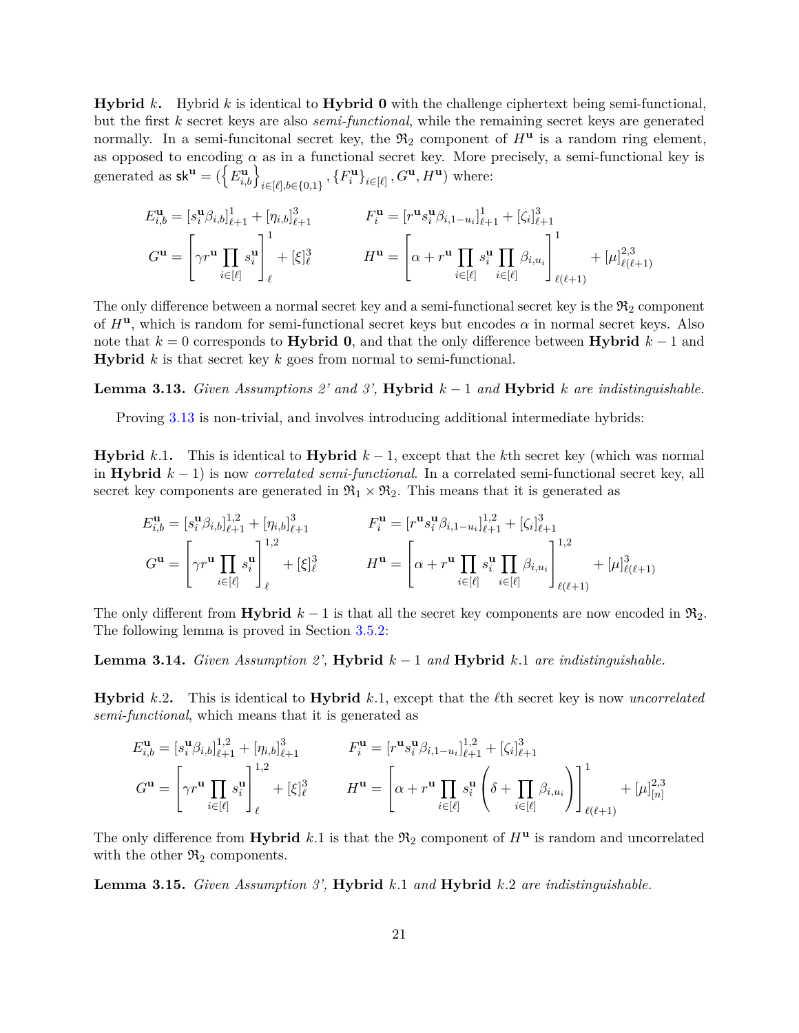**Hybrid $k$.** Hybrid $k$ is identical to **Hybrid 0** with the challenge ciphertext being semi-functional, but the first $k$ secret keys are also *semi-functional*, while the remaining secret keys are generated normally. In a semi-funcitonal secret key, the $\mathfrak{R}_2$ component of $H^{\mathbf{u}}$ is a random ring element, as opposed to encoding $\alpha$ as in a functional secret key. More precisely, a semi-functional key is generated as $\mathsf{sk}^{\mathbf{u}} = (\left\{E^{\mathbf{u}}_{i,b}\right\}_{i\in[\ell],b\in\{0,1\}}, \{F^{\mathbf{u}}_i\}_{i\in[\ell]}, G^{\mathbf{u}}, H^{\mathbf{u}})$ where:

$$E^{\mathbf{u}}_{i,b} = [s^{\mathbf{u}}_i \beta_{i,b}]^1_{\ell+1} + [\eta_{i,b}]^3_{\ell+1} \qquad F^{\mathbf{u}}_i = [r^{\mathbf{u}} s^{\mathbf{u}}_i \beta_{i,1-u_i}]^1_{\ell+1} + [\zeta_i]^3_{\ell+1}$$

$$G^{\mathbf{u}} = \left[\gamma r^{\mathbf{u}} \prod_{i\in[\ell]} s^{\mathbf{u}}_i\right]^1_{\ell} + [\xi]^3_{\ell} \qquad H^{\mathbf{u}} = \left[\alpha + r^{\mathbf{u}} \prod_{i\in[\ell]} s^{\mathbf{u}}_i \prod_{i\in[\ell]} \beta_{i,u_i}\right]^1_{\ell(\ell+1)} + [\mu]^{2,3}_{\ell(\ell+1)}$$

The only difference between a normal secret key and a semi-functional secret key is the $\mathfrak{R}_2$ component of $H^{\mathbf{u}}$, which is random for semi-functional secret keys but encodes $\alpha$ in normal secret keys. Also note that $k = 0$ corresponds to **Hybrid 0**, and that the only difference between **Hybrid** $k-1$ and **Hybrid** $k$ is that secret key $k$ goes from normal to semi-functional.

**Lemma 3.13.** *Given Assumptions 2' and 3',* **Hybrid** $k-1$ *and* **Hybrid** $k$ *are indistinguishable.*

Proving 3.13 is non-trivial, and involves introducing additional intermediate hybrids:

**Hybrid $k.1$.** This is identical to **Hybrid** $k-1$, except that the $k$th secret key (which was normal in **Hybrid** $k-1$) is now *correlated semi-functional*. In a correlated semi-functional secret key, all secret key components are generated in $\mathfrak{R}_1 \times \mathfrak{R}_2$. This means that it is generated as

$$E^{\mathbf{u}}_{i,b} = [s^{\mathbf{u}}_i \beta_{i,b}]^{1,2}_{\ell+1} + [\eta_{i,b}]^3_{\ell+1} \qquad F^{\mathbf{u}}_i = [r^{\mathbf{u}} s^{\mathbf{u}}_i \beta_{i,1-u_i}]^{1,2}_{\ell+1} + [\zeta_i]^3_{\ell+1}$$

$$G^{\mathbf{u}} = \left[\gamma r^{\mathbf{u}} \prod_{i\in[\ell]} s^{\mathbf{u}}_i\right]^{1,2}_{\ell} + [\xi]^3_{\ell} \qquad H^{\mathbf{u}} = \left[\alpha + r^{\mathbf{u}} \prod_{i\in[\ell]} s^{\mathbf{u}}_i \prod_{i\in[\ell]} \beta_{i,u_i}\right]^{1,2}_{\ell(\ell+1)} + [\mu]^3_{\ell(\ell+1)}$$

The only different from **Hybrid** $k-1$ is that all the secret key components are now encoded in $\mathfrak{R}_2$. The following lemma is proved in Section 3.5.2:

**Lemma 3.14.** *Given Assumption 2',* **Hybrid** $k-1$ *and* **Hybrid** $k.1$ *are indistinguishable.*

**Hybrid $k.2$.** This is identical to **Hybrid** $k.1$, except that the $\ell$th secret key is now *uncorrelated semi-functional*, which means that it is generated as

$$E^{\mathbf{u}}_{i,b} = [s^{\mathbf{u}}_i \beta_{i,b}]^{1,2}_{\ell+1} + [\eta_{i,b}]^3_{\ell+1} \qquad F^{\mathbf{u}}_i = [r^{\mathbf{u}} s^{\mathbf{u}}_i \beta_{i,1-u_i}]^{1,2}_{\ell+1} + [\zeta_i]^3_{\ell+1}$$

$$G^{\mathbf{u}} = \left[\gamma r^{\mathbf{u}} \prod_{i\in[\ell]} s^{\mathbf{u}}_i\right]^{1,2}_{\ell} + [\xi]^3_{\ell} \qquad H^{\mathbf{u}} = \left[\alpha + r^{\mathbf{u}} \prod_{i\in[\ell]} s^{\mathbf{u}}_i \left(\delta + \prod_{i\in[\ell]} \beta_{i,u_i}\right)\right]^1_{\ell(\ell+1)} + [\mu]^{2,3}_{[n]}$$

The only difference from **Hybrid** $k.1$ is that the $\mathfrak{R}_2$ component of $H^{\mathbf{u}}$ is random and uncorrelated with the other $\mathfrak{R}_2$ components.

**Lemma 3.15.** *Given Assumption 3',* **Hybrid** $k.1$ *and* **Hybrid** $k.2$ *are indistinguishable.*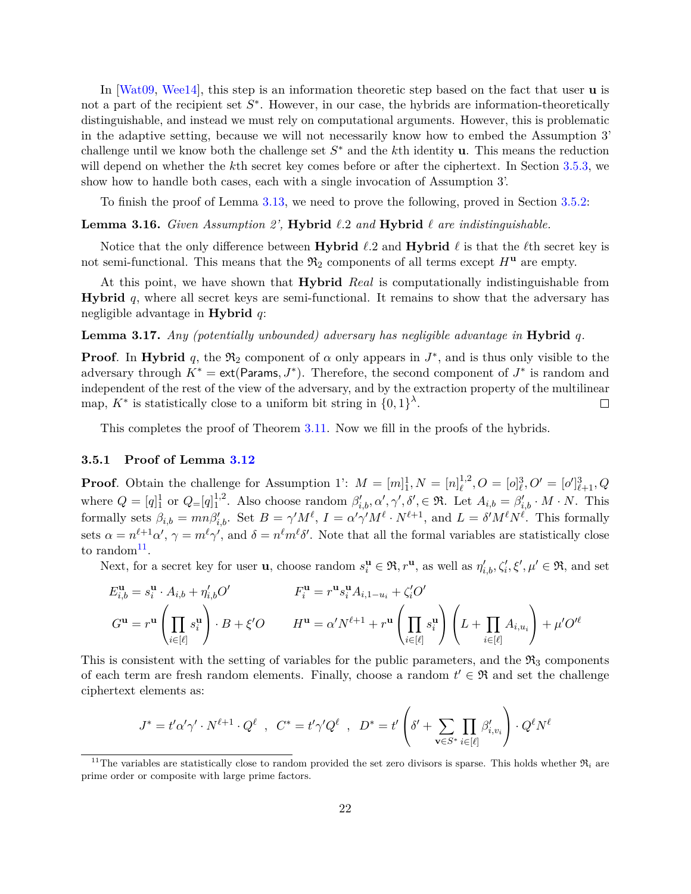In [Wat09, Wee14], this step is an information theoretic step based on the fact that user $\mathbf{u}$ is not a part of the recipient set $S^*$. However, in our case, the hybrids are information-theoretically distinguishable, and instead we must rely on computational arguments. However, this is problematic in the adaptive setting, because we will not necessarily know how to embed the Assumption 3' challenge until we know both the challenge set $S^*$ and the $k$th identity $\mathbf{u}$. This means the reduction will depend on whether the $k$th secret key comes before or after the ciphertext. In Section 3.5.3, we show how to handle both cases, each with a single invocation of Assumption 3'.

To finish the proof of Lemma 3.13, we need to prove the following, proved in Section 3.5.2:

**Lemma 3.16.** *Given Assumption 2',* **Hybrid** $\ell$*.2 and* **Hybrid** $\ell$ *are indistinguishable.*

Notice that the only difference between **Hybrid** $\ell$.2 and **Hybrid** $\ell$ is that the $\ell$th secret key is not semi-functional. This means that the $\mathfrak{R}_2$ components of all terms except $H^{\mathbf{u}}$ are empty.

At this point, we have shown that **Hybrid** *Real* is computationally indistinguishable from **Hybrid** $q$, where all secret keys are semi-functional. It remains to show that the adversary has negligible advantage in **Hybrid** $q$:

**Lemma 3.17.** *Any (potentially unbounded) adversary has negligible advantage in* **Hybrid** $q$*.*

**Proof**. In **Hybrid** $q$, the $\mathfrak{R}_2$ component of $\alpha$ only appears in $J^*$, and is thus only visible to the adversary through $K^* = \mathsf{ext}(\mathsf{Params}, J^*)$. Therefore, the second component of $J^*$ is random and independent of the rest of the view of the adversary, and by the extraction property of the multilinear map, $K^*$ is statistically close to a uniform bit string in $\{0,1\}^\lambda$. □

This completes the proof of Theorem 3.11. Now we fill in the proofs of the hybrids.

### 3.5.1 Proof of Lemma 3.12

**Proof**. Obtain the challenge for Assumption 1': $M = [m]_1^1, N = [n]_\ell^{1,2}, O = [o]_\ell^3, O' = [o']_{\ell+1}^3, Q$ where $Q = [q]_1^1$ or $Q = [q]_1^{1,2}$. Also choose random $\beta'_{i,b}, \alpha', \gamma', \delta', \in \mathfrak{R}$. Let $A_{i,b} = \beta'_{i,b} \cdot M \cdot N$. This formally sets $\beta_{i,b} = mn\beta'_{i,b}$. Set $B = \gamma' M^\ell$, $I = \alpha'\gamma' M^\ell \cdot N^{\ell+1}$, and $L = \delta' M^\ell N^\ell$. This formally sets $\alpha = n^{\ell+1}\alpha'$, $\gamma = m^\ell \gamma'$, and $\delta = n^\ell m^\ell \delta'$. Note that all the formal variables are statistically close to random[11].

Next, for a secret key for user $\mathbf{u}$, choose random $s_i^{\mathbf{u}} \in \mathfrak{R}, r^{\mathbf{u}}$, as well as $\eta'_{i,b}, \zeta'_i, \xi', \mu' \in \mathfrak{R}$, and set

$$E_{i,b}^{\mathbf{u}} = s_i^{\mathbf{u}} \cdot A_{i,b} + \eta'_{i,b} O' \qquad F_i^{\mathbf{u}} = r^{\mathbf{u}} s_i^{\mathbf{u}} A_{i,1-u_i} + \zeta'_i O'$$

$$G^{\mathbf{u}} = r^{\mathbf{u}} \left( \prod_{i \in [\ell]} s_i^{\mathbf{u}} \right) \cdot B + \xi' O \qquad H^{\mathbf{u}} = \alpha' N^{\ell+1} + r^{\mathbf{u}} \left( \prod_{i \in [\ell]} s_i^{\mathbf{u}} \right) \left( L + \prod_{i \in [\ell]} A_{i,u_i} \right) + \mu' O'^\ell$$

This is consistent with the setting of variables for the public parameters, and the $\mathfrak{R}_3$ components of each term are fresh random elements. Finally, choose a random $t' \in \mathfrak{R}$ and set the challenge ciphertext elements as:

$$J^* = t'\alpha'\gamma' \cdot N^{\ell+1} \cdot Q^\ell \ \ , \ \ C^* = t'\gamma' Q^\ell \ \ , \ \ D^* = t' \left( \delta' + \sum_{\mathbf{v} \in S^*} \prod_{i \in [\ell]} \beta'_{i,v_i} \right) \cdot Q^\ell N^\ell$$

[11] The variables are statistically close to random provided the set zero divisors is sparse. This holds whether $\mathfrak{R}_i$ are prime order or composite with large prime factors.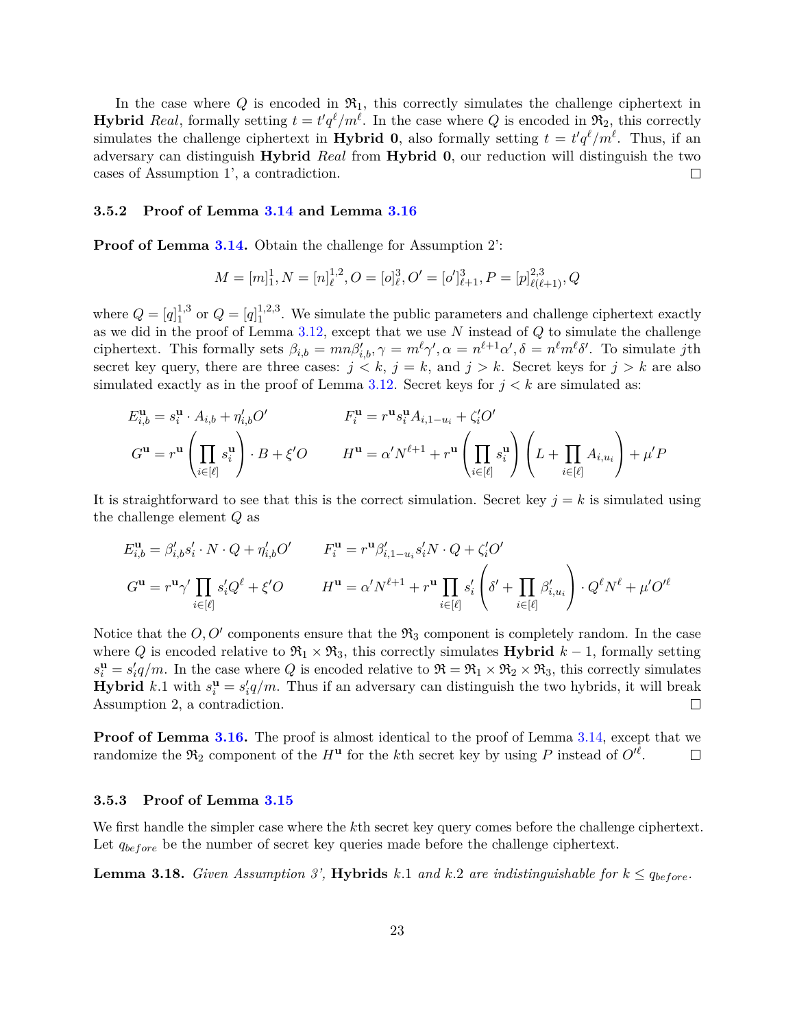In the case where $Q$ is encoded in $\mathfrak{R}_1$, this correctly simulates the challenge ciphertext in **Hybrid** *Real*, formally setting $t = t'q^\ell/m^\ell$. In the case where $Q$ is encoded in $\mathfrak{R}_2$, this correctly simulates the challenge ciphertext in **Hybrid 0**, also formally setting $t = t'q^\ell/m^\ell$. Thus, if an adversary can distinguish **Hybrid** *Real* from **Hybrid 0**, our reduction will distinguish the two cases of Assumption 1', a contradiction. $\square$

### 3.5.2 Proof of Lemma 3.14 and Lemma 3.16

**Proof of Lemma 3.14.** Obtain the challenge for Assumption 2':

$$M = [m]_1^1, N = [n]_\ell^{1,2}, O = [o]_\ell^3, O' = [o']_{\ell+1}^3, P = [p]_{\ell(\ell+1)}^{2,3}, Q$$

where $Q = [q]_1^{1,3}$ or $Q = [q]_1^{1,2,3}$. We simulate the public parameters and challenge ciphertext exactly as we did in the proof of Lemma 3.12, except that we use $N$ instead of $Q$ to simulate the challenge ciphertext. This formally sets $\beta_{i,b} = mn\beta'_{i,b}, \gamma = m^\ell\gamma', \alpha = n^{\ell+1}\alpha', \delta = n^\ell m^\ell \delta'$. To simulate $j$th secret key query, there are three cases: $j < k$, $j = k$, and $j > k$. Secret keys for $j > k$ are also simulated exactly as in the proof of Lemma 3.12. Secret keys for $j < k$ are simulated as:

$$E_{i,b}^{\mathbf{u}} = s_i^{\mathbf{u}} \cdot A_{i,b} + \eta'_{i,b}O' \qquad F_i^{\mathbf{u}} = r^{\mathbf{u}} s_i^{\mathbf{u}} A_{i,1-u_i} + \zeta'_i O'$$

$$G^{\mathbf{u}} = r^{\mathbf{u}} \left(\prod_{i\in[\ell]} s_i^{\mathbf{u}}\right) \cdot B + \xi' O \qquad H^{\mathbf{u}} = \alpha' N^{\ell+1} + r^{\mathbf{u}} \left(\prod_{i\in[\ell]} s_i^{\mathbf{u}}\right)\left(L + \prod_{i\in[\ell]} A_{i,u_i}\right) + \mu' P$$

It is straightforward to see that this is the correct simulation. Secret key $j = k$ is simulated using the challenge element $Q$ as

$$E_{i,b}^{\mathbf{u}} = \beta'_{i,b}s'_i \cdot N \cdot Q + \eta'_{i,b}O' \qquad F_i^{\mathbf{u}} = r^{\mathbf{u}}\beta'_{i,1-u_i}s'_i N \cdot Q + \zeta'_i O'$$

$$G^{\mathbf{u}} = r^{\mathbf{u}}\gamma' \prod_{i\in[\ell]} s'_i Q^\ell + \xi' O \qquad H^{\mathbf{u}} = \alpha' N^{\ell+1} + r^{\mathbf{u}} \prod_{i\in[\ell]} s'_i \left(\delta' + \prod_{i\in[\ell]} \beta'_{i,u_i}\right) \cdot Q^\ell N^\ell + \mu' O'^\ell$$

Notice that the $O, O'$ components ensure that the $\mathfrak{R}_3$ component is completely random. In the case where $Q$ is encoded relative to $\mathfrak{R}_1 \times \mathfrak{R}_3$, this correctly simulates **Hybrid** $k-1$, formally setting $s_i^{\mathbf{u}} = s'_i q/m$. In the case where $Q$ is encoded relative to $\mathfrak{R} = \mathfrak{R}_1 \times \mathfrak{R}_2 \times \mathfrak{R}_3$, this correctly simulates **Hybrid** $k.1$ with $s_i^{\mathbf{u}} = s'_i q/m$. Thus if an adversary can distinguish the two hybrids, it will break Assumption 2, a contradiction. $\square$

**Proof of Lemma 3.16.** The proof is almost identical to the proof of Lemma 3.14, except that we randomize the $\mathfrak{R}_2$ component of the $H^{\mathbf{u}}$ for the $k$th secret key by using $P$ instead of $O'^\ell$. $\square$

### 3.5.3 Proof of Lemma 3.15

We first handle the simpler case where the $k$th secret key query comes before the challenge ciphertext. Let $q_{before}$ be the number of secret key queries made before the challenge ciphertext.

**Lemma 3.18.** *Given Assumption 3',* **Hybrids** *$k.1$ and $k.2$ are indistinguishable for $k \le q_{before}$.*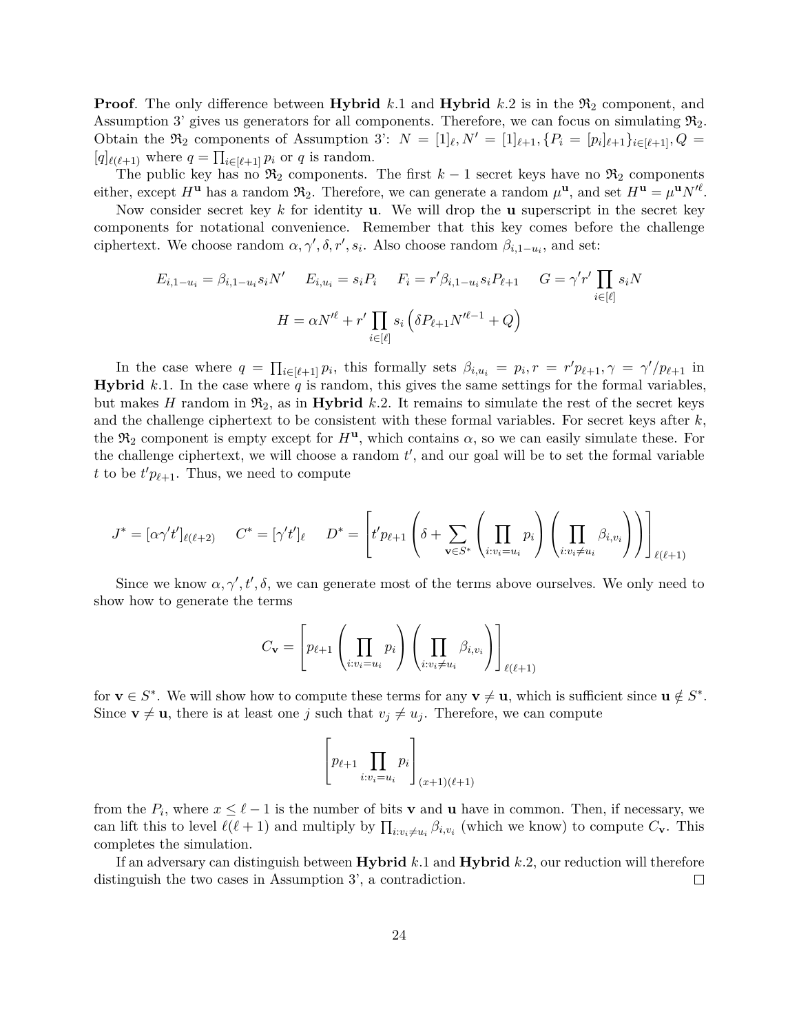**Proof**. The only difference between **Hybrid** $k.1$ and **Hybrid** $k.2$ is in the $\mathfrak{R}_2$ component, and Assumption 3' gives us generators for all components. Therefore, we can focus on simulating $\mathfrak{R}_2$. Obtain the $\mathfrak{R}_2$ components of Assumption 3': $N = [1]_\ell, N' = [1]_{\ell+1}, \{P_i = [p_i]_{\ell+1}\}_{i\in[\ell+1]}, Q = [q]_{\ell(\ell+1)}$ where $q = \prod_{i\in[\ell+1]} p_i$ or $q$ is random.

The public key has no $\mathfrak{R}_2$ components. The first $k-1$ secret keys have no $\mathfrak{R}_2$ components either, except $H^{\mathbf{u}}$ has a random $\mathfrak{R}_2$. Therefore, we can generate a random $\mu^{\mathbf{u}}$, and set $H^{\mathbf{u}} = \mu^{\mathbf{u}} N'^{\ell}$.

Now consider secret key $k$ for identity $\mathbf{u}$. We will drop the $\mathbf{u}$ superscript in the secret key components for notational convenience. Remember that this key comes before the challenge ciphertext. We choose random $\alpha, \gamma', \delta, r', s_i$. Also choose random $\beta_{i,1-u_i}$, and set:

$$E_{i,1-u_i} = \beta_{i,1-u_i} s_i N' \qquad E_{i,u_i} = s_i P_i \qquad F_i = r'\beta_{i,1-u_i} s_i P_{\ell+1} \qquad G = \gamma' r' \prod_{i\in[\ell]} s_i N$$

$$H = \alpha N'^{\ell} + r' \prod_{i\in[\ell]} s_i \left(\delta P_{\ell+1} N'^{\ell-1} + Q\right)$$

In the case where $q = \prod_{i\in[\ell+1]} p_i$, this formally sets $\beta_{i,u_i} = p_i, r = r' p_{\ell+1}, \gamma = \gamma'/p_{\ell+1}$ in **Hybrid** $k.1$. In the case where $q$ is random, this gives the same settings for the formal variables, but makes $H$ random in $\mathfrak{R}_2$, as in **Hybrid** $k.2$. It remains to simulate the rest of the secret keys and the challenge ciphertext to be consistent with these formal variables. For secret keys after $k$, the $\mathfrak{R}_2$ component is empty except for $H^{\mathbf{u}}$, which contains $\alpha$, so we can easily simulate these. For the challenge ciphertext, we will choose a random $t'$, and our goal will be to set the formal variable $t$ to be $t' p_{\ell+1}$. Thus, we need to compute

$$J^* = [\alpha\gamma' t']_{\ell(\ell+2)} \qquad C^* = [\gamma' t']_\ell \qquad D^* = \left[t' p_{\ell+1}\left(\delta + \sum_{\mathbf{v}\in S^*}\left(\prod_{i:v_i=u_i} p_i\right)\left(\prod_{i:v_i\neq u_i}\beta_{i,v_i}\right)\right)\right]_{\ell(\ell+1)}$$

Since we know $\alpha, \gamma', t', \delta$, we can generate most of the terms above ourselves. We only need to show how to generate the terms

$$C_{\mathbf{v}} = \left[p_{\ell+1}\left(\prod_{i:v_i=u_i} p_i\right)\left(\prod_{i:v_i\neq u_i}\beta_{i,v_i}\right)\right]_{\ell(\ell+1)}$$

for $\mathbf{v} \in S^*$. We will show how to compute these terms for any $\mathbf{v} \neq \mathbf{u}$, which is sufficient since $\mathbf{u} \notin S^*$. Since $\mathbf{v} \neq \mathbf{u}$, there is at least one $j$ such that $v_j \neq u_j$. Therefore, we can compute

$$\left[p_{\ell+1}\prod_{i:v_i=u_i} p_i\right]_{(x+1)(\ell+1)}$$

from the $P_i$, where $x \leq \ell - 1$ is the number of bits $\mathbf{v}$ and $\mathbf{u}$ have in common. Then, if necessary, we can lift this to level $\ell(\ell+1)$ and multiply by $\prod_{i:v_i\neq u_i}\beta_{i,v_i}$ (which we know) to compute $C_{\mathbf{v}}$. This completes the simulation.

If an adversary can distinguish between **Hybrid** $k.1$ and **Hybrid** $k.2$, our reduction will therefore distinguish the two cases in Assumption 3', a contradiction. $\square$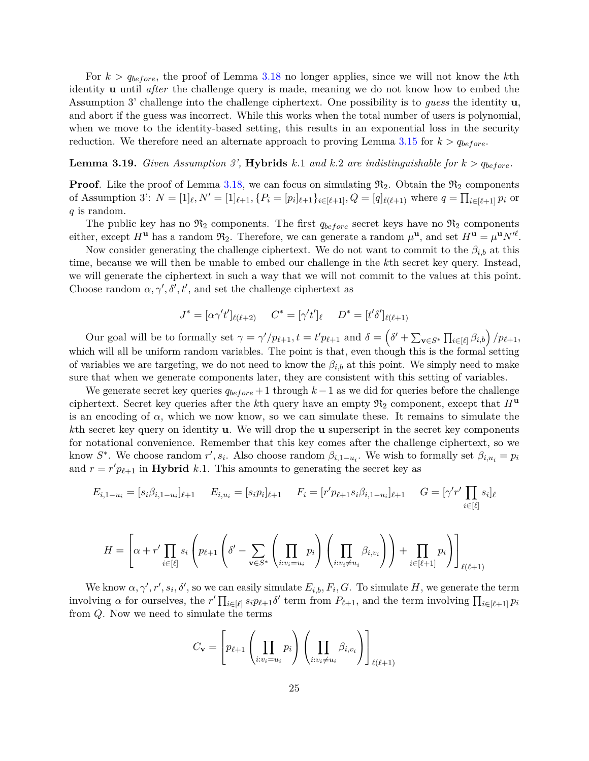For $k > q_{before}$, the proof of Lemma 3.18 no longer applies, since we will not know the $k$th identity $\mathbf{u}$ until *after* the challenge query is made, meaning we do not know how to embed the Assumption 3' challenge into the challenge ciphertext. One possibility is to *guess* the identity $\mathbf{u}$, and abort if the guess was incorrect. While this works when the total number of users is polynomial, when we move to the identity-based setting, this results in an exponential loss in the security reduction. We therefore need an alternate approach to proving Lemma 3.15 for $k > q_{before}$.

**Lemma 3.19.** *Given Assumption 3',* **Hybrids** *$k.1$ and $k.2$ are indistinguishable for $k > q_{before}$.*

**Proof**. Like the proof of Lemma 3.18, we can focus on simulating $\mathfrak{R}_2$. Obtain the $\mathfrak{R}_2$ components of Assumption 3': $N = [1]_\ell, N' = [1]_{\ell+1}, \{P_i = [p_i]_{\ell+1}\}_{i\in[\ell+1]}, Q = [q]_{\ell(\ell+1)}$ where $q = \prod_{i\in[\ell+1]} p_i$ or $q$ is random.

The public key has no $\mathfrak{R}_2$ components. The first $q_{before}$ secret keys have no $\mathfrak{R}_2$ components either, except $H^{\mathbf{u}}$ has a random $\mathfrak{R}_2$. Therefore, we can generate a random $\mu^{\mathbf{u}}$, and set $H^{\mathbf{u}} = \mu^{\mathbf{u}} N'^{\ell}$.

Now consider generating the challenge ciphertext. We do not want to commit to the $\beta_{i,b}$ at this time, because we will then be unable to embed our challenge in the $k$th secret key query. Instead, we will generate the ciphertext in such a way that we will not commit to the values at this point. Choose random $\alpha, \gamma', \delta', t'$, and set the challenge ciphertext as

$$J^* = [\alpha\gamma' t']_{\ell(\ell+2)} \qquad C^* = [\gamma' t']_\ell \qquad D^* = [t'\delta']_{\ell(\ell+1)}$$

Our goal will be to formally set $\gamma = \gamma'/p_{\ell+1}, t = t' p_{\ell+1}$ and $\delta = \left(\delta' + \sum_{\mathbf{v}\in S^*}\prod_{i\in[\ell]}\beta_{i,b}\right)/p_{\ell+1}$, which will all be uniform random variables. The point is that, even though this is the formal setting of variables we are targeting, we do not need to know the $\beta_{i,b}$ at this point. We simply need to make sure that when we generate components later, they are consistent with this setting of variables.

We generate secret key queries $q_{before}+1$ through $k-1$ as we did for queries before the challenge ciphertext. Secret key queries after the $k$th query have an empty $\mathfrak{R}_2$ component, except that $H^{\mathbf{u}}$ is an encoding of $\alpha$, which we now know, so we can simulate these. It remains to simulate the $k$th secret key query on identity $\mathbf{u}$. We will drop the $\mathbf{u}$ superscript in the secret key components for notational convenience. Remember that this key comes after the challenge ciphertext, so we know $S^*$. We choose random $r', s_i$. Also choose random $\beta_{i,1-u_i}$. We wish to formally set $\beta_{i,u_i} = p_i$ and $r = r' p_{\ell+1}$ in **Hybrid** $k.1$. This amounts to generating the secret key as

$$E_{i,1-u_i} = [s_i\beta_{i,1-u_i}]_{\ell+1} \qquad E_{i,u_i} = [s_i p_i]_{\ell+1} \qquad F_i = [r' p_{\ell+1} s_i \beta_{i,1-u_i}]_{\ell+1} \qquad G = [\gamma' r' \prod_{i\in[\ell]} s_i]_\ell$$

$$H = \left[\alpha + r'\prod_{i\in[\ell]} s_i \left(p_{\ell+1}\left(\delta' - \sum_{\mathbf{v}\in S^*}\left(\prod_{i:v_i=u_i} p_i\right)\left(\prod_{i:v_i\neq u_i}\beta_{i,v_i}\right)\right) + \prod_{i\in[\ell+1]} p_i\right)\right]_{\ell(\ell+1)}$$

We know $\alpha, \gamma', r', s_i, \delta'$, so we can easily simulate $E_{i,b}, F_i, G$. To simulate $H$, we generate the term involving $\alpha$ for ourselves, the $r'\prod_{i\in[\ell]} s_i p_{\ell+1}\delta'$ term from $P_{\ell+1}$, and the term involving $\prod_{i\in[\ell+1]} p_i$ from $Q$. Now we need to simulate the terms

$$C_{\mathbf{v}} = \left[p_{\ell+1}\left(\prod_{i:v_i=u_i} p_i\right)\left(\prod_{i:v_i\neq u_i}\beta_{i,v_i}\right)\right]_{\ell(\ell+1)}$$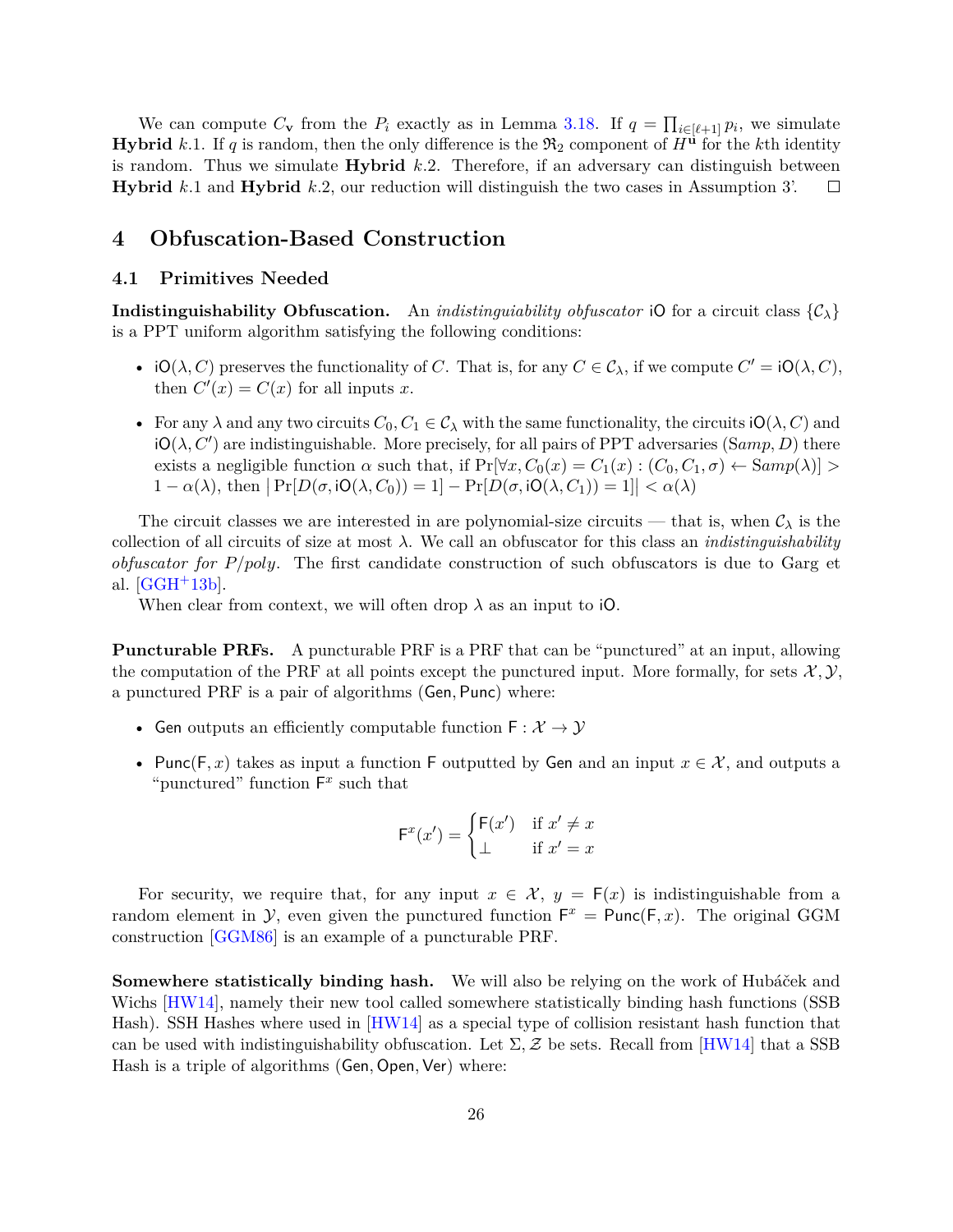We can compute $C_{\mathbf{v}}$ from the $P_i$ exactly as in Lemma 3.18. If $q = \prod_{i \in [\ell+1]} p_i$, we simulate **Hybrid** $k.1$. If $q$ is random, then the only difference is the $\mathfrak{R}_2$ component of $H^{\mathbf{u}}$ for the $k$th identity is random. Thus we simulate **Hybrid** $k.2$. Therefore, if an adversary can distinguish between **Hybrid** $k.1$ and **Hybrid** $k.2$, our reduction will distinguish the two cases in Assumption 3'. □

# 4 Obfuscation-Based Construction

## 4.1 Primitives Needed

**Indistinguishability Obfuscation.** An *indistinguiability obfuscator* iO for a circuit class $\{\mathcal{C}_\lambda\}$ is a PPT uniform algorithm satisfying the following conditions:

- $\mathsf{iO}(\lambda, C)$ preserves the functionality of $C$. That is, for any $C \in \mathcal{C}_\lambda$, if we compute $C' = \mathsf{iO}(\lambda, C)$, then $C'(x) = C(x)$ for all inputs $x$.
- For any $\lambda$ and any two circuits $C_0, C_1 \in \mathcal{C}_\lambda$ with the same functionality, the circuits $\mathsf{iO}(\lambda, C)$ and $\mathsf{iO}(\lambda, C')$ are indistinguishable. More precisely, for all pairs of PPT adversaries $(Samp, D)$ there exists a negligible function $\alpha$ such that, if $\Pr[\forall x, C_0(x) = C_1(x) : (C_0, C_1, \sigma) \leftarrow Samp(\lambda)] > 1 - \alpha(\lambda)$, then $|\Pr[D(\sigma, \mathsf{iO}(\lambda, C_0)) = 1] - \Pr[D(\sigma, \mathsf{iO}(\lambda, C_1)) = 1]| < \alpha(\lambda)$

The circuit classes we are interested in are polynomial-size circuits — that is, when $\mathcal{C}_\lambda$ is the collection of all circuits of size at most $\lambda$. We call an obfuscator for this class an *indistinguishability obfuscator for P/poly*. The first candidate construction of such obfuscators is due to Garg et al. [GGH+13b].

When clear from context, we will often drop $\lambda$ as an input to iO.

**Puncturable PRFs.** A puncturable PRF is a PRF that can be "punctured" at an input, allowing the computation of the PRF at all points except the punctured input. More formally, for sets $\mathcal{X}, \mathcal{Y}$, a punctured PRF is a pair of algorithms $(\mathsf{Gen}, \mathsf{Punc})$ where:

- $\mathsf{Gen}$ outputs an efficiently computable function $\mathsf{F} : \mathcal{X} \to \mathcal{Y}$
- $\mathsf{Punc}(\mathsf{F}, x)$ takes as input a function $\mathsf{F}$ outputted by $\mathsf{Gen}$ and an input $x \in \mathcal{X}$, and outputs a "punctured" function $\mathsf{F}^x$ such that

$$\mathsf{F}^x(x') = \begin{cases} \mathsf{F}(x') & \text{if } x' \neq x \\ \perp & \text{if } x' = x \end{cases}$$

For security, we require that, for any input $x \in \mathcal{X}$, $y = \mathsf{F}(x)$ is indistinguishable from a random element in $\mathcal{Y}$, even given the punctured function $\mathsf{F}^x = \mathsf{Punc}(\mathsf{F}, x)$. The original GGM construction [GGM86] is an example of a puncturable PRF.

**Somewhere statistically binding hash.** We will also be relying on the work of Hubáček and Wichs [HW14], namely their new tool called somewhere statistically binding hash functions (SSB Hash). SSH Hashes where used in [HW14] as a special type of collision resistant hash function that can be used with indistinguishability obfuscation. Let $\Sigma, \mathcal{Z}$ be sets. Recall from [HW14] that a SSB Hash is a triple of algorithms $(\mathsf{Gen}, \mathsf{Open}, \mathsf{Ver})$ where: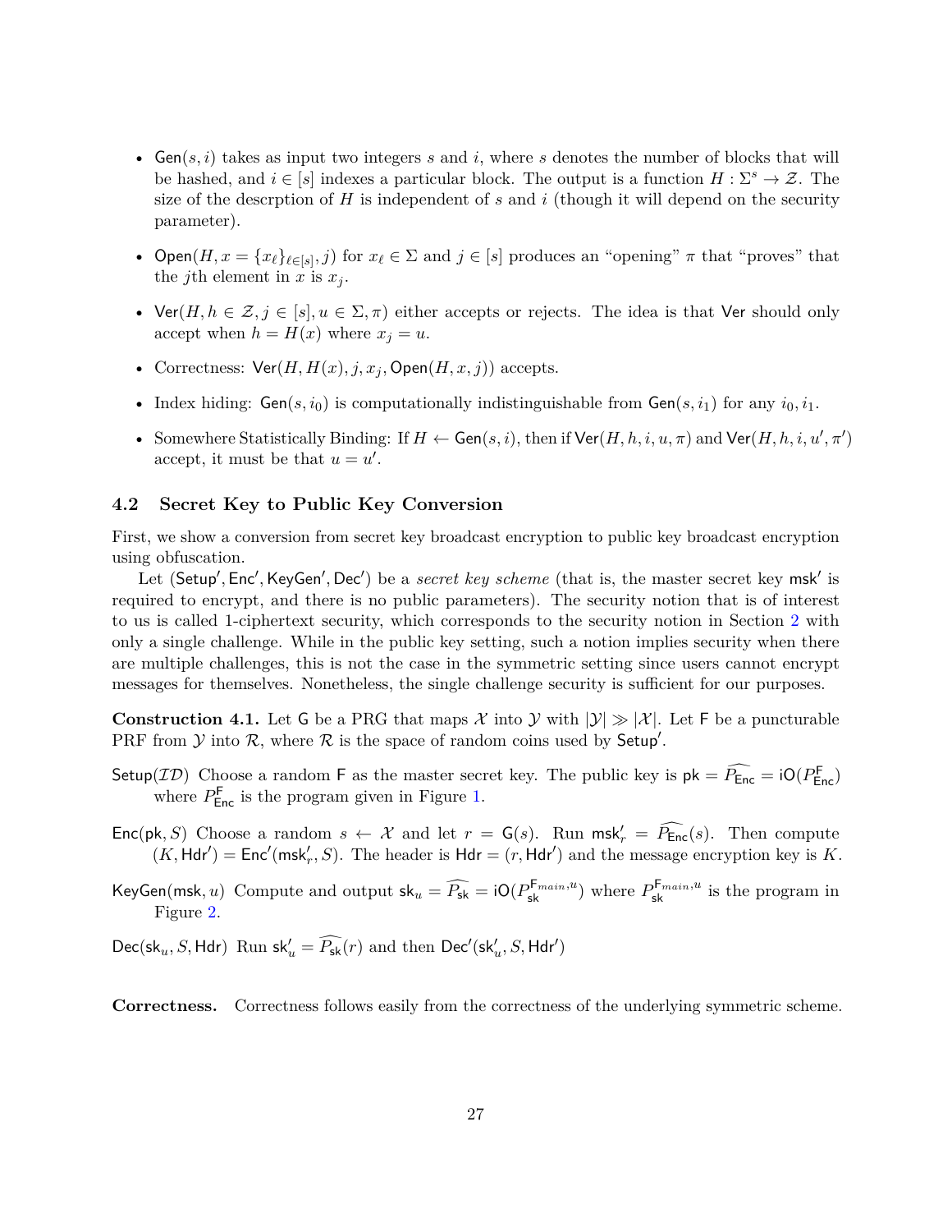- $\mathsf{Gen}(s, i)$ takes as input two integers $s$ and $i$, where $s$ denotes the number of blocks that will be hashed, and $i \in [s]$ indexes a particular block. The output is a function $H : \Sigma^s \to \mathcal{Z}$. The size of the descrption of $H$ is independent of $s$ and $i$ (though it will depend on the security parameter).
- $\mathsf{Open}(H, x = \{x_\ell\}_{\ell \in [s]}, j)$ for $x_\ell \in \Sigma$ and $j \in [s]$ produces an "opening" $\pi$ that "proves" that the $j$th element in $x$ is $x_j$.
- $\mathsf{Ver}(H, h \in \mathcal{Z}, j \in [s], u \in \Sigma, \pi)$ either accepts or rejects. The idea is that $\mathsf{Ver}$ should only accept when $h = H(x)$ where $x_j = u$.
- Correctness: $\mathsf{Ver}(H, H(x), j, x_j, \mathsf{Open}(H, x, j))$ accepts.
- Index hiding: $\mathsf{Gen}(s, i_0)$ is computationally indistinguishable from $\mathsf{Gen}(s, i_1)$ for any $i_0, i_1$.
- Somewhere Statistically Binding: If $H \leftarrow \mathsf{Gen}(s, i)$, then if $\mathsf{Ver}(H, h, i, u, \pi)$ and $\mathsf{Ver}(H, h, i, u', \pi')$ accept, it must be that $u = u'$.

### 4.2 Secret Key to Public Key Conversion

First, we show a conversion from secret key broadcast encryption to public key broadcast encryption using obfuscation.

Let $(\mathsf{Setup}', \mathsf{Enc}', \mathsf{KeyGen}', \mathsf{Dec}')$ be a *secret key scheme* (that is, the master secret key $\mathsf{msk}'$ is required to encrypt, and there is no public parameters). The security notion that is of interest to us is called 1-ciphertext security, which corresponds to the security notion in Section 2 with only a single challenge. While in the public key setting, such a notion implies security when there are multiple challenges, this is not the case in the symmetric setting since users cannot encrypt messages for themselves. Nonetheless, the single challenge security is sufficient for our purposes.

**Construction 4.1.** Let $\mathsf{G}$ be a PRG that maps $\mathcal{X}$ into $\mathcal{Y}$ with $|\mathcal{Y}| \gg |\mathcal{X}|$. Let $\mathsf{F}$ be a puncturable PRF from $\mathcal{Y}$ into $\mathcal{R}$, where $\mathcal{R}$ is the space of random coins used by $\mathsf{Setup}'$.

$\mathsf{Setup}(\mathcal{ID})$ Choose a random $\mathsf{F}$ as the master secret key. The public key is $\mathsf{pk} = \widehat{P_{\mathsf{Enc}}} = \mathsf{iO}(P_{\mathsf{Enc}}^{\mathsf{F}})$ where $P_{\mathsf{Enc}}^{\mathsf{F}}$ is the program given in Figure 1.

$\mathsf{Enc}(\mathsf{pk}, S)$ Choose a random $s \leftarrow \mathcal{X}$ and let $r = \mathsf{G}(s)$. Run $\mathsf{msk}'_r = \widehat{P_{\mathsf{Enc}}}(s)$. Then compute $(K, \mathsf{Hdr}') = \mathsf{Enc}'(\mathsf{msk}'_r, S)$. The header is $\mathsf{Hdr} = (r, \mathsf{Hdr}')$ and the message encryption key is $K$.

$\mathsf{KeyGen}(\mathsf{msk}, u)$ Compute and output $\mathsf{sk}_u = \widehat{P_{\mathsf{sk}}} = \mathsf{iO}(P_{\mathsf{sk}}^{\mathsf{F}_{main}, u})$ where $P_{\mathsf{sk}}^{\mathsf{F}_{main}, u}$ is the program in Figure 2.

$\mathsf{Dec}(\mathsf{sk}_u, S, \mathsf{Hdr})$ Run $\mathsf{sk}'_u = \widehat{P_{\mathsf{sk}}}(r)$ and then $\mathsf{Dec}'(\mathsf{sk}'_u, S, \mathsf{Hdr}')$

**Correctness.** Correctness follows easily from the correctness of the underlying symmetric scheme.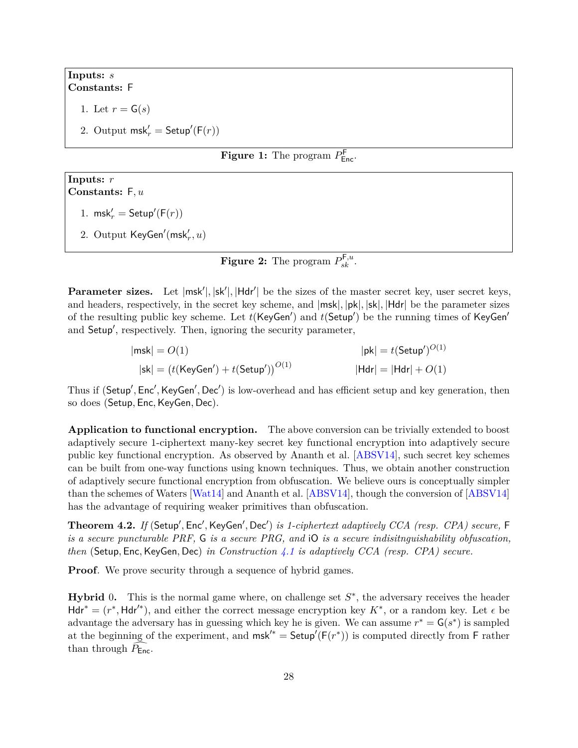**Inputs:** $s$
**Constants:** $\mathsf{F}$

1. Let $r = \mathsf{G}(s)$
2. Output $\mathsf{msk}'_r = \mathsf{Setup}'(\mathsf{F}(r))$

**Figure 1:** The program $P_{\mathsf{Enc}}^{\mathsf{F}}$.

**Inputs:** $r$
**Constants:** $\mathsf{F}, u$

1. $\mathsf{msk}'_r = \mathsf{Setup}'(\mathsf{F}(r))$
2. Output $\mathsf{KeyGen}'(\mathsf{msk}'_r, u)$

**Figure 2:** The program $P_{sk}^{\mathsf{F},u}$.

**Parameter sizes.** Let $|\mathsf{msk}'|, |\mathsf{sk}'|, |\mathsf{Hdr}'|$ be the sizes of the master secret key, user secret keys, and headers, respectively, in the secret key scheme, and $|\mathsf{msk}|, |\mathsf{pk}|, |\mathsf{sk}|, |\mathsf{Hdr}|$ be the parameter sizes of the resulting public key scheme. Let $t(\mathsf{KeyGen}')$ and $t(\mathsf{Setup}')$ be the running times of $\mathsf{KeyGen}'$ and $\mathsf{Setup}'$, respectively. Then, ignoring the security parameter,

$$|\mathsf{msk}| = O(1) \qquad\qquad |\mathsf{pk}| = t(\mathsf{Setup}')^{O(1)}$$

$$|\mathsf{sk}| = \left(t(\mathsf{KeyGen}') + t(\mathsf{Setup}')\right)^{O(1)} \qquad\qquad |\mathsf{Hdr}| = |\mathsf{Hdr}| + O(1)$$

Thus if $(\mathsf{Setup}', \mathsf{Enc}', \mathsf{KeyGen}', \mathsf{Dec}')$ is low-overhead and has efficient setup and key generation, then so does $(\mathsf{Setup}, \mathsf{Enc}, \mathsf{KeyGen}, \mathsf{Dec})$.

**Application to functional encryption.** The above conversion can be trivially extended to boost adaptively secure 1-ciphertext many-key secret key functional encryption into adaptively secure public key functional encryption. As observed by Ananth et al. [ABSV14], such secret key schemes can be built from one-way functions using known techniques. Thus, we obtain another construction of adaptively secure functional encryption from obfuscation. We believe ours is conceptually simpler than the schemes of Waters [Wat14] and Ananth et al. [ABSV14], though the conversion of [ABSV14] has the advantage of requiring weaker primitives than obfuscation.

**Theorem 4.2.** *If* $(\mathsf{Setup}', \mathsf{Enc}', \mathsf{KeyGen}', \mathsf{Dec}')$ *is 1-ciphertext adaptively CCA (resp. CPA) secure,* $\mathsf{F}$ *is a secure puncturable PRF,* $\mathsf{G}$ *is a secure PRG, and* $\mathsf{iO}$ *is a secure indisitnguishability obfuscation, then* $(\mathsf{Setup}, \mathsf{Enc}, \mathsf{KeyGen}, \mathsf{Dec})$ *in Construction 4.1 is adaptively CCA (resp. CPA) secure.*

**Proof**. We prove security through a sequence of hybrid games.

**Hybrid 0.** This is the normal game where, on challenge set $S^*$, the adversary receives the header $\mathsf{Hdr}^* = (r^*, \mathsf{Hdr}'^*)$, and either the correct message encryption key $K^*$, or a random key. Let $\epsilon$ be advantage the adversary has in guessing which key he is given. We can assume $r^* = \mathsf{G}(s^*)$ is sampled at the beginning of the experiment, and $\mathsf{msk}'^* = \mathsf{Setup}'(\mathsf{F}(r^*))$ is computed directly from $\mathsf{F}$ rather than through $\widehat{P_{\mathsf{Enc}}}$.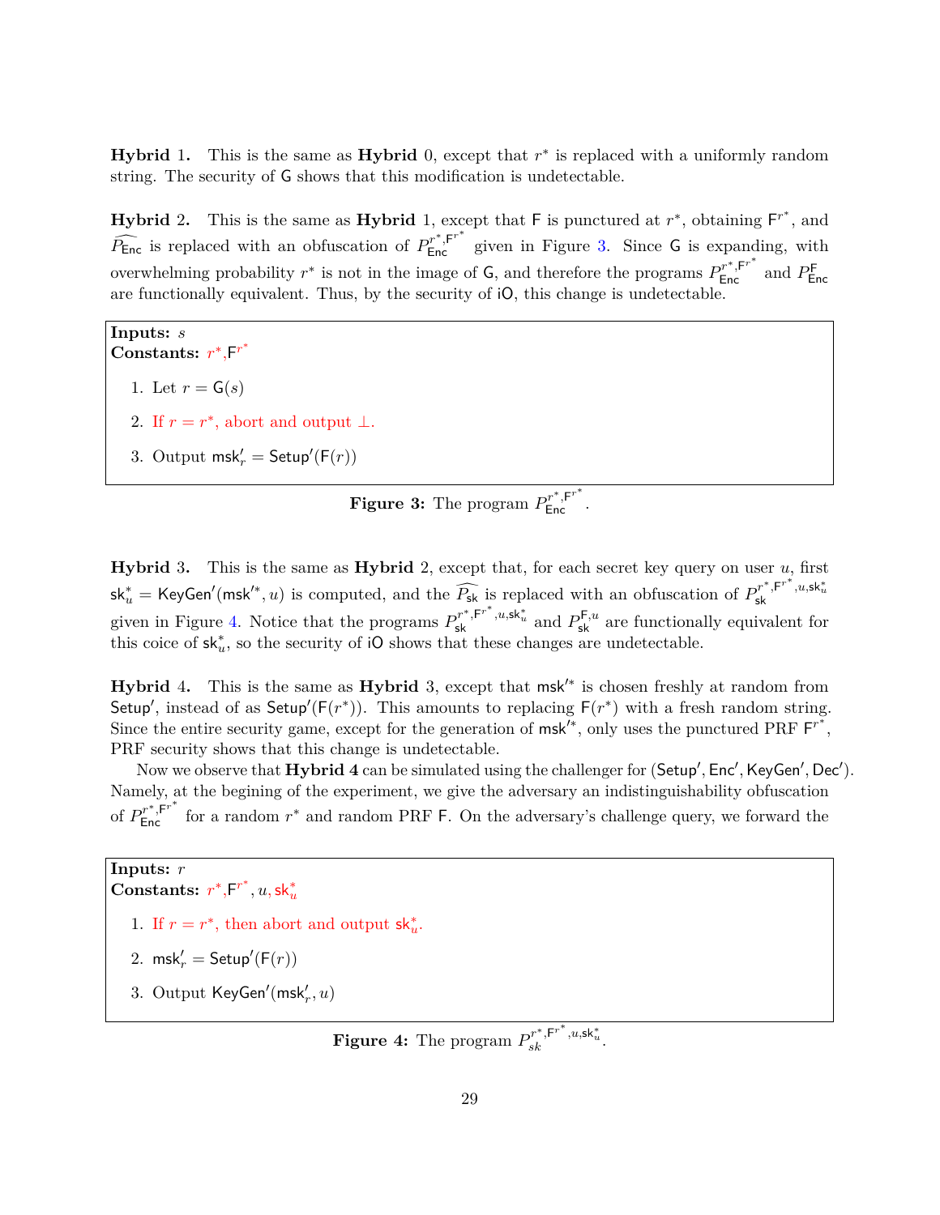**Hybrid 1.** This is the same as **Hybrid** 0, except that $r^*$ is replaced with a uniformly random string. The security of $\mathsf{G}$ shows that this modification is undetectable.

**Hybrid 2.** This is the same as **Hybrid** 1, except that $\mathsf{F}$ is punctured at $r^*$, obtaining $\mathsf{F}^{r^*}$, and $\widehat{P_{\mathsf{Enc}}}$ is replaced with an obfuscation of $P_{\mathsf{Enc}}^{r^*,\mathsf{F}^{r^*}}$ given in Figure 3. Since $\mathsf{G}$ is expanding, with overwhelming probability $r^*$ is not in the image of $\mathsf{G}$, and therefore the programs $P_{\mathsf{Enc}}^{r^*,\mathsf{F}^{r^*}}$ and $P_{\mathsf{Enc}}^{\mathsf{F}}$ are functionally equivalent. Thus, by the security of $\mathsf{iO}$, this change is undetectable.

**Inputs:** $s$
**Constants:** $r^*, \mathsf{F}^{r^*}$

1. Let $r = \mathsf{G}(s)$
2. If $r = r^*$, abort and output $\bot$.
3. Output $\mathsf{msk}'_r = \mathsf{Setup}'(\mathsf{F}(r))$

**Figure 3:** The program $P_{\mathsf{Enc}}^{r^*,\mathsf{F}^{r^*}}$.

**Hybrid 3.** This is the same as **Hybrid** 2, except that, for each secret key query on user $u$, first $\mathsf{sk}_u^* = \mathsf{KeyGen}'(\mathsf{msk}'^*, u)$ is computed, and the $\widehat{P_{\mathsf{sk}}}$ is replaced with an obfuscation of $P_{\mathsf{sk}}^{r^*,\mathsf{F}^{r^*},u,\mathsf{sk}_u^*}$ given in Figure 4. Notice that the programs $P_{\mathsf{sk}}^{r^*,\mathsf{F}^{r^*},u,\mathsf{sk}_u^*}$ and $P_{\mathsf{sk}}^{\mathsf{F},u}$ are functionally equivalent for this coice of $\mathsf{sk}_u^*$, so the security of $\mathsf{iO}$ shows that these changes are undetectable.

**Hybrid 4.** This is the same as **Hybrid** 3, except that $\mathsf{msk}'^*$ is chosen freshly at random from $\mathsf{Setup}'$, instead of as $\mathsf{Setup}'(\mathsf{F}(r^*))$. This amounts to replacing $\mathsf{F}(r^*)$ with a fresh random string. Since the entire security game, except for the generation of $\mathsf{msk}'^*$, only uses the punctured PRF $\mathsf{F}^{r^*}$, PRF security shows that this change is undetectable.

Now we observe that **Hybrid 4** can be simulated using the challenger for $(\mathsf{Setup}', \mathsf{Enc}', \mathsf{KeyGen}', \mathsf{Dec}')$. Namely, at the begining of the experiment, we give the adversary an indistinguishability obfuscation of $P_{\mathsf{Enc}}^{r^*,\mathsf{F}^{r^*}}$ for a random $r^*$ and random PRF $\mathsf{F}$. On the adversary's challenge query, we forward the

**Inputs:** $r$
**Constants:** $r^*, \mathsf{F}^{r^*}, u, \mathsf{sk}_u^*$

1. If $r = r^*$, then abort and output $\mathsf{sk}_u^*$.
2. $\mathsf{msk}'_r = \mathsf{Setup}'(\mathsf{F}(r))$
3. Output $\mathsf{KeyGen}'(\mathsf{msk}'_r, u)$

**Figure 4:** The program $P_{sk}^{r^*,\mathsf{F}^{r^*},u,\mathsf{sk}_u^*}$.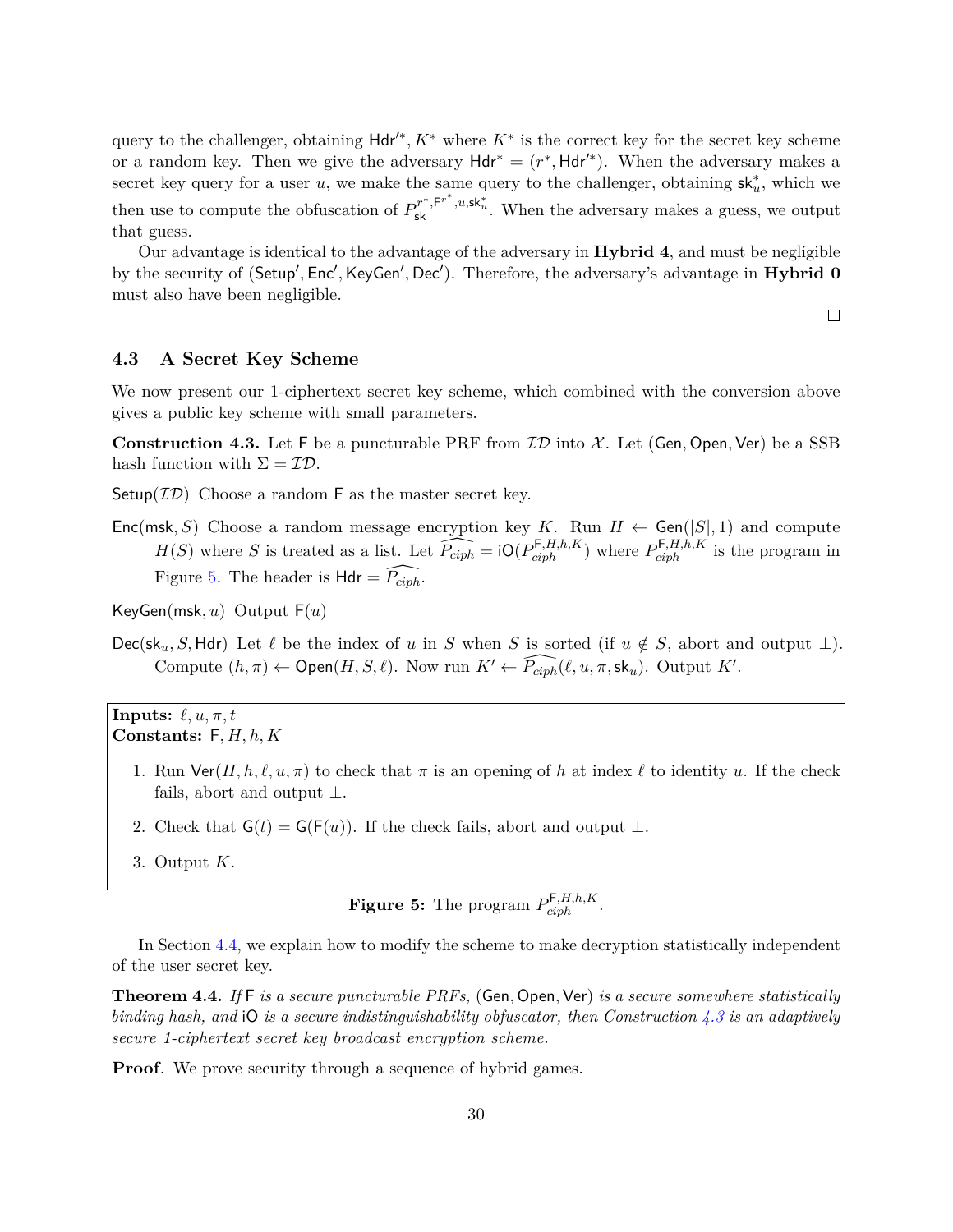query to the challenger, obtaining $\mathsf{Hdr}'^*, K^*$ where $K^*$ is the correct key for the secret key scheme or a random key. Then we give the adversary $\mathsf{Hdr}^* = (r^*, \mathsf{Hdr}'^*)$. When the adversary makes a secret key query for a user $u$, we make the same query to the challenger, obtaining $\mathsf{sk}_u^*$, which we then use to compute the obfuscation of $P_{\mathsf{sk}}^{r^*, \mathsf{F}^{r^*}, u, \mathsf{sk}_u^*}$. When the adversary makes a guess, we output that guess.

Our advantage is identical to the advantage of the adversary in **Hybrid 4**, and must be negligible by the security of $(\mathsf{Setup}', \mathsf{Enc}', \mathsf{KeyGen}', \mathsf{Dec}')$. Therefore, the adversary's advantage in **Hybrid 0** must also have been negligible.

□

### 4.3 A Secret Key Scheme

We now present our 1-ciphertext secret key scheme, which combined with the conversion above gives a public key scheme with small parameters.

**Construction 4.3.** Let $\mathsf{F}$ be a puncturable PRF from $\mathcal{ID}$ into $\mathcal{X}$. Let $(\mathsf{Gen}, \mathsf{Open}, \mathsf{Ver})$ be a SSB hash function with $\Sigma = \mathcal{ID}$.

$\mathsf{Setup}(\mathcal{ID})$ Choose a random $\mathsf{F}$ as the master secret key.

$\mathsf{Enc}(\mathsf{msk}, S)$ Choose a random message encryption key $K$. Run $H \leftarrow \mathsf{Gen}(|S|, 1)$ and compute $H(S)$ where $S$ is treated as a list. Let $\widehat{P_{ciph}} = \mathsf{iO}(P_{ciph}^{\mathsf{F},H,h,K})$ where $P_{ciph}^{\mathsf{F},H,h,K}$ is the program in Figure 5. The header is $\mathsf{Hdr} = \widehat{P_{ciph}}$.

$\mathsf{KeyGen}(\mathsf{msk}, u)$ Output $\mathsf{F}(u)$

$\mathsf{Dec}(\mathsf{sk}_u, S, \mathsf{Hdr})$ Let $\ell$ be the index of $u$ in $S$ when $S$ is sorted (if $u \notin S$, abort and output $\perp$). Compute $(h, \pi) \leftarrow \mathsf{Open}(H, S, \ell)$. Now run $K' \leftarrow \widehat{P_{ciph}}(\ell, u, \pi, \mathsf{sk}_u)$. Output $K'$.

---

**Inputs:** $\ell, u, \pi, t$
**Constants:** $\mathsf{F}, H, h, K$

1. Run $\mathsf{Ver}(H, h, \ell, u, \pi)$ to check that $\pi$ is an opening of $h$ at index $\ell$ to identity $u$. If the check fails, abort and output $\perp$.
2. Check that $\mathsf{G}(t) = \mathsf{G}(\mathsf{F}(u))$. If the check fails, abort and output $\perp$.
3. Output $K$.

---

**Figure 5:** The program $P_{ciph}^{\mathsf{F},H,h,K}$.

In Section 4.4, we explain how to modify the scheme to make decryption statistically independent of the user secret key.

**Theorem 4.4.** *If $\mathsf{F}$ is a secure puncturable PRFs, $(\mathsf{Gen}, \mathsf{Open}, \mathsf{Ver})$ is a secure somewhere statistically binding hash, and $\mathsf{iO}$ is a secure indistinguishability obfuscator, then Construction 4.3 is an adaptively secure 1-ciphertext secret key broadcast encryption scheme.*

**Proof**. We prove security through a sequence of hybrid games.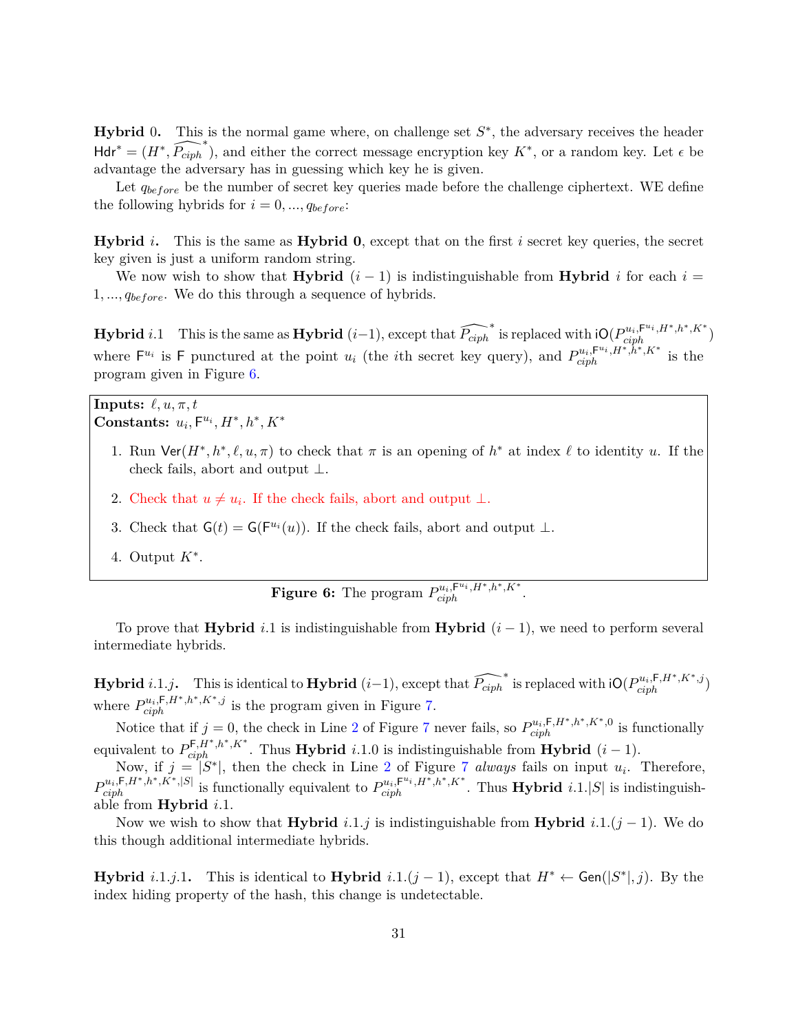**Hybrid** 0. This is the normal game where, on challenge set $S^*$, the adversary receives the header $\mathsf{Hdr}^* = (H^*, \widehat{P_{ciph}}^*)$, and either the correct message encryption key $K^*$, or a random key. Let $\epsilon$ be advantage the adversary has in guessing which key he is given.

Let $q_{before}$ be the number of secret key queries made before the challenge ciphertext. WE define the following hybrids for $i = 0, ..., q_{before}$:

**Hybrid** $i$. This is the same as **Hybrid 0**, except that on the first $i$ secret key queries, the secret key given is just a uniform random string.

We now wish to show that **Hybrid** $(i-1)$ is indistinguishable from **Hybrid** $i$ for each $i = 1, ..., q_{before}$. We do this through a sequence of hybrids.

**Hybrid** $i.1$ This is the same as **Hybrid** $(i-1)$, except that $\widehat{P_{ciph}}^*$ is replaced with $\mathsf{iO}(P_{ciph}^{u_i,\mathsf{F}^{u_i},H^*,h^*,K^*})$ where $\mathsf{F}^{u_i}$ is $\mathsf{F}$ punctured at the point $u_i$ (the $i$th secret key query), and $P_{ciph}^{u_i,\mathsf{F}^{u_i},H^*,h^*,K^*}$ is the program given in Figure 6.

> **Inputs:** $\ell, u, \pi, t$
> **Constants:** $u_i, \mathsf{F}^{u_i}, H^*, h^*, K^*$
>
> 1. Run $\mathsf{Ver}(H^*, h^*, \ell, u, \pi)$ to check that $\pi$ is an opening of $h^*$ at index $\ell$ to identity $u$. If the check fails, abort and output $\bot$.
> 2. Check that $u \neq u_i$. If the check fails, abort and output $\bot$.
> 3. Check that $\mathsf{G}(t) = \mathsf{G}(\mathsf{F}^{u_i}(u))$. If the check fails, abort and output $\bot$.
> 4. Output $K^*$.

**Figure 6:** The program $P_{ciph}^{u_i,\mathsf{F}^{u_i},H^*,h^*,K^*}$.

To prove that **Hybrid** $i.1$ is indistinguishable from **Hybrid** $(i-1)$, we need to perform several intermediate hybrids.

**Hybrid** $i.1.j$. This is identical to **Hybrid** $(i-1)$, except that $\widehat{P_{ciph}}^*$ is replaced with $\mathsf{iO}(P_{ciph}^{u_i,\mathsf{F},H^*,K^*,j})$ where $P_{ciph}^{u_i,\mathsf{F},H^*,h^*,K^*,j}$ is the program given in Figure 7.

Notice that if $j = 0$, the check in Line 2 of Figure 7 never fails, so $P_{ciph}^{u_i,\mathsf{F},H^*,h^*,K^*,0}$ is functionally equivalent to $P_{ciph}^{\mathsf{F},H^*,h^*,K^*}$. Thus **Hybrid** $i.1.0$ is indistinguishable from **Hybrid** $(i-1)$.

Now, if $j = |S^*|$, then the check in Line 2 of Figure 7 *always* fails on input $u_i$. Therefore, $P_{ciph}^{u_i,\mathsf{F},H^*,h^*,K^*,|S|}$ is functionally equivalent to $P_{ciph}^{u_i,\mathsf{F}^{u_i},H^*,h^*,K^*}$. Thus **Hybrid** $i.1.|S|$ is indistinguishable from **Hybrid** $i.1$.

Now we wish to show that **Hybrid** $i.1.j$ is indistinguishable from **Hybrid** $i.1.(j-1)$. We do this though additional intermediate hybrids.

**Hybrid** $i.1.j.1$. This is identical to **Hybrid** $i.1.(j-1)$, except that $H^* \leftarrow \mathsf{Gen}(|S^*|, j)$. By the index hiding property of the hash, this change is undetectable.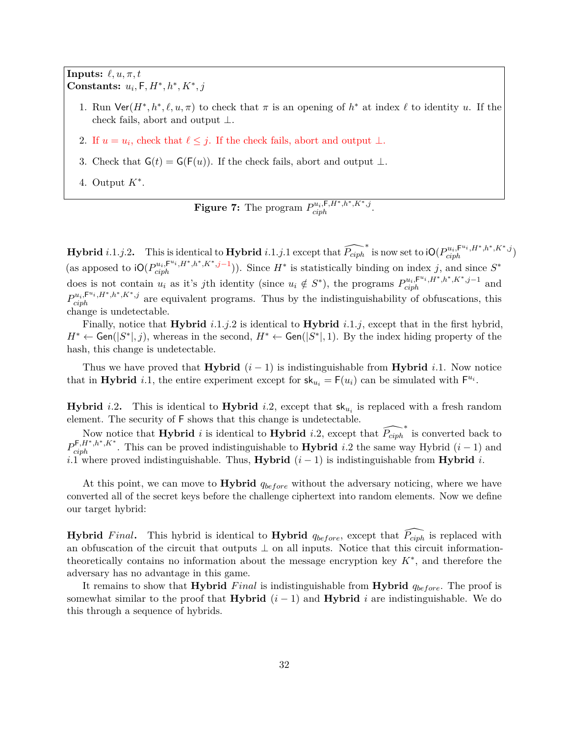**Inputs:** $\ell, u, \pi, t$
**Constants:** $u_i, \mathsf{F}, H^*, h^*, K^*, j$

1. Run $\mathsf{Ver}(H^*, h^*, \ell, u, \pi)$ to check that $\pi$ is an opening of $h^*$ at index $\ell$ to identity $u$. If the check fails, abort and output $\perp$.
2. If $u = u_i$, check that $\ell \leq j$. If the check fails, abort and output $\perp$.
3. Check that $\mathsf{G}(t) = \mathsf{G}(\mathsf{F}(u))$. If the check fails, abort and output $\perp$.
4. Output $K^*$.

**Figure 7:** The program $P_{ciph}^{u_i,\mathsf{F},H^*,h^*,K^*,j}$.

**Hybrid** $i.1.j.2$**.** This is identical to **Hybrid** $i.1.j.1$ except that $\widehat{P_{ciph}}^*$ is now set to $\mathsf{iO}(P_{ciph}^{u_i,\mathsf{F}^{u_i},H^*,h^*,K^*,j})$ (as apposed to $\mathsf{iO}(P_{ciph}^{u_i,\mathsf{F}^{u_i},H^*,h^*,K^*,j-1})$). Since $H^*$ is statistically binding on index $j$, and since $S^*$ does is not contain $u_i$ as it's $j$th identity (since $u_i \notin S^*$), the programs $P_{ciph}^{u_i,\mathsf{F}^{u_i},H^*,h^*,K^*,j-1}$ and $P_{ciph}^{u_i,\mathsf{F}^{u_i},H^*,h^*,K^*,j}$ are equivalent programs. Thus by the indistinguishability of obfuscations, this change is undetectable.

Finally, notice that **Hybrid** $i.1.j.2$ is identical to **Hybrid** $i.1.j$, except that in the first hybrid, $H^* \leftarrow \mathsf{Gen}(|S^*|, j)$, whereas in the second, $H^* \leftarrow \mathsf{Gen}(|S^*|, 1)$. By the index hiding property of the hash, this change is undetectable.

Thus we have proved that **Hybrid** $(i-1)$ is indistinguishable from **Hybrid** $i.1$. Now notice that in **Hybrid** $i.1$, the entire experiment except for $\mathsf{sk}_{u_i} = \mathsf{F}(u_i)$ can be simulated with $\mathsf{F}^{u_i}$.

**Hybrid** $i.2$**.** This is identical to **Hybrid** $i.2$, except that $\mathsf{sk}_{u_i}$ is replaced with a fresh random element. The security of $\mathsf{F}$ shows that this change is undetectable.

Now notice that **Hybrid** $i$ is identical to **Hybrid** $i.2$, except that $\widehat{P_{ciph}}^*$ is converted back to $P_{ciph}^{\mathsf{F},H^*,h^*,K^*}$. This can be proved indistinguishable to **Hybrid** $i.2$ the same way Hybrid $(i-1)$ and $i.1$ where proved indistinguishable. Thus, **Hybrid** $(i-1)$ is indistinguishable from **Hybrid** $i$.

At this point, we can move to **Hybrid** $q_{before}$ without the adversary noticing, where we have converted all of the secret keys before the challenge ciphertext into random elements. Now we define our target hybrid:

**Hybrid** *Final***.** This hybrid is identical to **Hybrid** $q_{before}$, except that $\widehat{P_{ciph}}$ is replaced with an obfuscation of the circuit that outputs $\perp$ on all inputs. Notice that this circuit information-theoretically contains no information about the message encryption key $K^*$, and therefore the adversary has no advantage in this game.

It remains to show that **Hybrid** *Final* is indistinguishable from **Hybrid** $q_{before}$. The proof is somewhat similar to the proof that **Hybrid** $(i-1)$ and **Hybrid** $i$ are indistinguishable. We do this through a sequence of hybrids.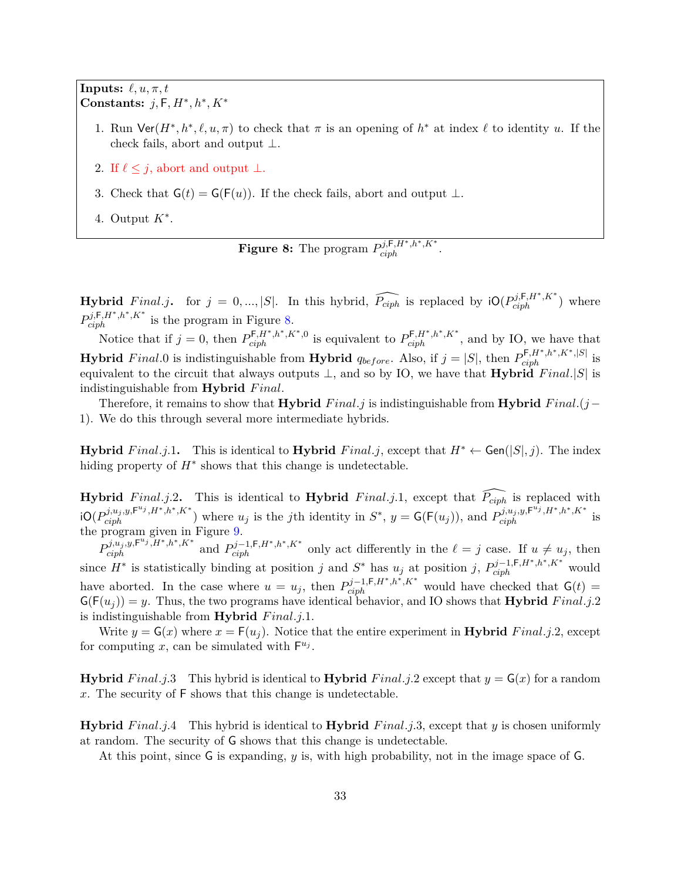**Inputs:** $\ell, u, \pi, t$
**Constants:** $j, \mathsf{F}, H^*, h^*, K^*$

1. Run $\mathsf{Ver}(H^*, h^*, \ell, u, \pi)$ to check that $\pi$ is an opening of $h^*$ at index $\ell$ to identity $u$. If the check fails, abort and output $\perp$.
2. If $\ell \leq j$, abort and output $\perp$.
3. Check that $\mathsf{G}(t) = \mathsf{G}(\mathsf{F}(u))$. If the check fails, abort and output $\perp$.
4. Output $K^*$.

**Figure 8:** The program $P_{ciph}^{j,\mathsf{F},H^*,h^*,K^*}$.

**Hybrid** *Final.j***.** for $j = 0, ..., |S|$. In this hybrid, $\widehat{P_{ciph}}$ is replaced by $\mathsf{iO}(P_{ciph}^{j,\mathsf{F},H^*,K^*})$ where $P_{ciph}^{j,\mathsf{F},H^*,h^*,K^*}$ is the program in Figure 8.

Notice that if $j = 0$, then $P_{ciph}^{\mathsf{F},H^*,h^*,K^*,0}$ is equivalent to $P_{ciph}^{\mathsf{F},H^*,h^*,K^*}$, and by IO, we have that **Hybrid** *Final*.0 is indistinguishable from **Hybrid** $q_{before}$. Also, if $j = |S|$, then $P_{ciph}^{\mathsf{F},H^*,h^*,K^*,|S|}$ is equivalent to the circuit that always outputs $\perp$, and so by IO, we have that **Hybrid** *Final*.$|S|$ is indistinguishable from **Hybrid** *Final*.

Therefore, it remains to show that **Hybrid** *Final.j* is indistinguishable from **Hybrid** *Final*.$(j-1)$. We do this through several more intermediate hybrids.

**Hybrid** *Final.j*.1**.** This is identical to **Hybrid** *Final.j*, except that $H^* \leftarrow \mathsf{Gen}(|S|, j)$. The index hiding property of $H^*$ shows that this change is undetectable.

**Hybrid** *Final.j*.2**.** This is identical to **Hybrid** *Final.j*.1, except that $\widehat{P_{ciph}}$ is replaced with $\mathsf{iO}(P_{ciph}^{j,u_j,y,\mathsf{F}^{u_j},H^*,h^*,K^*})$ where $u_j$ is the $j$th identity in $S^*$, $y = \mathsf{G}(\mathsf{F}(u_j))$, and $P_{ciph}^{j,u_j,y,\mathsf{F}^{u_j},H^*,h^*,K^*}$ is the program given in Figure 9.

$P_{ciph}^{j,u_j,y,\mathsf{F}^{u_j},H^*,h^*,K^*}$ and $P_{ciph}^{j-1,\mathsf{F},H^*,h^*,K^*}$ only act differently in the $\ell = j$ case. If $u \neq u_j$, then since $H^*$ is statistically binding at position $j$ and $S^*$ has $u_j$ at position $j$, $P_{ciph}^{j-1,\mathsf{F},H^*,h^*,K^*}$ would have aborted. In the case where $u = u_j$, then $P_{ciph}^{j-1,\mathsf{F},H^*,h^*,K^*}$ would have checked that $\mathsf{G}(t) = \mathsf{G}(\mathsf{F}(u_j)) = y$. Thus, the two programs have identical behavior, and IO shows that **Hybrid** *Final.j*.2 is indistinguishable from **Hybrid** *Final.j*.1.

Write $y = \mathsf{G}(x)$ where $x = \mathsf{F}(u_j)$. Notice that the entire experiment in **Hybrid** *Final.j*.2, except for computing $x$, can be simulated with $\mathsf{F}^{u_j}$.

**Hybrid** *Final.j*.3 This hybrid is identical to **Hybrid** *Final.j*.2 except that $y = \mathsf{G}(x)$ for a random $x$. The security of $\mathsf{F}$ shows that this change is undetectable.

**Hybrid** *Final.j*.4 This hybrid is identical to **Hybrid** *Final.j*.3, except that $y$ is chosen uniformly at random. The security of $\mathsf{G}$ shows that this change is undetectable.

At this point, since $\mathsf{G}$ is expanding, $y$ is, with high probability, not in the image space of $\mathsf{G}$.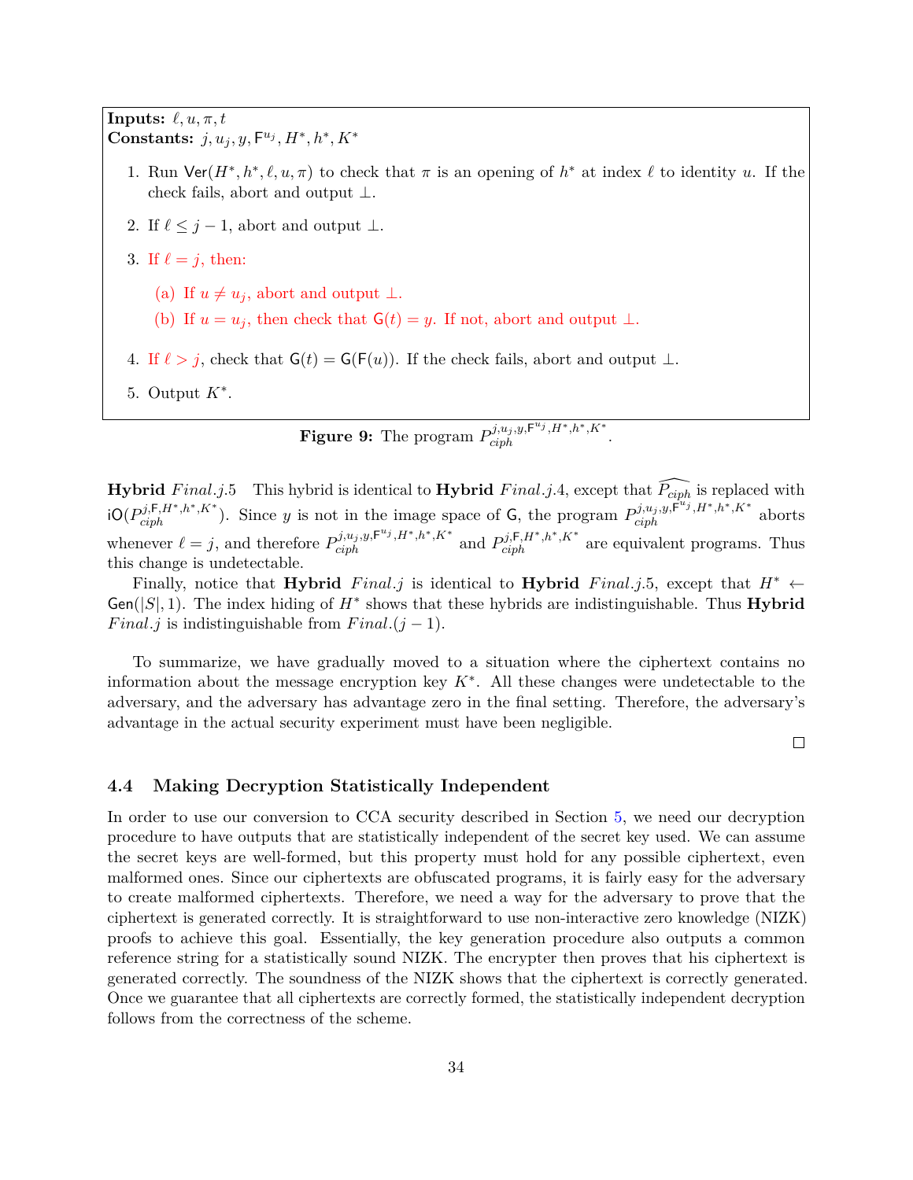**Inputs:** $\ell, u, \pi, t$
**Constants:** $j, u_j, y, \mathsf{F}^{u_j}, H^*, h^*, K^*$

1. Run $\mathsf{Ver}(H^*, h^*, \ell, u, \pi)$ to check that $\pi$ is an opening of $h^*$ at index $\ell$ to identity $u$. If the check fails, abort and output $\perp$.
2. If $\ell \leq j-1$, abort and output $\perp$.
3. If $\ell = j$, then:
   (a) If $u \neq u_j$, abort and output $\perp$.
   (b) If $u = u_j$, then check that $\mathsf{G}(t) = y$. If not, abort and output $\perp$.
4. If $\ell > j$, check that $\mathsf{G}(t) = \mathsf{G}(\mathsf{F}(u))$. If the check fails, abort and output $\perp$.
5. Output $K^*$.

**Figure 9:** The program $P_{ciph}^{j,u_j,y,\mathsf{F}^{u_j},H^*,h^*,K^*}$.

**Hybrid** *Final.j.*5 This hybrid is identical to **Hybrid** *Final.j.*4, except that $\widehat{P_{ciph}}$ is replaced with $\mathsf{iO}(P_{ciph}^{j,\mathsf{F},H^*,h^*,K^*})$. Since $y$ is not in the image space of $\mathsf{G}$, the program $P_{ciph}^{j,u_j,y,\mathsf{F}^{u_j},H^*,h^*,K^*}$ aborts whenever $\ell = j$, and therefore $P_{ciph}^{j,u_j,y,\mathsf{F}^{u_j},H^*,h^*,K^*}$ and $P_{ciph}^{j,\mathsf{F},H^*,h^*,K^*}$ are equivalent programs. Thus this change is undetectable.

Finally, notice that **Hybrid** *Final.j* is identical to **Hybrid** *Final.j.*5, except that $H^* \leftarrow \mathsf{Gen}(|S|, 1)$. The index hiding of $H^*$ shows that these hybrids are indistinguishable. Thus **Hybrid** *Final.j* is indistinguishable from *Final.*$(j-1)$.

To summarize, we have gradually moved to a situation where the ciphertext contains no information about the message encryption key $K^*$. All these changes were undetectable to the adversary, and the adversary has advantage zero in the final setting. Therefore, the adversary's advantage in the actual security experiment must have been negligible.

□

### 4.4 Making Decryption Statistically Independent

In order to use our conversion to CCA security described in Section 5, we need our decryption procedure to have outputs that are statistically independent of the secret key used. We can assume the secret keys are well-formed, but this property must hold for any possible ciphertext, even malformed ones. Since our ciphertexts are obfuscated programs, it is fairly easy for the adversary to create malformed ciphertexts. Therefore, we need a way for the adversary to prove that the ciphertext is generated correctly. It is straightforward to use non-interactive zero knowledge (NIZK) proofs to achieve this goal. Essentially, the key generation procedure also outputs a common reference string for a statistically sound NIZK. The encrypter then proves that his ciphertext is generated correctly. The soundness of the NIZK shows that the ciphertext is correctly generated. Once we guarantee that all ciphertexts are correctly formed, the statistically independent decryption follows from the correctness of the scheme.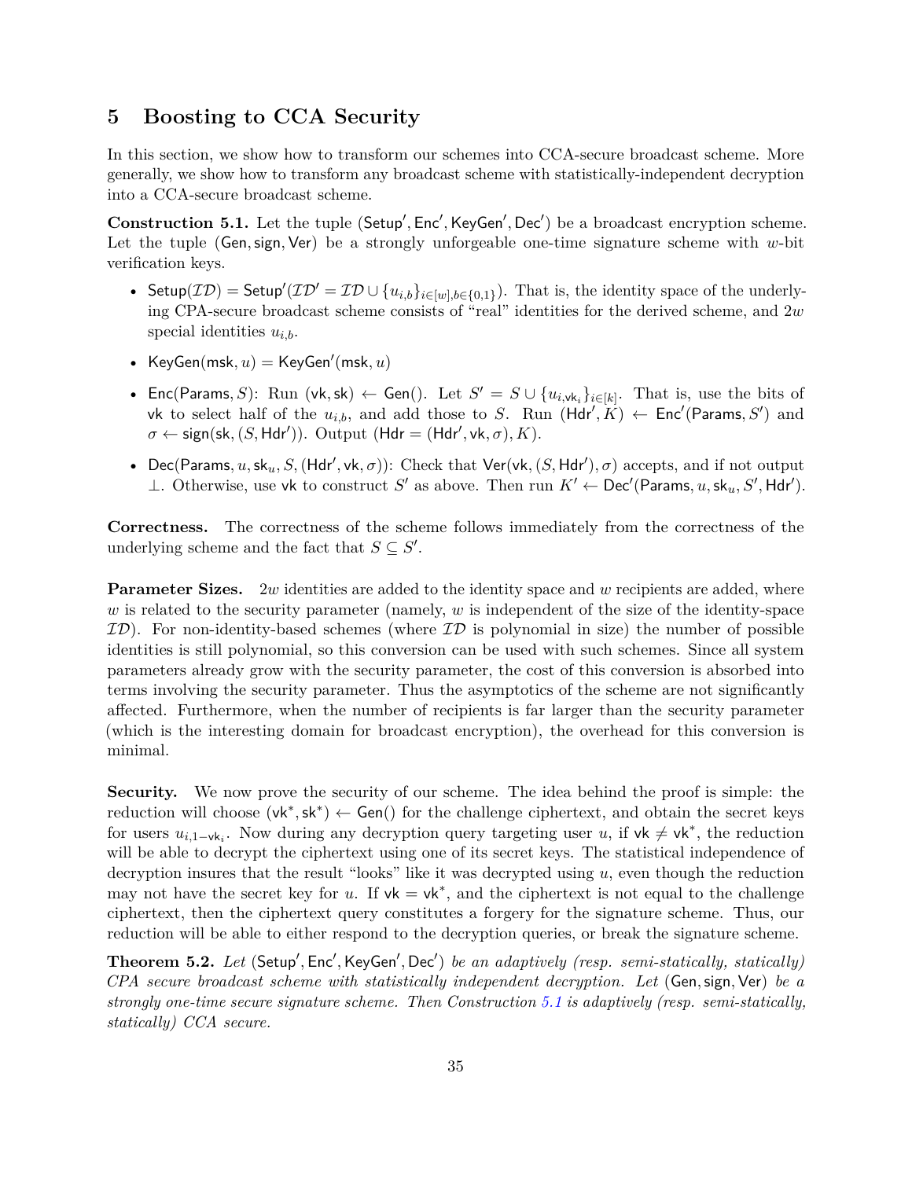# 5 Boosting to CCA Security

In this section, we show how to transform our schemes into CCA-secure broadcast scheme. More generally, we show how to transform any broadcast scheme with statistically-independent decryption into a CCA-secure broadcast scheme.

**Construction 5.1.** Let the tuple $(\mathsf{Setup}', \mathsf{Enc}', \mathsf{KeyGen}', \mathsf{Dec}')$ be a broadcast encryption scheme. Let the tuple $(\mathsf{Gen}, \mathsf{sign}, \mathsf{Ver})$ be a strongly unforgeable one-time signature scheme with $w$-bit verification keys.

- $\mathsf{Setup}(\mathcal{ID}) = \mathsf{Setup}'(\mathcal{ID}' = \mathcal{ID} \cup \{u_{i,b}\}_{i \in [w], b \in \{0,1\}})$. That is, the identity space of the underlying CPA-secure broadcast scheme consists of "real" identities for the derived scheme, and $2w$ special identities $u_{i,b}$.
- $\mathsf{KeyGen}(\mathsf{msk}, u) = \mathsf{KeyGen}'(\mathsf{msk}, u)$
- $\mathsf{Enc}(\mathsf{Params}, S)$: Run $(\mathsf{vk}, \mathsf{sk}) \leftarrow \mathsf{Gen}()$. Let $S' = S \cup \{u_{i,\mathsf{vk}_i}\}_{i \in [k]}$. That is, use the bits of $\mathsf{vk}$ to select half of the $u_{i,b}$, and add those to $S$. Run $(\mathsf{Hdr}', K) \leftarrow \mathsf{Enc}'(\mathsf{Params}, S')$ and $\sigma \leftarrow \mathsf{sign}(\mathsf{sk}, (S, \mathsf{Hdr}'))$. Output $(\mathsf{Hdr} = (\mathsf{Hdr}', \mathsf{vk}, \sigma), K)$.
- $\mathsf{Dec}(\mathsf{Params}, u, \mathsf{sk}_u, S, (\mathsf{Hdr}', \mathsf{vk}, \sigma))$: Check that $\mathsf{Ver}(\mathsf{vk}, (S, \mathsf{Hdr}'), \sigma)$ accepts, and if not output $\perp$. Otherwise, use $\mathsf{vk}$ to construct $S'$ as above. Then run $K' \leftarrow \mathsf{Dec}'(\mathsf{Params}, u, \mathsf{sk}_u, S', \mathsf{Hdr}')$.

**Correctness.** The correctness of the scheme follows immediately from the correctness of the underlying scheme and the fact that $S \subseteq S'$.

**Parameter Sizes.** $2w$ identities are added to the identity space and $w$ recipients are added, where $w$ is related to the security parameter (namely, $w$ is independent of the size of the identity-space $\mathcal{ID}$). For non-identity-based schemes (where $\mathcal{ID}$ is polynomial in size) the number of possible identities is still polynomial, so this conversion can be used with such schemes. Since all system parameters already grow with the security parameter, the cost of this conversion is absorbed into terms involving the security parameter. Thus the asymptotics of the scheme are not significantly affected. Furthermore, when the number of recipients is far larger than the security parameter (which is the interesting domain for broadcast encryption), the overhead for this conversion is minimal.

**Security.** We now prove the security of our scheme. The idea behind the proof is simple: the reduction will choose $(\mathsf{vk}^*, \mathsf{sk}^*) \leftarrow \mathsf{Gen}()$ for the challenge ciphertext, and obtain the secret keys for users $u_{i,1-\mathsf{vk}_i}$. Now during any decryption query targeting user $u$, if $\mathsf{vk} \neq \mathsf{vk}^*$, the reduction will be able to decrypt the ciphertext using one of its secret keys. The statistical independence of decryption insures that the result "looks" like it was decrypted using $u$, even though the reduction may not have the secret key for $u$. If $\mathsf{vk} = \mathsf{vk}^*$, and the ciphertext is not equal to the challenge ciphertext, then the ciphertext query constitutes a forgery for the signature scheme. Thus, our reduction will be able to either respond to the decryption queries, or break the signature scheme.

**Theorem 5.2.** *Let* $(\mathsf{Setup}', \mathsf{Enc}', \mathsf{KeyGen}', \mathsf{Dec}')$ *be an adaptively (resp. semi-statically, statically) CPA secure broadcast scheme with statistically independent decryption. Let* $(\mathsf{Gen}, \mathsf{sign}, \mathsf{Ver})$ *be a strongly one-time secure signature scheme. Then Construction 5.1 is adaptively (resp. semi-statically, statically) CCA secure.*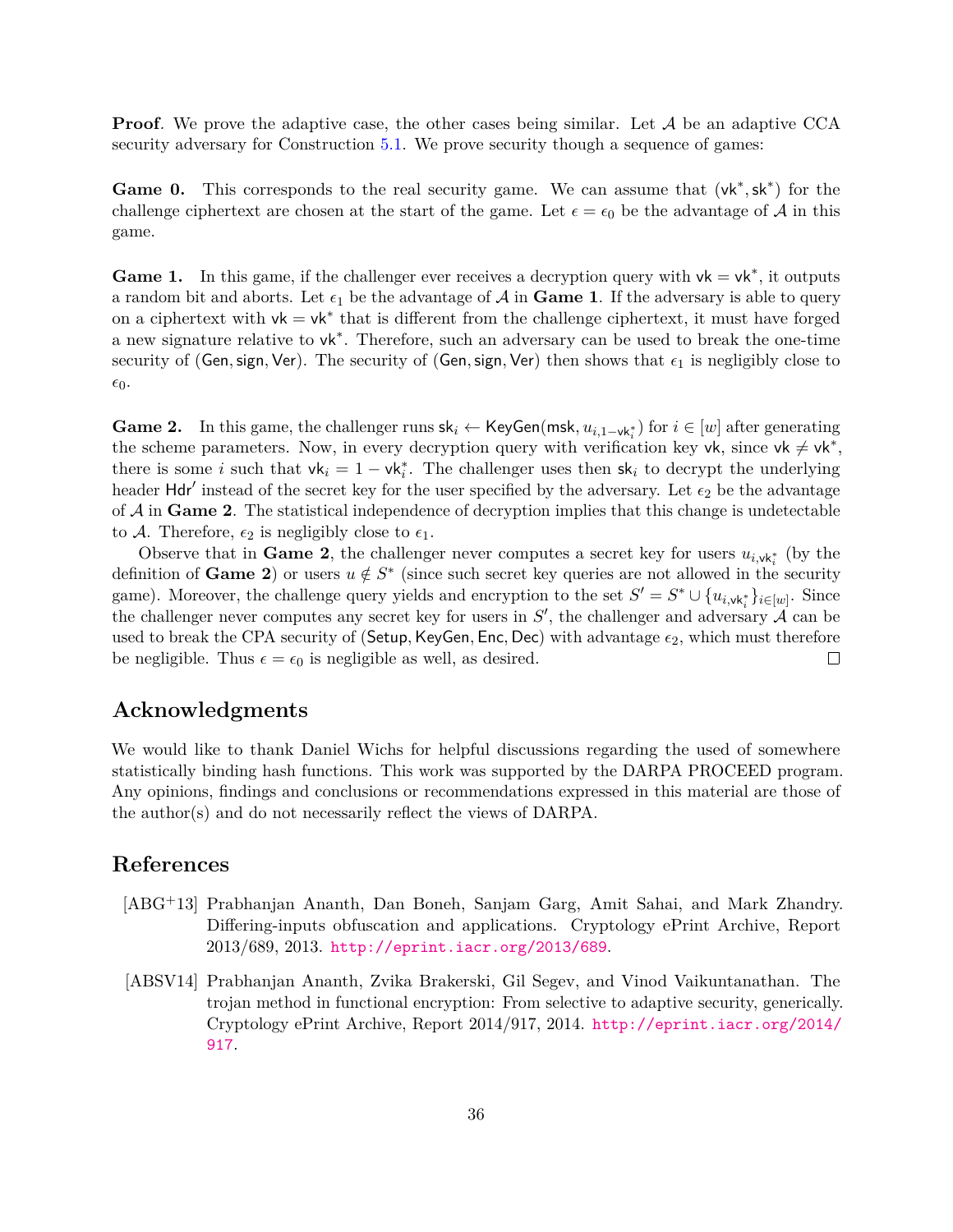**Proof**. We prove the adaptive case, the other cases being similar. Let $\mathcal{A}$ be an adaptive CCA security adversary for Construction 5.1. We prove security though a sequence of games:

**Game 0.** This corresponds to the real security game. We can assume that $(\mathsf{vk}^*, \mathsf{sk}^*)$ for the challenge ciphertext are chosen at the start of the game. Let $\epsilon = \epsilon_0$ be the advantage of $\mathcal{A}$ in this game.

**Game 1.** In this game, if the challenger ever receives a decryption query with $\mathsf{vk} = \mathsf{vk}^*$, it outputs a random bit and aborts. Let $\epsilon_1$ be the advantage of $\mathcal{A}$ in **Game 1**. If the adversary is able to query on a ciphertext with $\mathsf{vk} = \mathsf{vk}^*$ that is different from the challenge ciphertext, it must have forged a new signature relative to $\mathsf{vk}^*$. Therefore, such an adversary can be used to break the one-time security of $(\mathsf{Gen}, \mathsf{sign}, \mathsf{Ver})$. The security of $(\mathsf{Gen}, \mathsf{sign}, \mathsf{Ver})$ then shows that $\epsilon_1$ is negligibly close to $\epsilon_0$.

**Game 2.** In this game, the challenger runs $\mathsf{sk}_i \leftarrow \mathsf{KeyGen}(\mathsf{msk}, u_{i,1-\mathsf{vk}_i^*})$ for $i \in [w]$ after generating the scheme parameters. Now, in every decryption query with verification key $\mathsf{vk}$, since $\mathsf{vk} \neq \mathsf{vk}^*$, there is some $i$ such that $\mathsf{vk}_i = 1 - \mathsf{vk}_i^*$. The challenger uses then $\mathsf{sk}_i$ to decrypt the underlying header $\mathsf{Hdr}'$ instead of the secret key for the user specified by the adversary. Let $\epsilon_2$ be the advantage of $\mathcal{A}$ in **Game 2**. The statistical independence of decryption implies that this change is undetectable to $\mathcal{A}$. Therefore, $\epsilon_2$ is negligibly close to $\epsilon_1$.

Observe that in **Game 2**, the challenger never computes a secret key for users $u_{i,\mathsf{vk}_i^*}$ (by the definition of **Game 2**) or users $u \notin S^*$ (since such secret key queries are not allowed in the security game). Moreover, the challenge query yields and encryption to the set $S' = S^* \cup \{u_{i,\mathsf{vk}_i^*}\}_{i \in [w]}$. Since the challenger never computes any secret key for users in $S'$, the challenger and adversary $\mathcal{A}$ can be used to break the CPA security of $(\mathsf{Setup}, \mathsf{KeyGen}, \mathsf{Enc}, \mathsf{Dec})$ with advantage $\epsilon_2$, which must therefore be negligible. Thus $\epsilon = \epsilon_0$ is negligible as well, as desired. □

## Acknowledgments

We would like to thank Daniel Wichs for helpful discussions regarding the used of somewhere statistically binding hash functions. This work was supported by the DARPA PROCEED program. Any opinions, findings and conclusions or recommendations expressed in this material are those of the author(s) and do not necessarily reflect the views of DARPA.

## References

[ABG+13] Prabhanjan Ananth, Dan Boneh, Sanjam Garg, Amit Sahai, and Mark Zhandry. Differing-inputs obfuscation and applications. Cryptology ePrint Archive, Report 2013/689, 2013. http://eprint.iacr.org/2013/689.

[ABSV14] Prabhanjan Ananth, Zvika Brakerski, Gil Segev, and Vinod Vaikuntanathan. The trojan method in functional encryption: From selective to adaptive security, generically. Cryptology ePrint Archive, Report 2014/917, 2014. http://eprint.iacr.org/2014/917.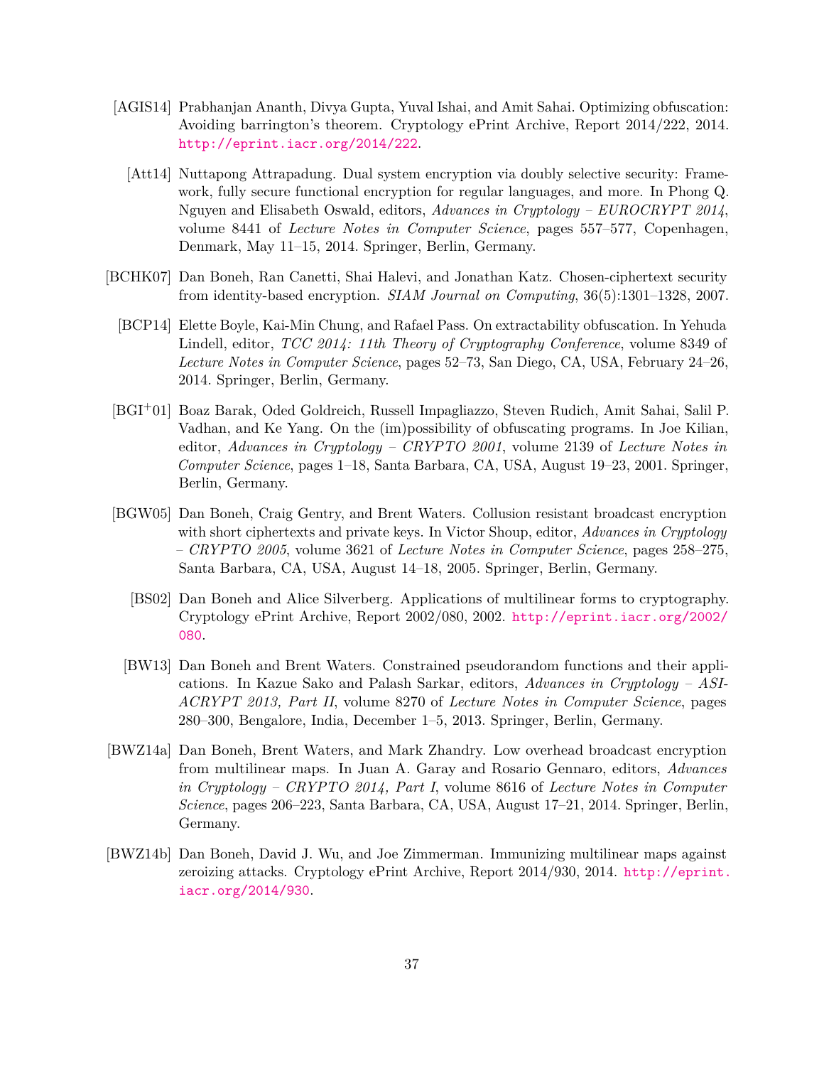[AGIS14] Prabhanjan Ananth, Divya Gupta, Yuval Ishai, and Amit Sahai. Optimizing obfuscation: Avoiding barrington's theorem. Cryptology ePrint Archive, Report 2014/222, 2014. http://eprint.iacr.org/2014/222.

[Att14] Nuttapong Attrapadung. Dual system encryption via doubly selective security: Framework, fully secure functional encryption for regular languages, and more. In Phong Q. Nguyen and Elisabeth Oswald, editors, *Advances in Cryptology – EUROCRYPT 2014*, volume 8441 of *Lecture Notes in Computer Science*, pages 557–577, Copenhagen, Denmark, May 11–15, 2014. Springer, Berlin, Germany.

[BCHK07] Dan Boneh, Ran Canetti, Shai Halevi, and Jonathan Katz. Chosen-ciphertext security from identity-based encryption. *SIAM Journal on Computing*, 36(5):1301–1328, 2007.

[BCP14] Elette Boyle, Kai-Min Chung, and Rafael Pass. On extractability obfuscation. In Yehuda Lindell, editor, *TCC 2014: 11th Theory of Cryptography Conference*, volume 8349 of *Lecture Notes in Computer Science*, pages 52–73, San Diego, CA, USA, February 24–26, 2014. Springer, Berlin, Germany.

[BGI+01] Boaz Barak, Oded Goldreich, Russell Impagliazzo, Steven Rudich, Amit Sahai, Salil P. Vadhan, and Ke Yang. On the (im)possibility of obfuscating programs. In Joe Kilian, editor, *Advances in Cryptology – CRYPTO 2001*, volume 2139 of *Lecture Notes in Computer Science*, pages 1–18, Santa Barbara, CA, USA, August 19–23, 2001. Springer, Berlin, Germany.

[BGW05] Dan Boneh, Craig Gentry, and Brent Waters. Collusion resistant broadcast encryption with short ciphertexts and private keys. In Victor Shoup, editor, *Advances in Cryptology – CRYPTO 2005*, volume 3621 of *Lecture Notes in Computer Science*, pages 258–275, Santa Barbara, CA, USA, August 14–18, 2005. Springer, Berlin, Germany.

[BS02] Dan Boneh and Alice Silverberg. Applications of multilinear forms to cryptography. Cryptology ePrint Archive, Report 2002/080, 2002. http://eprint.iacr.org/2002/080.

[BW13] Dan Boneh and Brent Waters. Constrained pseudorandom functions and their applications. In Kazue Sako and Palash Sarkar, editors, *Advances in Cryptology – ASIACRYPT 2013, Part II*, volume 8270 of *Lecture Notes in Computer Science*, pages 280–300, Bengalore, India, December 1–5, 2013. Springer, Berlin, Germany.

[BWZ14a] Dan Boneh, Brent Waters, and Mark Zhandry. Low overhead broadcast encryption from multilinear maps. In Juan A. Garay and Rosario Gennaro, editors, *Advances in Cryptology – CRYPTO 2014, Part I*, volume 8616 of *Lecture Notes in Computer Science*, pages 206–223, Santa Barbara, CA, USA, August 17–21, 2014. Springer, Berlin, Germany.

[BWZ14b] Dan Boneh, David J. Wu, and Joe Zimmerman. Immunizing multilinear maps against zeroizing attacks. Cryptology ePrint Archive, Report 2014/930, 2014. http://eprint.iacr.org/2014/930.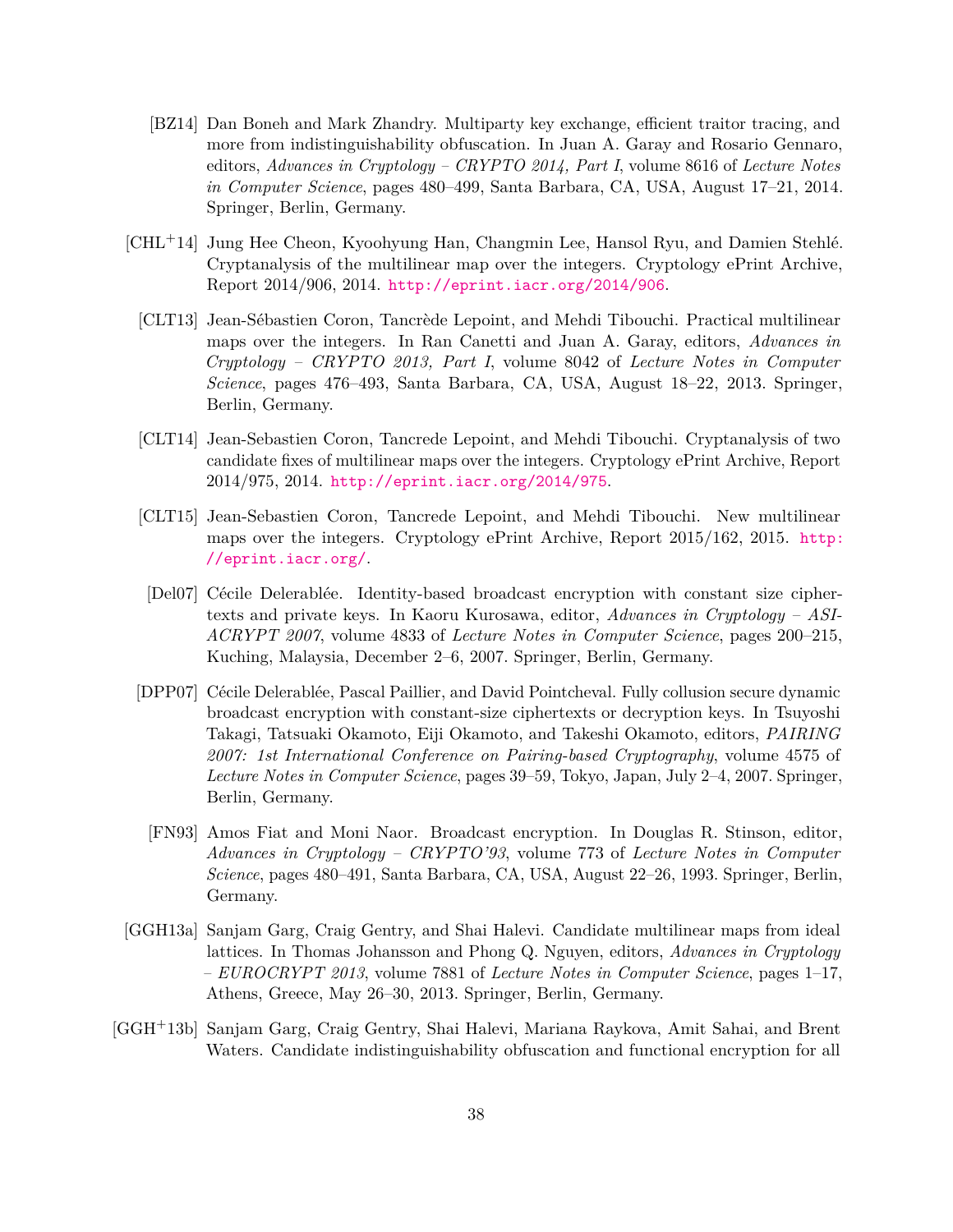[BZ14] Dan Boneh and Mark Zhandry. Multiparty key exchange, efficient traitor tracing, and more from indistinguishability obfuscation. In Juan A. Garay and Rosario Gennaro, editors, *Advances in Cryptology – CRYPTO 2014, Part I*, volume 8616 of *Lecture Notes in Computer Science*, pages 480–499, Santa Barbara, CA, USA, August 17–21, 2014. Springer, Berlin, Germany.

[CHL+14] Jung Hee Cheon, Kyoohyung Han, Changmin Lee, Hansol Ryu, and Damien Stehlé. Cryptanalysis of the multilinear map over the integers. Cryptology ePrint Archive, Report 2014/906, 2014. http://eprint.iacr.org/2014/906.

[CLT13] Jean-Sébastien Coron, Tancrède Lepoint, and Mehdi Tibouchi. Practical multilinear maps over the integers. In Ran Canetti and Juan A. Garay, editors, *Advances in Cryptology – CRYPTO 2013, Part I*, volume 8042 of *Lecture Notes in Computer Science*, pages 476–493, Santa Barbara, CA, USA, August 18–22, 2013. Springer, Berlin, Germany.

[CLT14] Jean-Sebastien Coron, Tancrede Lepoint, and Mehdi Tibouchi. Cryptanalysis of two candidate fixes of multilinear maps over the integers. Cryptology ePrint Archive, Report 2014/975, 2014. http://eprint.iacr.org/2014/975.

[CLT15] Jean-Sebastien Coron, Tancrede Lepoint, and Mehdi Tibouchi. New multilinear maps over the integers. Cryptology ePrint Archive, Report 2015/162, 2015. http://eprint.iacr.org/.

[Del07] Cécile Delerablée. Identity-based broadcast encryption with constant size ciphertexts and private keys. In Kaoru Kurosawa, editor, *Advances in Cryptology – ASIACRYPT 2007*, volume 4833 of *Lecture Notes in Computer Science*, pages 200–215, Kuching, Malaysia, December 2–6, 2007. Springer, Berlin, Germany.

[DPP07] Cécile Delerablée, Pascal Paillier, and David Pointcheval. Fully collusion secure dynamic broadcast encryption with constant-size ciphertexts or decryption keys. In Tsuyoshi Takagi, Tatsuaki Okamoto, Eiji Okamoto, and Takeshi Okamoto, editors, *PAIRING 2007: 1st International Conference on Pairing-based Cryptography*, volume 4575 of *Lecture Notes in Computer Science*, pages 39–59, Tokyo, Japan, July 2–4, 2007. Springer, Berlin, Germany.

[FN93] Amos Fiat and Moni Naor. Broadcast encryption. In Douglas R. Stinson, editor, *Advances in Cryptology – CRYPTO'93*, volume 773 of *Lecture Notes in Computer Science*, pages 480–491, Santa Barbara, CA, USA, August 22–26, 1993. Springer, Berlin, Germany.

[GGH13a] Sanjam Garg, Craig Gentry, and Shai Halevi. Candidate multilinear maps from ideal lattices. In Thomas Johansson and Phong Q. Nguyen, editors, *Advances in Cryptology – EUROCRYPT 2013*, volume 7881 of *Lecture Notes in Computer Science*, pages 1–17, Athens, Greece, May 26–30, 2013. Springer, Berlin, Germany.

[GGH+13b] Sanjam Garg, Craig Gentry, Shai Halevi, Mariana Raykova, Amit Sahai, and Brent Waters. Candidate indistinguishability obfuscation and functional encryption for all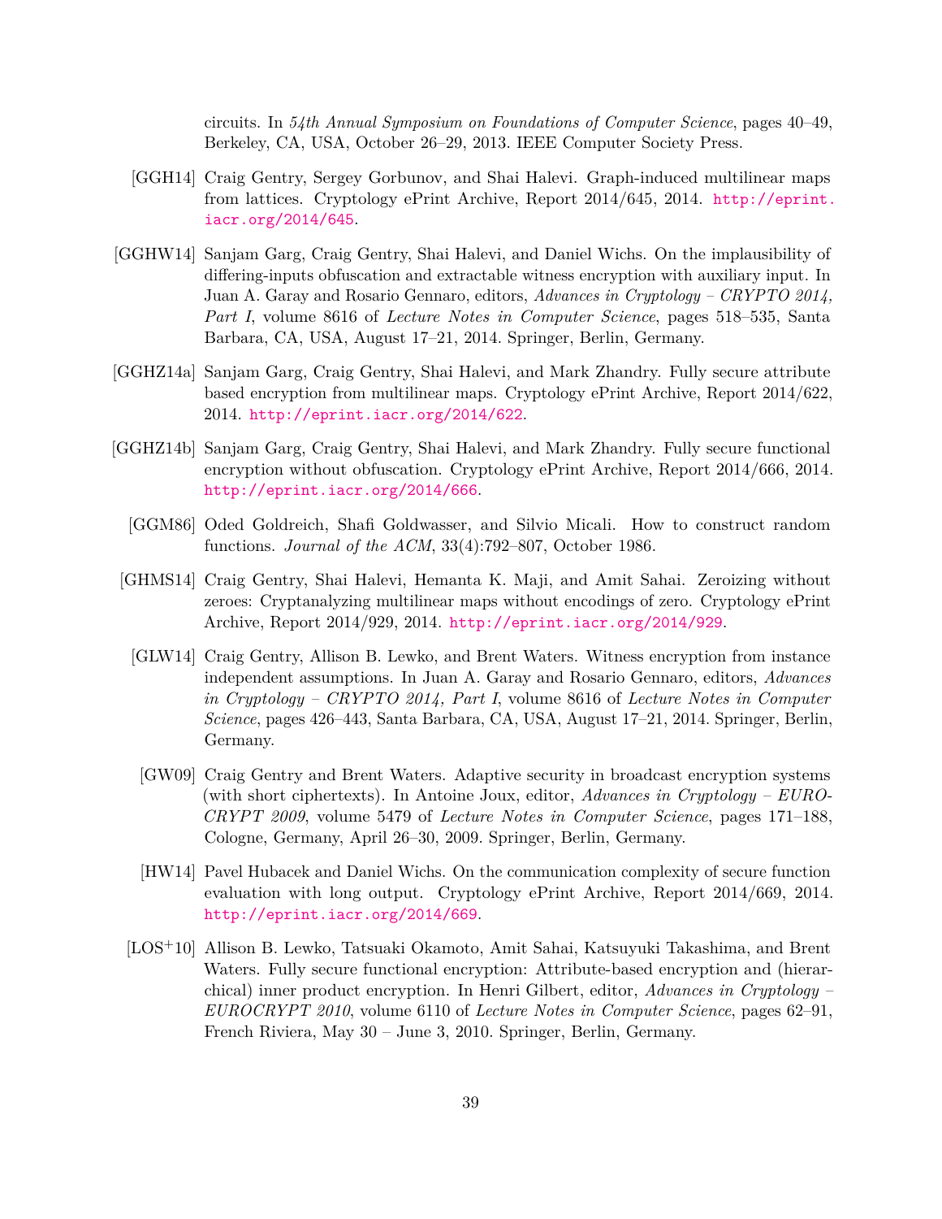circuits. In *54th Annual Symposium on Foundations of Computer Science*, pages 40–49, Berkeley, CA, USA, October 26–29, 2013. IEEE Computer Society Press.

[GGH14] Craig Gentry, Sergey Gorbunov, and Shai Halevi. Graph-induced multilinear maps from lattices. Cryptology ePrint Archive, Report 2014/645, 2014. http://eprint.iacr.org/2014/645.

[GGHW14] Sanjam Garg, Craig Gentry, Shai Halevi, and Daniel Wichs. On the implausibility of differing-inputs obfuscation and extractable witness encryption with auxiliary input. In Juan A. Garay and Rosario Gennaro, editors, *Advances in Cryptology – CRYPTO 2014, Part I*, volume 8616 of *Lecture Notes in Computer Science*, pages 518–535, Santa Barbara, CA, USA, August 17–21, 2014. Springer, Berlin, Germany.

[GGHZ14a] Sanjam Garg, Craig Gentry, Shai Halevi, and Mark Zhandry. Fully secure attribute based encryption from multilinear maps. Cryptology ePrint Archive, Report 2014/622, 2014. http://eprint.iacr.org/2014/622.

[GGHZ14b] Sanjam Garg, Craig Gentry, Shai Halevi, and Mark Zhandry. Fully secure functional encryption without obfuscation. Cryptology ePrint Archive, Report 2014/666, 2014. http://eprint.iacr.org/2014/666.

[GGM86] Oded Goldreich, Shafi Goldwasser, and Silvio Micali. How to construct random functions. *Journal of the ACM*, 33(4):792–807, October 1986.

[GHMS14] Craig Gentry, Shai Halevi, Hemanta K. Maji, and Amit Sahai. Zeroizing without zeroes: Cryptanalyzing multilinear maps without encodings of zero. Cryptology ePrint Archive, Report 2014/929, 2014. http://eprint.iacr.org/2014/929.

[GLW14] Craig Gentry, Allison B. Lewko, and Brent Waters. Witness encryption from instance independent assumptions. In Juan A. Garay and Rosario Gennaro, editors, *Advances in Cryptology – CRYPTO 2014, Part I*, volume 8616 of *Lecture Notes in Computer Science*, pages 426–443, Santa Barbara, CA, USA, August 17–21, 2014. Springer, Berlin, Germany.

[GW09] Craig Gentry and Brent Waters. Adaptive security in broadcast encryption systems (with short ciphertexts). In Antoine Joux, editor, *Advances in Cryptology – EUROCRYPT 2009*, volume 5479 of *Lecture Notes in Computer Science*, pages 171–188, Cologne, Germany, April 26–30, 2009. Springer, Berlin, Germany.

[HW14] Pavel Hubacek and Daniel Wichs. On the communication complexity of secure function evaluation with long output. Cryptology ePrint Archive, Report 2014/669, 2014. http://eprint.iacr.org/2014/669.

[LOS+10] Allison B. Lewko, Tatsuaki Okamoto, Amit Sahai, Katsuyuki Takashima, and Brent Waters. Fully secure functional encryption: Attribute-based encryption and (hierarchical) inner product encryption. In Henri Gilbert, editor, *Advances in Cryptology – EUROCRYPT 2010*, volume 6110 of *Lecture Notes in Computer Science*, pages 62–91, French Riviera, May 30 – June 3, 2010. Springer, Berlin, Germany.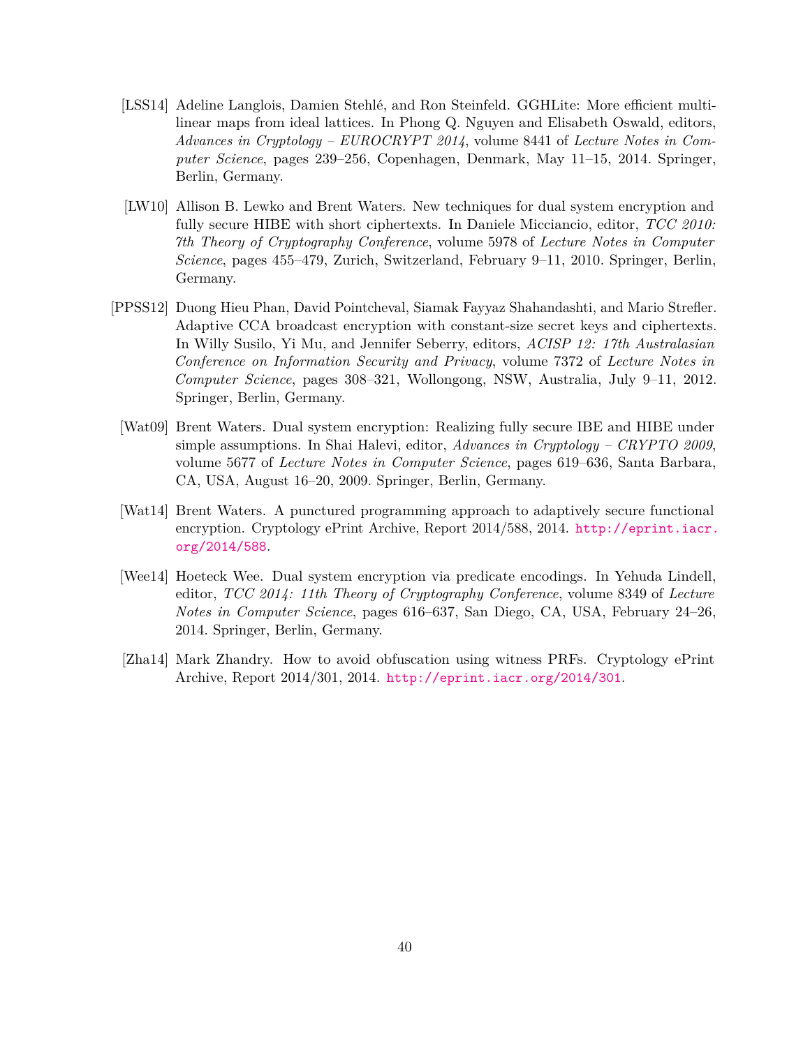[LSS14] Adeline Langlois, Damien Stehlé, and Ron Steinfeld. GGHLite: More efficient multilinear maps from ideal lattices. In Phong Q. Nguyen and Elisabeth Oswald, editors, *Advances in Cryptology – EUROCRYPT 2014*, volume 8441 of *Lecture Notes in Computer Science*, pages 239–256, Copenhagen, Denmark, May 11–15, 2014. Springer, Berlin, Germany.

[LW10] Allison B. Lewko and Brent Waters. New techniques for dual system encryption and fully secure HIBE with short ciphertexts. In Daniele Micciancio, editor, *TCC 2010: 7th Theory of Cryptography Conference*, volume 5978 of *Lecture Notes in Computer Science*, pages 455–479, Zurich, Switzerland, February 9–11, 2010. Springer, Berlin, Germany.

[PPSS12] Duong Hieu Phan, David Pointcheval, Siamak Fayyaz Shahandashti, and Mario Strefler. Adaptive CCA broadcast encryption with constant-size secret keys and ciphertexts. In Willy Susilo, Yi Mu, and Jennifer Seberry, editors, *ACISP 12: 17th Australasian Conference on Information Security and Privacy*, volume 7372 of *Lecture Notes in Computer Science*, pages 308–321, Wollongong, NSW, Australia, July 9–11, 2012. Springer, Berlin, Germany.

[Wat09] Brent Waters. Dual system encryption: Realizing fully secure IBE and HIBE under simple assumptions. In Shai Halevi, editor, *Advances in Cryptology – CRYPTO 2009*, volume 5677 of *Lecture Notes in Computer Science*, pages 619–636, Santa Barbara, CA, USA, August 16–20, 2009. Springer, Berlin, Germany.

[Wat14] Brent Waters. A punctured programming approach to adaptively secure functional encryption. Cryptology ePrint Archive, Report 2014/588, 2014. http://eprint.iacr.org/2014/588.

[Wee14] Hoeteck Wee. Dual system encryption via predicate encodings. In Yehuda Lindell, editor, *TCC 2014: 11th Theory of Cryptography Conference*, volume 8349 of *Lecture Notes in Computer Science*, pages 616–637, San Diego, CA, USA, February 24–26, 2014. Springer, Berlin, Germany.

[Zha14] Mark Zhandry. How to avoid obfuscation using witness PRFs. Cryptology ePrint Archive, Report 2014/301, 2014. http://eprint.iacr.org/2014/301.